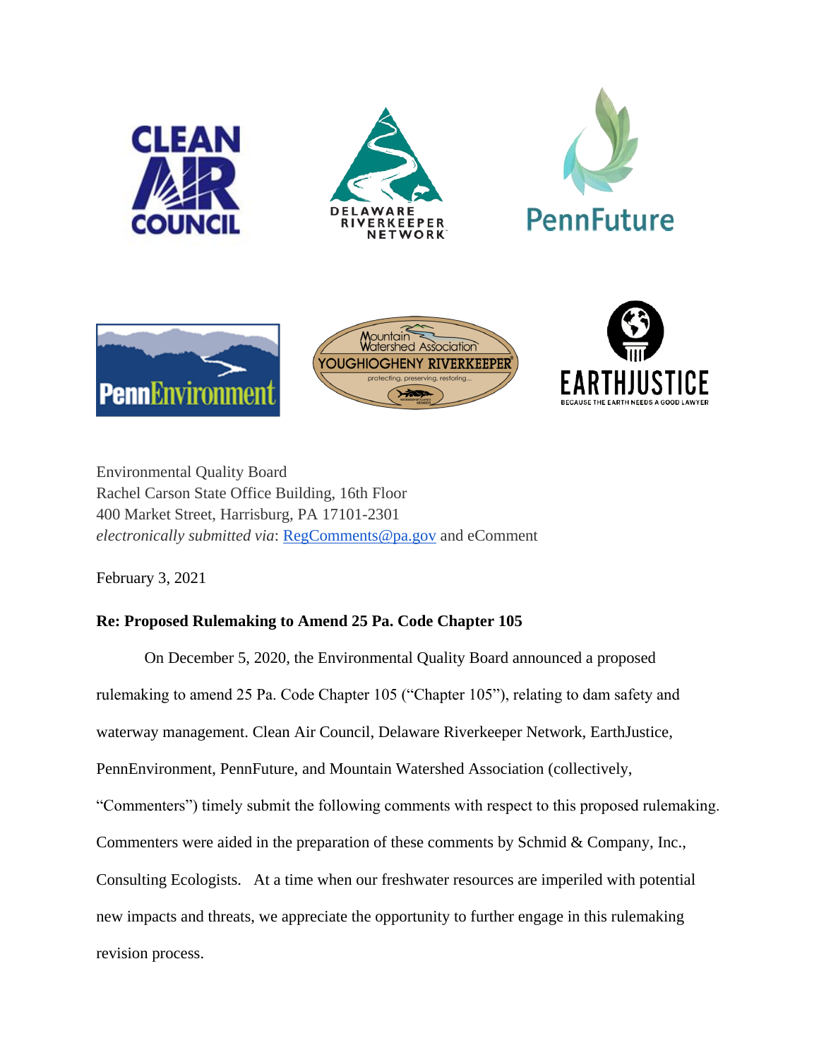Environmental Quality Board
Rachel Carson State Office Building, 16th Floor
400 Market Street, Harrisburg, PA 17101-2301
*electronically submitted via*: [RegComments@pa.gov](mailto:RegComments@pa.gov) and eComment

February 3, 2021

**Re: Proposed Rulemaking to Amend 25 Pa. Code Chapter 105**

On December 5, 2020, the Environmental Quality Board announced a proposed rulemaking to amend 25 Pa. Code Chapter 105 ("Chapter 105"), relating to dam safety and waterway management. Clean Air Council, Delaware Riverkeeper Network, EarthJustice, PennEnvironment, PennFuture, and Mountain Watershed Association (collectively, "Commenters") timely submit the following comments with respect to this proposed rulemaking. Commenters were aided in the preparation of these comments by Schmid & Company, Inc., Consulting Ecologists. At a time when our freshwater resources are imperiled with potential new impacts and threats, we appreciate the opportunity to further engage in this rulemaking revision process.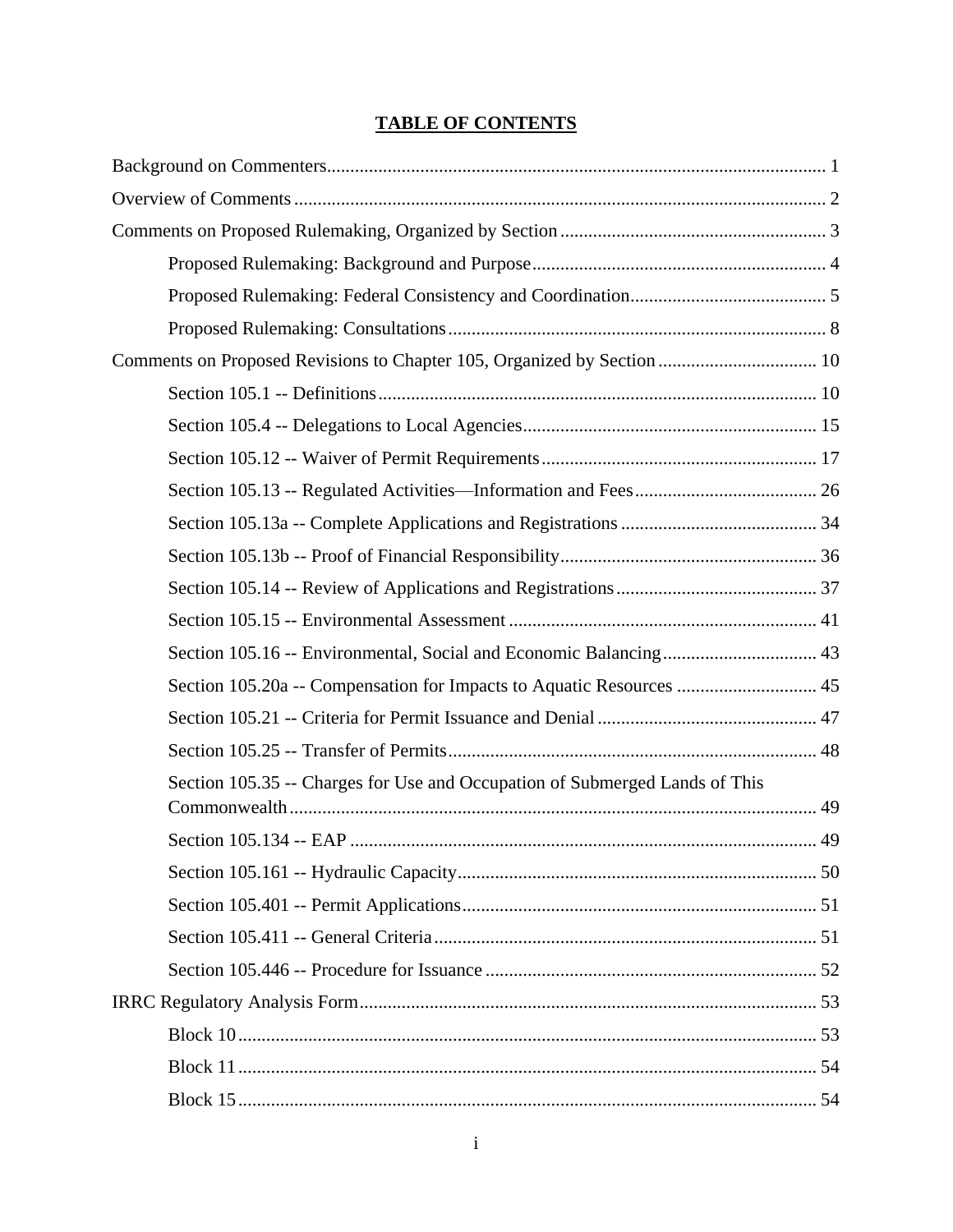# TABLE OF CONTENTS

Background on Commenters .......... 1

Overview of Comments .......... 2

Comments on Proposed Rulemaking, Organized by Section .......... 3

- Proposed Rulemaking: Background and Purpose .......... 4
- Proposed Rulemaking: Federal Consistency and Coordination .......... 5
- Proposed Rulemaking: Consultations .......... 8

Comments on Proposed Revisions to Chapter 105, Organized by Section .......... 10

- Section 105.1 -- Definitions .......... 10
- Section 105.4 -- Delegations to Local Agencies .......... 15
- Section 105.12 -- Waiver of Permit Requirements .......... 17
- Section 105.13 -- Regulated Activities—Information and Fees .......... 26
- Section 105.13a -- Complete Applications and Registrations .......... 34
- Section 105.13b -- Proof of Financial Responsibility .......... 36
- Section 105.14 -- Review of Applications and Registrations .......... 37
- Section 105.15 -- Environmental Assessment .......... 41
- Section 105.16 -- Environmental, Social and Economic Balancing .......... 43
- Section 105.20a -- Compensation for Impacts to Aquatic Resources .......... 45
- Section 105.21 -- Criteria for Permit Issuance and Denial .......... 47
- Section 105.25 -- Transfer of Permits .......... 48
- Section 105.35 -- Charges for Use and Occupation of Submerged Lands of This Commonwealth .......... 49
- Section 105.134 -- EAP .......... 49
- Section 105.161 -- Hydraulic Capacity .......... 50
- Section 105.401 -- Permit Applications .......... 51
- Section 105.411 -- General Criteria .......... 51
- Section 105.446 -- Procedure for Issuance .......... 52

IRRC Regulatory Analysis Form .......... 53

- Block 10 .......... 53
- Block 11 .......... 54
- Block 15 .......... 54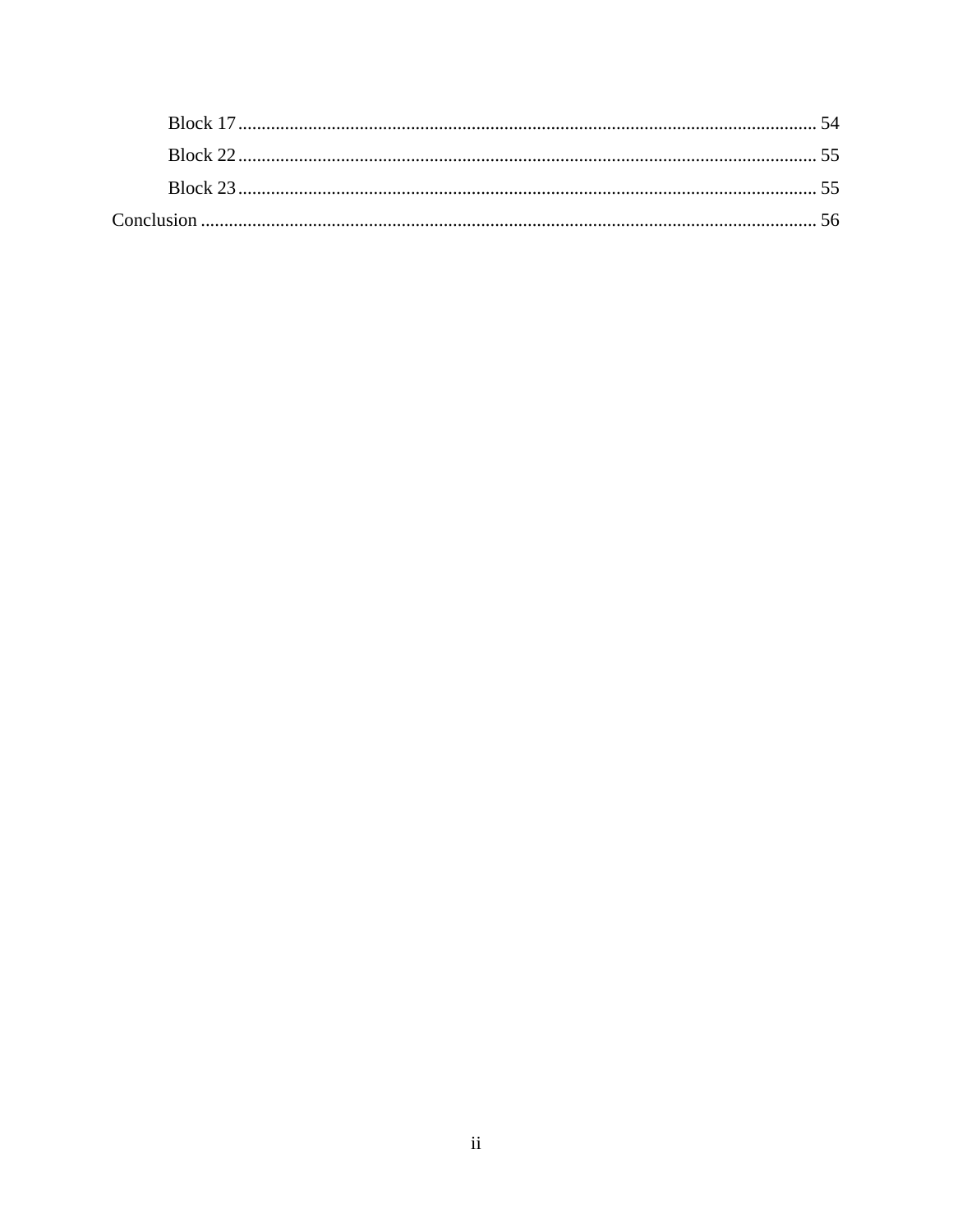Block 17 ........................................................................................................................... 54

Block 22 ........................................................................................................................... 55

Block 23 ........................................................................................................................... 55

Conclusion ........................................................................................................................... 56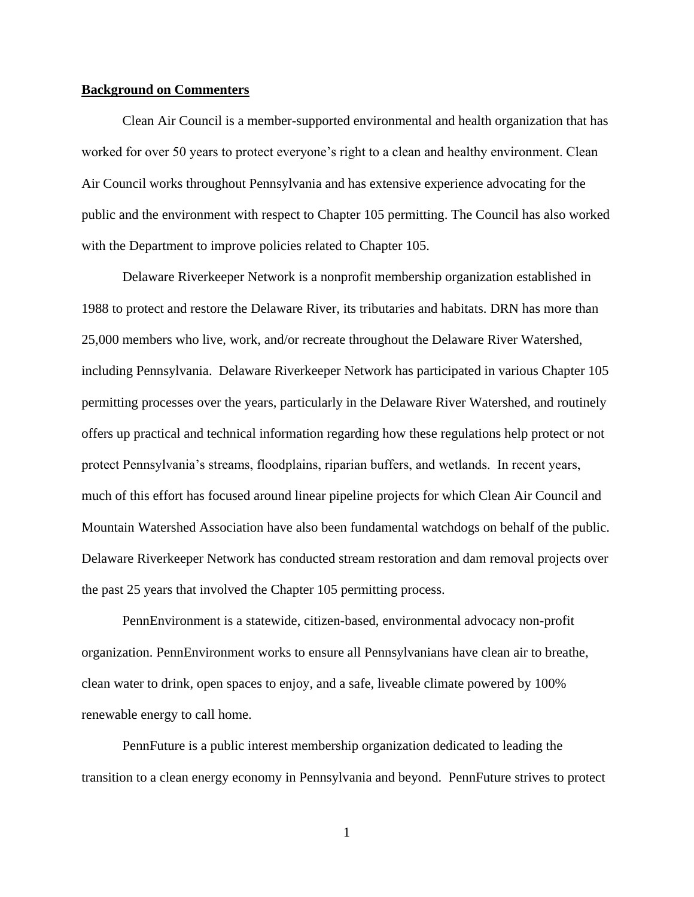**Background on Commenters**

Clean Air Council is a member-supported environmental and health organization that has worked for over 50 years to protect everyone's right to a clean and healthy environment. Clean Air Council works throughout Pennsylvania and has extensive experience advocating for the public and the environment with respect to Chapter 105 permitting. The Council has also worked with the Department to improve policies related to Chapter 105.

Delaware Riverkeeper Network is a nonprofit membership organization established in 1988 to protect and restore the Delaware River, its tributaries and habitats. DRN has more than 25,000 members who live, work, and/or recreate throughout the Delaware River Watershed, including Pennsylvania. Delaware Riverkeeper Network has participated in various Chapter 105 permitting processes over the years, particularly in the Delaware River Watershed, and routinely offers up practical and technical information regarding how these regulations help protect or not protect Pennsylvania's streams, floodplains, riparian buffers, and wetlands. In recent years, much of this effort has focused around linear pipeline projects for which Clean Air Council and Mountain Watershed Association have also been fundamental watchdogs on behalf of the public. Delaware Riverkeeper Network has conducted stream restoration and dam removal projects over the past 25 years that involved the Chapter 105 permitting process.

PennEnvironment is a statewide, citizen-based, environmental advocacy non-profit organization. PennEnvironment works to ensure all Pennsylvanians have clean air to breathe, clean water to drink, open spaces to enjoy, and a safe, liveable climate powered by 100% renewable energy to call home.

PennFuture is a public interest membership organization dedicated to leading the transition to a clean energy economy in Pennsylvania and beyond. PennFuture strives to protect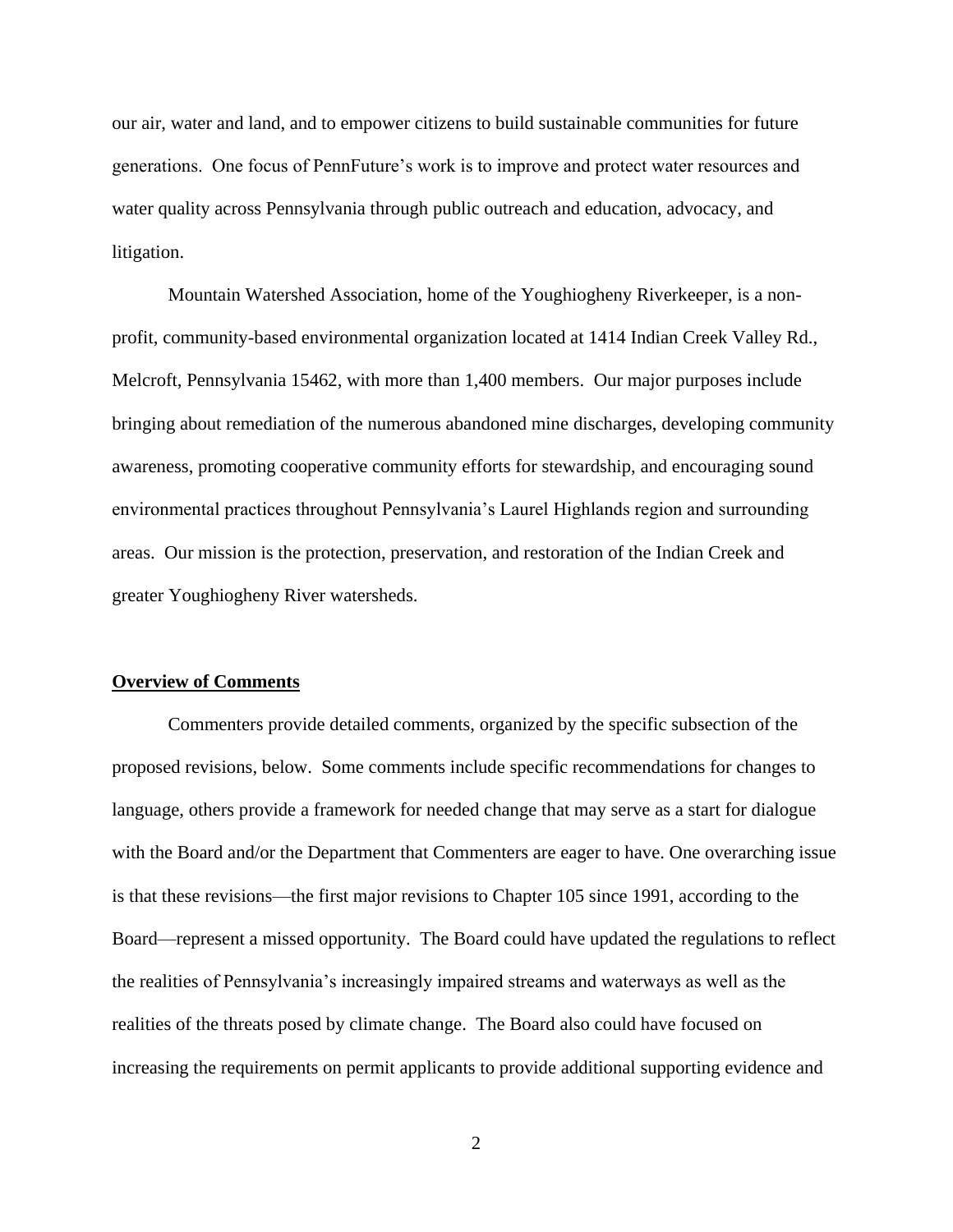our air, water and land, and to empower citizens to build sustainable communities for future generations. One focus of PennFuture's work is to improve and protect water resources and water quality across Pennsylvania through public outreach and education, advocacy, and litigation.

Mountain Watershed Association, home of the Youghiogheny Riverkeeper, is a non-profit, community-based environmental organization located at 1414 Indian Creek Valley Rd., Melcroft, Pennsylvania 15462, with more than 1,400 members. Our major purposes include bringing about remediation of the numerous abandoned mine discharges, developing community awareness, promoting cooperative community efforts for stewardship, and encouraging sound environmental practices throughout Pennsylvania's Laurel Highlands region and surrounding areas. Our mission is the protection, preservation, and restoration of the Indian Creek and greater Youghiogheny River watersheds.

## Overview of Comments

Commenters provide detailed comments, organized by the specific subsection of the proposed revisions, below. Some comments include specific recommendations for changes to language, others provide a framework for needed change that may serve as a start for dialogue with the Board and/or the Department that Commenters are eager to have. One overarching issue is that these revisions—the first major revisions to Chapter 105 since 1991, according to the Board—represent a missed opportunity. The Board could have updated the regulations to reflect the realities of Pennsylvania's increasingly impaired streams and waterways as well as the realities of the threats posed by climate change. The Board also could have focused on increasing the requirements on permit applicants to provide additional supporting evidence and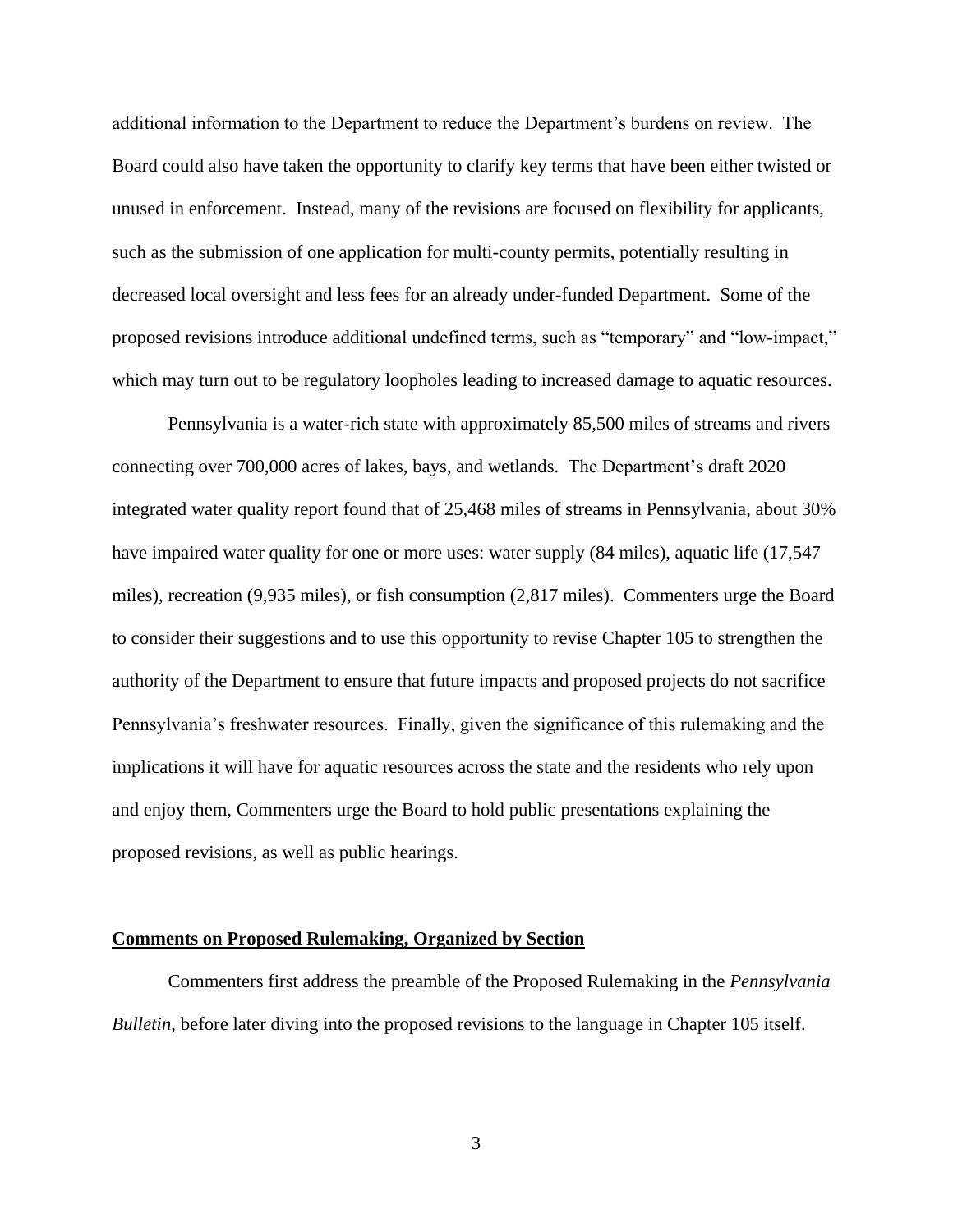additional information to the Department to reduce the Department's burdens on review. The Board could also have taken the opportunity to clarify key terms that have been either twisted or unused in enforcement. Instead, many of the revisions are focused on flexibility for applicants, such as the submission of one application for multi-county permits, potentially resulting in decreased local oversight and less fees for an already under-funded Department. Some of the proposed revisions introduce additional undefined terms, such as "temporary" and "low-impact," which may turn out to be regulatory loopholes leading to increased damage to aquatic resources.

Pennsylvania is a water-rich state with approximately 85,500 miles of streams and rivers connecting over 700,000 acres of lakes, bays, and wetlands. The Department's draft 2020 integrated water quality report found that of 25,468 miles of streams in Pennsylvania, about 30% have impaired water quality for one or more uses: water supply (84 miles), aquatic life (17,547 miles), recreation (9,935 miles), or fish consumption (2,817 miles). Commenters urge the Board to consider their suggestions and to use this opportunity to revise Chapter 105 to strengthen the authority of the Department to ensure that future impacts and proposed projects do not sacrifice Pennsylvania's freshwater resources. Finally, given the significance of this rulemaking and the implications it will have for aquatic resources across the state and the residents who rely upon and enjoy them, Commenters urge the Board to hold public presentations explaining the proposed revisions, as well as public hearings.

## Comments on Proposed Rulemaking, Organized by Section

Commenters first address the preamble of the Proposed Rulemaking in the *Pennsylvania Bulletin*, before later diving into the proposed revisions to the language in Chapter 105 itself.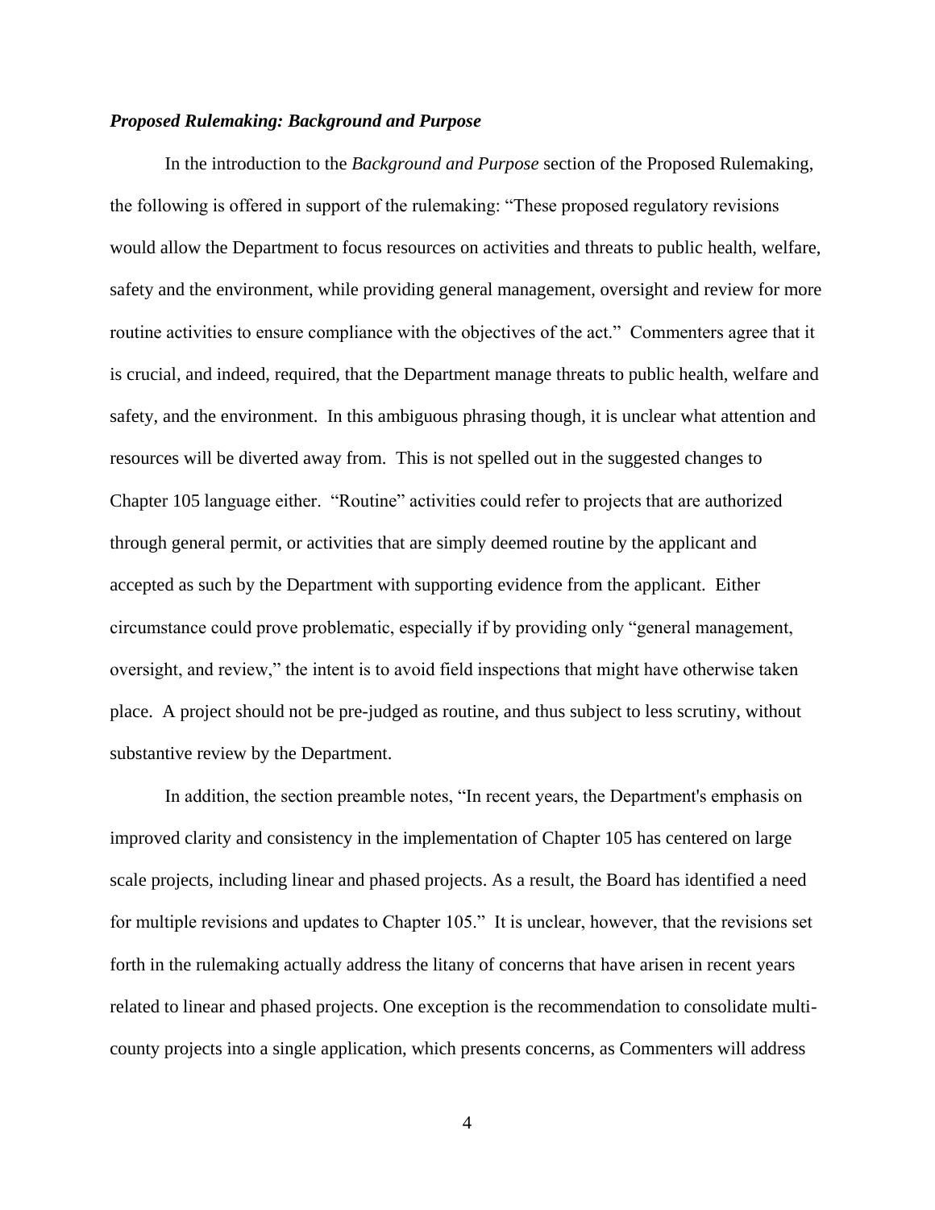***Proposed Rulemaking: Background and Purpose***

In the introduction to the *Background and Purpose* section of the Proposed Rulemaking, the following is offered in support of the rulemaking: "These proposed regulatory revisions would allow the Department to focus resources on activities and threats to public health, welfare, safety and the environment, while providing general management, oversight and review for more routine activities to ensure compliance with the objectives of the act." Commenters agree that it is crucial, and indeed, required, that the Department manage threats to public health, welfare and safety, and the environment. In this ambiguous phrasing though, it is unclear what attention and resources will be diverted away from. This is not spelled out in the suggested changes to Chapter 105 language either. "Routine" activities could refer to projects that are authorized through general permit, or activities that are simply deemed routine by the applicant and accepted as such by the Department with supporting evidence from the applicant. Either circumstance could prove problematic, especially if by providing only "general management, oversight, and review," the intent is to avoid field inspections that might have otherwise taken place. A project should not be pre-judged as routine, and thus subject to less scrutiny, without substantive review by the Department.

In addition, the section preamble notes, "In recent years, the Department's emphasis on improved clarity and consistency in the implementation of Chapter 105 has centered on large scale projects, including linear and phased projects. As a result, the Board has identified a need for multiple revisions and updates to Chapter 105." It is unclear, however, that the revisions set forth in the rulemaking actually address the litany of concerns that have arisen in recent years related to linear and phased projects. One exception is the recommendation to consolidate multi-county projects into a single application, which presents concerns, as Commenters will address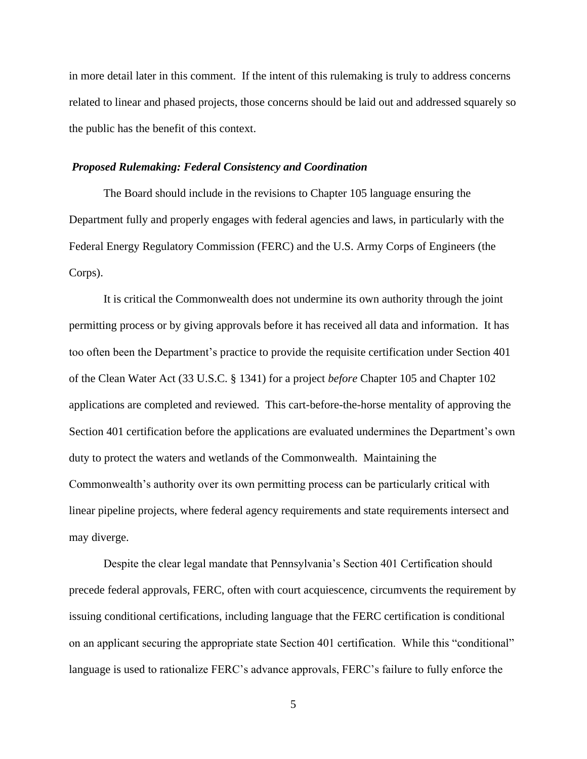in more detail later in this comment. If the intent of this rulemaking is truly to address concerns related to linear and phased projects, those concerns should be laid out and addressed squarely so the public has the benefit of this context.

***Proposed Rulemaking: Federal Consistency and Coordination***

The Board should include in the revisions to Chapter 105 language ensuring the Department fully and properly engages with federal agencies and laws, in particularly with the Federal Energy Regulatory Commission (FERC) and the U.S. Army Corps of Engineers (the Corps).

It is critical the Commonwealth does not undermine its own authority through the joint permitting process or by giving approvals before it has received all data and information. It has too often been the Department's practice to provide the requisite certification under Section 401 of the Clean Water Act (33 U.S.C. § 1341) for a project *before* Chapter 105 and Chapter 102 applications are completed and reviewed. This cart-before-the-horse mentality of approving the Section 401 certification before the applications are evaluated undermines the Department's own duty to protect the waters and wetlands of the Commonwealth. Maintaining the Commonwealth's authority over its own permitting process can be particularly critical with linear pipeline projects, where federal agency requirements and state requirements intersect and may diverge.

Despite the clear legal mandate that Pennsylvania's Section 401 Certification should precede federal approvals, FERC, often with court acquiescence, circumvents the requirement by issuing conditional certifications, including language that the FERC certification is conditional on an applicant securing the appropriate state Section 401 certification. While this "conditional" language is used to rationalize FERC's advance approvals, FERC's failure to fully enforce the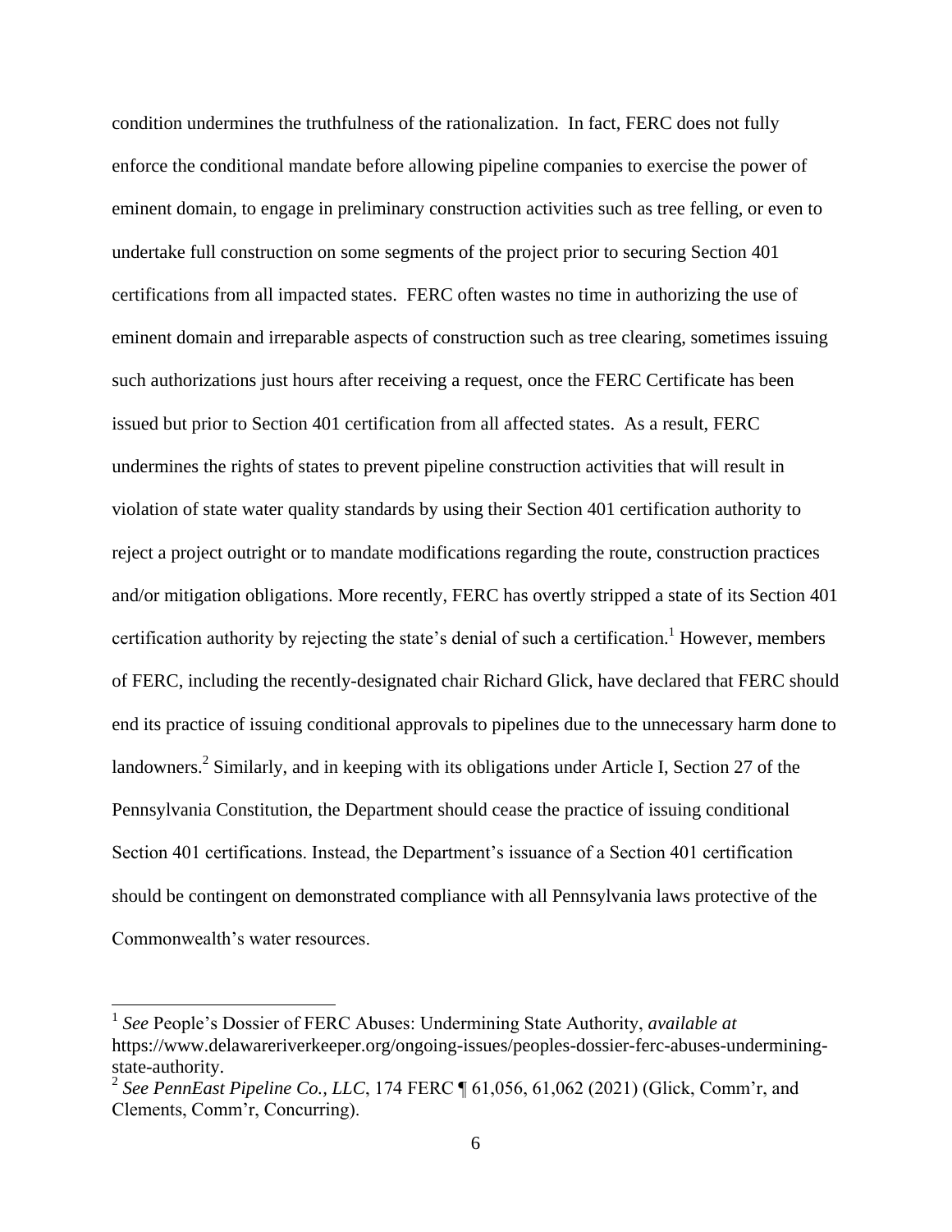condition undermines the truthfulness of the rationalization. In fact, FERC does not fully enforce the conditional mandate before allowing pipeline companies to exercise the power of eminent domain, to engage in preliminary construction activities such as tree felling, or even to undertake full construction on some segments of the project prior to securing Section 401 certifications from all impacted states. FERC often wastes no time in authorizing the use of eminent domain and irreparable aspects of construction such as tree clearing, sometimes issuing such authorizations just hours after receiving a request, once the FERC Certificate has been issued but prior to Section 401 certification from all affected states. As a result, FERC undermines the rights of states to prevent pipeline construction activities that will result in violation of state water quality standards by using their Section 401 certification authority to reject a project outright or to mandate modifications regarding the route, construction practices and/or mitigation obligations. More recently, FERC has overtly stripped a state of its Section 401 certification authority by rejecting the state's denial of such a certification.[1] However, members of FERC, including the recently-designated chair Richard Glick, have declared that FERC should end its practice of issuing conditional approvals to pipelines due to the unnecessary harm done to landowners.[2] Similarly, and in keeping with its obligations under Article I, Section 27 of the Pennsylvania Constitution, the Department should cease the practice of issuing conditional Section 401 certifications. Instead, the Department's issuance of a Section 401 certification should be contingent on demonstrated compliance with all Pennsylvania laws protective of the Commonwealth's water resources.

---

[1] *See* People's Dossier of FERC Abuses: Undermining State Authority, *available at* https://www.delawareriverkeeper.org/ongoing-issues/peoples-dossier-ferc-abuses-undermining-state-authority.

[2] *See PennEast Pipeline Co., LLC*, 174 FERC ¶ 61,056, 61,062 (2021) (Glick, Comm'r, and Clements, Comm'r, Concurring).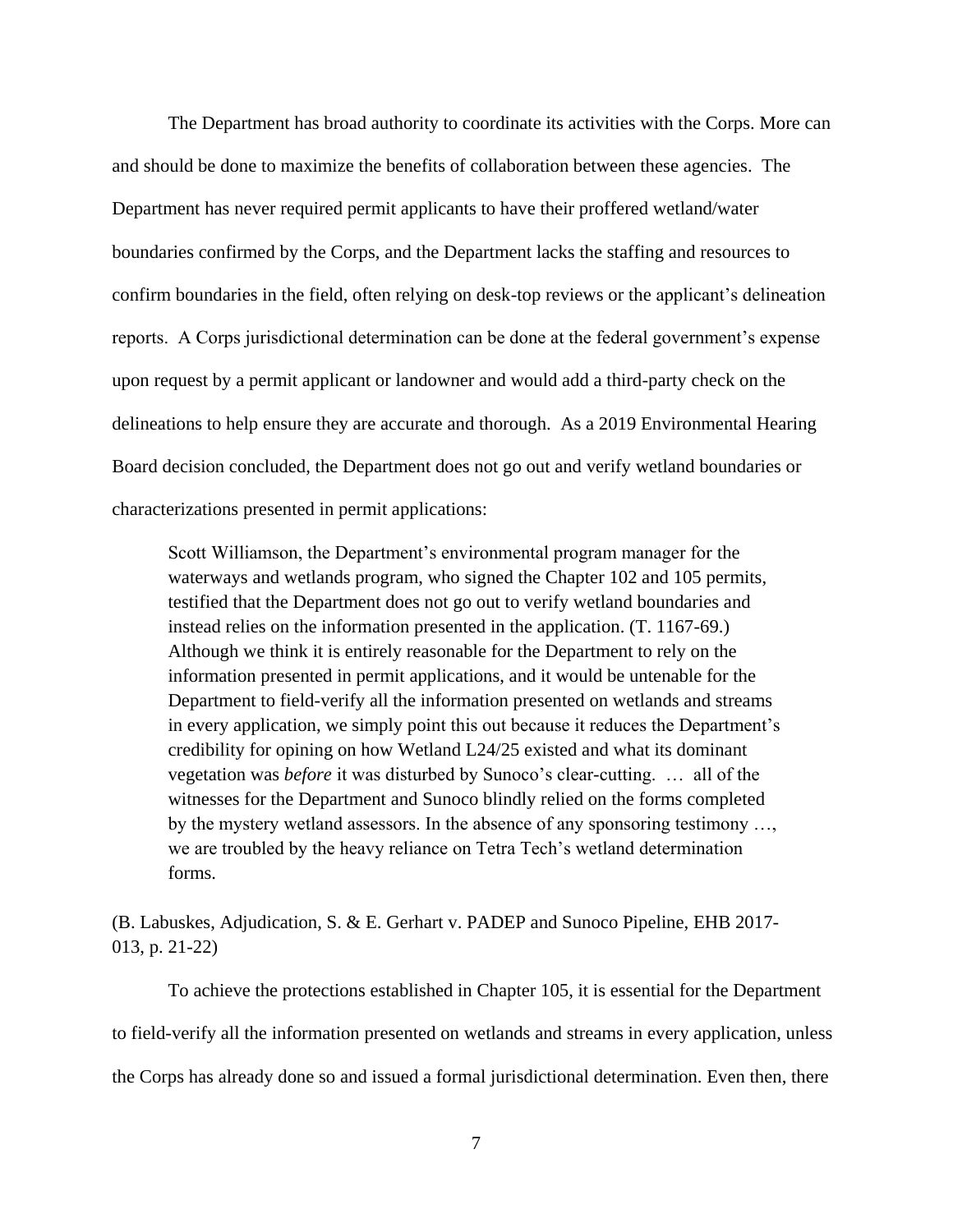The Department has broad authority to coordinate its activities with the Corps. More can and should be done to maximize the benefits of collaboration between these agencies. The Department has never required permit applicants to have their proffered wetland/water boundaries confirmed by the Corps, and the Department lacks the staffing and resources to confirm boundaries in the field, often relying on desk-top reviews or the applicant's delineation reports. A Corps jurisdictional determination can be done at the federal government's expense upon request by a permit applicant or landowner and would add a third-party check on the delineations to help ensure they are accurate and thorough. As a 2019 Environmental Hearing Board decision concluded, the Department does not go out and verify wetland boundaries or characterizations presented in permit applications:

> Scott Williamson, the Department's environmental program manager for the waterways and wetlands program, who signed the Chapter 102 and 105 permits, testified that the Department does not go out to verify wetland boundaries and instead relies on the information presented in the application. (T. 1167-69.) Although we think it is entirely reasonable for the Department to rely on the information presented in permit applications, and it would be untenable for the Department to field-verify all the information presented on wetlands and streams in every application, we simply point this out because it reduces the Department's credibility for opining on how Wetland L24/25 existed and what its dominant vegetation was *before* it was disturbed by Sunoco's clear-cutting. … all of the witnesses for the Department and Sunoco blindly relied on the forms completed by the mystery wetland assessors. In the absence of any sponsoring testimony …, we are troubled by the heavy reliance on Tetra Tech's wetland determination forms.

(B. Labuskes, Adjudication, S. & E. Gerhart v. PADEP and Sunoco Pipeline, EHB 2017-013, p. 21-22)

To achieve the protections established in Chapter 105, it is essential for the Department to field-verify all the information presented on wetlands and streams in every application, unless the Corps has already done so and issued a formal jurisdictional determination. Even then, there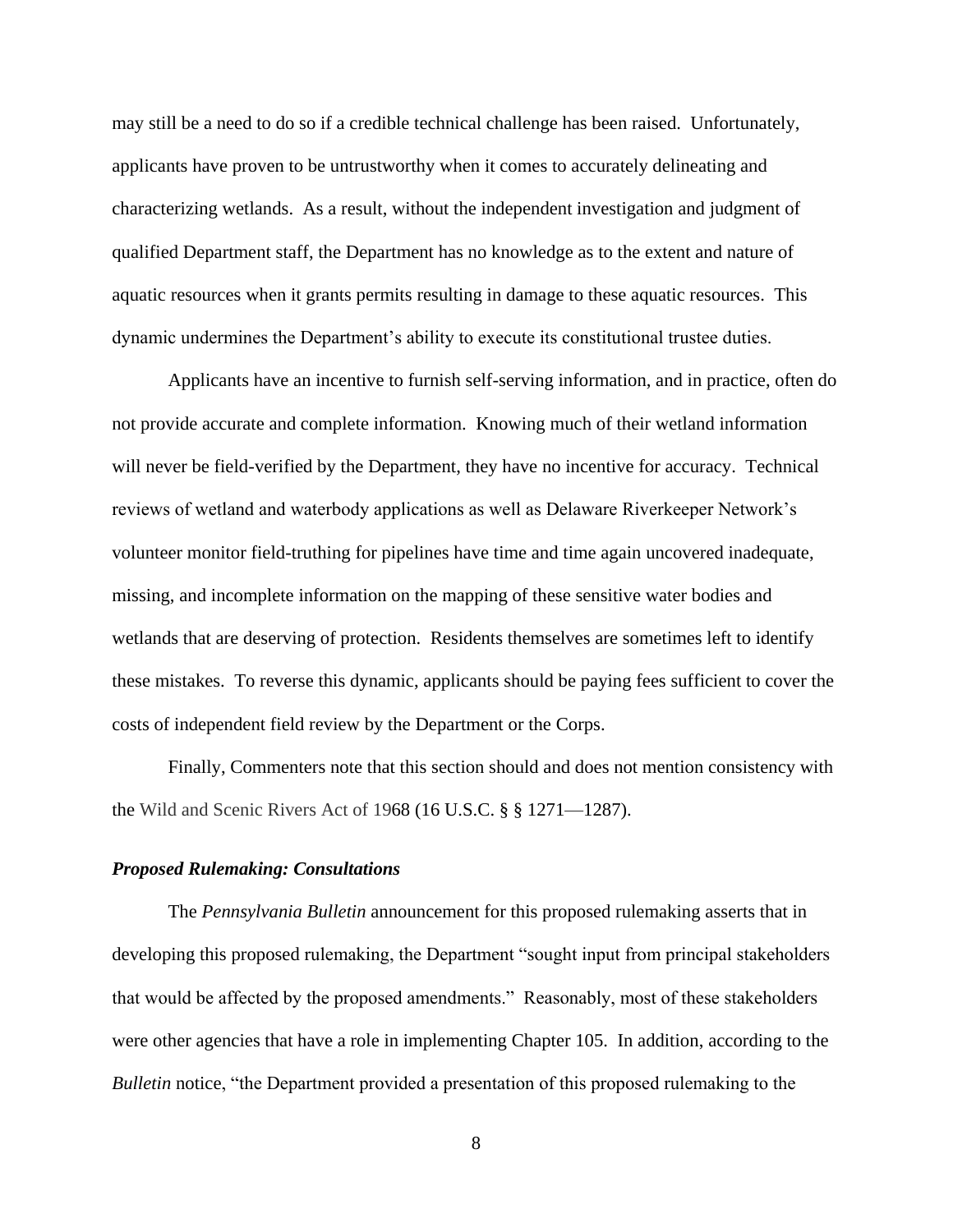may still be a need to do so if a credible technical challenge has been raised. Unfortunately, applicants have proven to be untrustworthy when it comes to accurately delineating and characterizing wetlands. As a result, without the independent investigation and judgment of qualified Department staff, the Department has no knowledge as to the extent and nature of aquatic resources when it grants permits resulting in damage to these aquatic resources. This dynamic undermines the Department's ability to execute its constitutional trustee duties.

Applicants have an incentive to furnish self-serving information, and in practice, often do not provide accurate and complete information. Knowing much of their wetland information will never be field-verified by the Department, they have no incentive for accuracy. Technical reviews of wetland and waterbody applications as well as Delaware Riverkeeper Network's volunteer monitor field-truthing for pipelines have time and time again uncovered inadequate, missing, and incomplete information on the mapping of these sensitive water bodies and wetlands that are deserving of protection. Residents themselves are sometimes left to identify these mistakes. To reverse this dynamic, applicants should be paying fees sufficient to cover the costs of independent field review by the Department or the Corps.

Finally, Commenters note that this section should and does not mention consistency with the Wild and Scenic Rivers Act of 1968 (16 U.S.C. § § 1271—1287).

***Proposed Rulemaking: Consultations***

The *Pennsylvania Bulletin* announcement for this proposed rulemaking asserts that in developing this proposed rulemaking, the Department "sought input from principal stakeholders that would be affected by the proposed amendments." Reasonably, most of these stakeholders were other agencies that have a role in implementing Chapter 105. In addition, according to the *Bulletin* notice, "the Department provided a presentation of this proposed rulemaking to the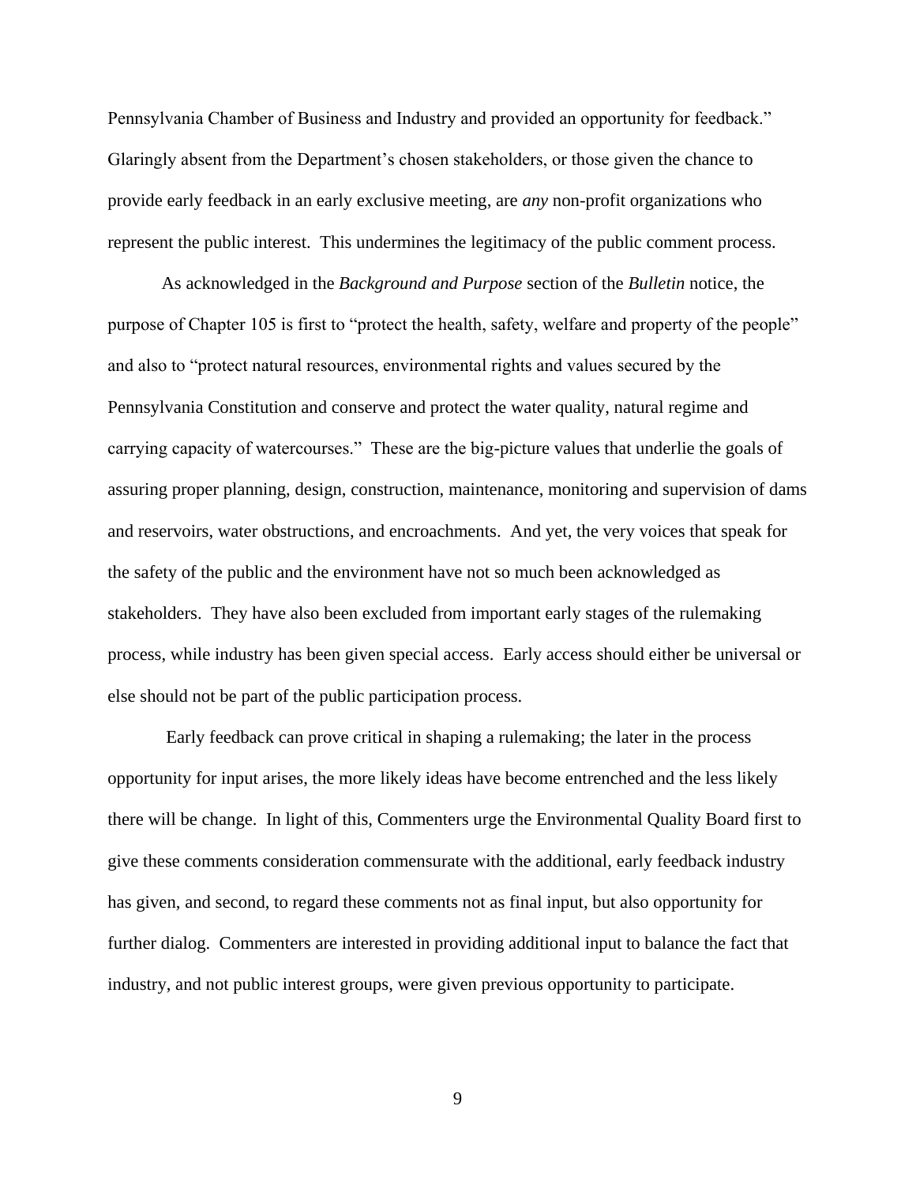Pennsylvania Chamber of Business and Industry and provided an opportunity for feedback." Glaringly absent from the Department's chosen stakeholders, or those given the chance to provide early feedback in an early exclusive meeting, are *any* non-profit organizations who represent the public interest. This undermines the legitimacy of the public comment process.

As acknowledged in the *Background and Purpose* section of the *Bulletin* notice, the purpose of Chapter 105 is first to "protect the health, safety, welfare and property of the people" and also to "protect natural resources, environmental rights and values secured by the Pennsylvania Constitution and conserve and protect the water quality, natural regime and carrying capacity of watercourses." These are the big-picture values that underlie the goals of assuring proper planning, design, construction, maintenance, monitoring and supervision of dams and reservoirs, water obstructions, and encroachments. And yet, the very voices that speak for the safety of the public and the environment have not so much been acknowledged as stakeholders. They have also been excluded from important early stages of the rulemaking process, while industry has been given special access. Early access should either be universal or else should not be part of the public participation process.

Early feedback can prove critical in shaping a rulemaking; the later in the process opportunity for input arises, the more likely ideas have become entrenched and the less likely there will be change. In light of this, Commenters urge the Environmental Quality Board first to give these comments consideration commensurate with the additional, early feedback industry has given, and second, to regard these comments not as final input, but also opportunity for further dialog. Commenters are interested in providing additional input to balance the fact that industry, and not public interest groups, were given previous opportunity to participate.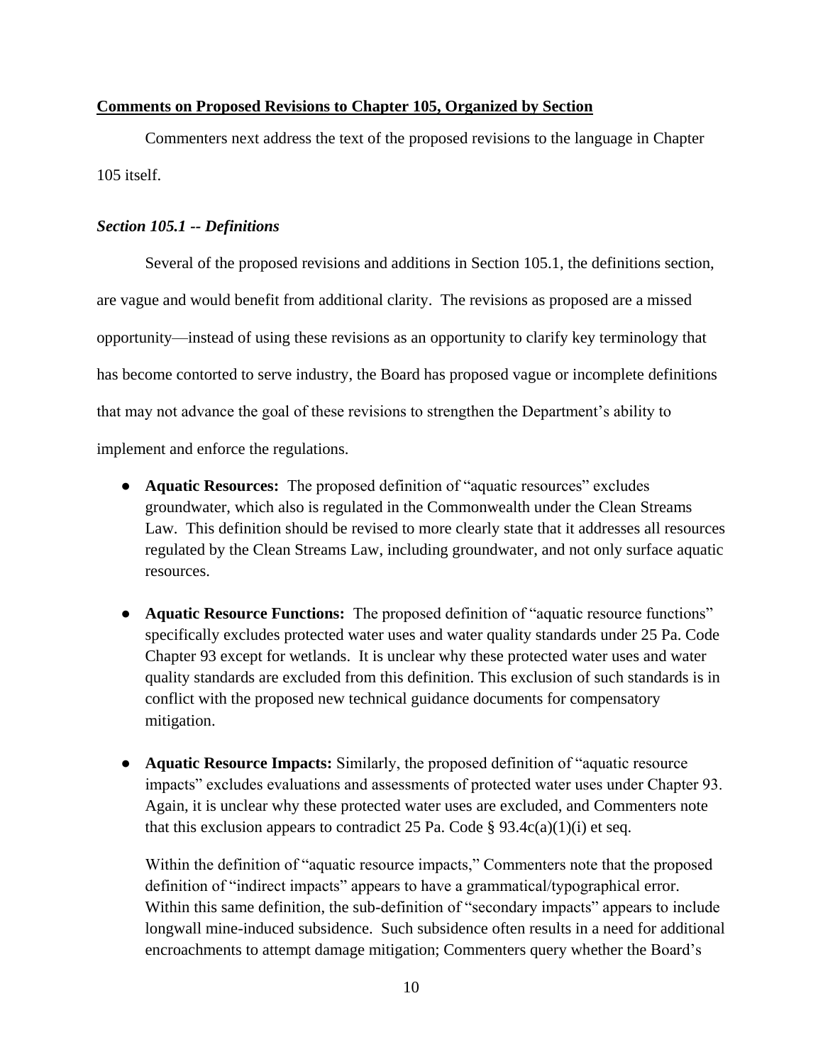## Comments on Proposed Revisions to Chapter 105, Organized by Section

Commenters next address the text of the proposed revisions to the language in Chapter 105 itself.

### *Section 105.1 -- Definitions*

Several of the proposed revisions and additions in Section 105.1, the definitions section, are vague and would benefit from additional clarity. The revisions as proposed are a missed opportunity—instead of using these revisions as an opportunity to clarify key terminology that has become contorted to serve industry, the Board has proposed vague or incomplete definitions that may not advance the goal of these revisions to strengthen the Department's ability to implement and enforce the regulations.

- **Aquatic Resources:** The proposed definition of "aquatic resources" excludes groundwater, which also is regulated in the Commonwealth under the Clean Streams Law. This definition should be revised to more clearly state that it addresses all resources regulated by the Clean Streams Law, including groundwater, and not only surface aquatic resources.

- **Aquatic Resource Functions:** The proposed definition of "aquatic resource functions" specifically excludes protected water uses and water quality standards under 25 Pa. Code Chapter 93 except for wetlands. It is unclear why these protected water uses and water quality standards are excluded from this definition. This exclusion of such standards is in conflict with the proposed new technical guidance documents for compensatory mitigation.

- **Aquatic Resource Impacts:** Similarly, the proposed definition of "aquatic resource impacts" excludes evaluations and assessments of protected water uses under Chapter 93. Again, it is unclear why these protected water uses are excluded, and Commenters note that this exclusion appears to contradict 25 Pa. Code § 93.4c(a)(1)(i) et seq.

  Within the definition of "aquatic resource impacts," Commenters note that the proposed definition of "indirect impacts" appears to have a grammatical/typographical error. Within this same definition, the sub-definition of "secondary impacts" appears to include longwall mine-induced subsidence. Such subsidence often results in a need for additional encroachments to attempt damage mitigation; Commenters query whether the Board's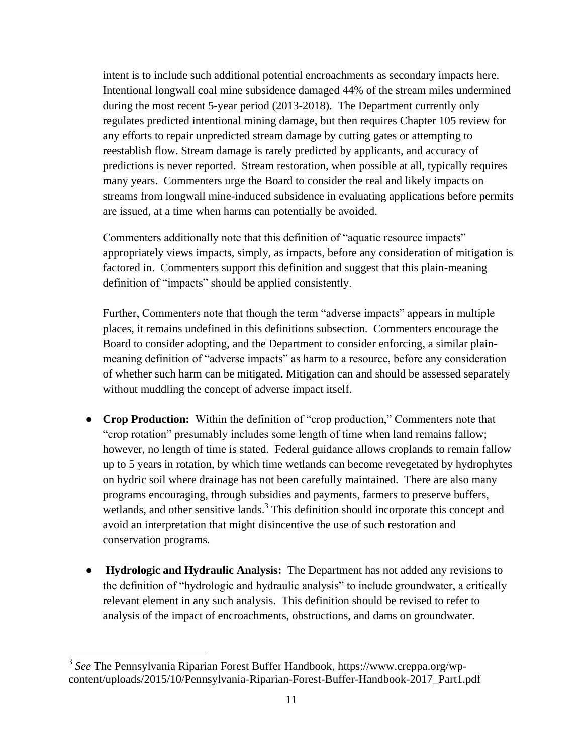intent is to include such additional potential encroachments as secondary impacts here. Intentional longwall coal mine subsidence damaged 44% of the stream miles undermined during the most recent 5-year period (2013-2018). The Department currently only regulates predicted intentional mining damage, but then requires Chapter 105 review for any efforts to repair unpredicted stream damage by cutting gates or attempting to reestablish flow. Stream damage is rarely predicted by applicants, and accuracy of predictions is never reported. Stream restoration, when possible at all, typically requires many years. Commenters urge the Board to consider the real and likely impacts on streams from longwall mine-induced subsidence in evaluating applications before permits are issued, at a time when harms can potentially be avoided.

Commenters additionally note that this definition of "aquatic resource impacts" appropriately views impacts, simply, as impacts, before any consideration of mitigation is factored in. Commenters support this definition and suggest that this plain-meaning definition of "impacts" should be applied consistently.

Further, Commenters note that though the term "adverse impacts" appears in multiple places, it remains undefined in this definitions subsection. Commenters encourage the Board to consider adopting, and the Department to consider enforcing, a similar plain-meaning definition of "adverse impacts" as harm to a resource, before any consideration of whether such harm can be mitigated. Mitigation can and should be assessed separately without muddling the concept of adverse impact itself.

- **Crop Production:** Within the definition of "crop production," Commenters note that "crop rotation" presumably includes some length of time when land remains fallow; however, no length of time is stated. Federal guidance allows croplands to remain fallow up to 5 years in rotation, by which time wetlands can become revegetated by hydrophytes on hydric soil where drainage has not been carefully maintained. There are also many programs encouraging, through subsidies and payments, farmers to preserve buffers, wetlands, and other sensitive lands.[3] This definition should incorporate this concept and avoid an interpretation that might disincentive the use of such restoration and conservation programs.

- **Hydrologic and Hydraulic Analysis:** The Department has not added any revisions to the definition of "hydrologic and hydraulic analysis" to include groundwater, a critically relevant element in any such analysis. This definition should be revised to refer to analysis of the impact of encroachments, obstructions, and dams on groundwater.

---

[3] *See* The Pennsylvania Riparian Forest Buffer Handbook, https://www.creppa.org/wp-content/uploads/2015/10/Pennsylvania-Riparian-Forest-Buffer-Handbook-2017_Part1.pdf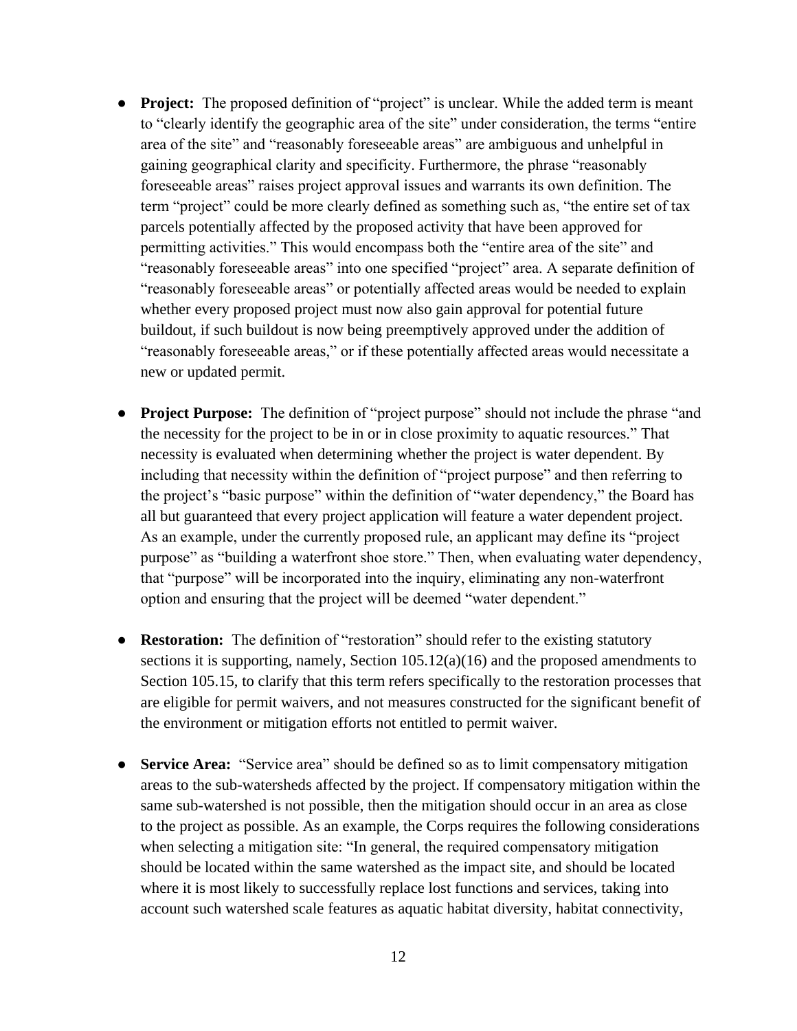- **Project:** The proposed definition of "project" is unclear. While the added term is meant to "clearly identify the geographic area of the site" under consideration, the terms "entire area of the site" and "reasonably foreseeable areas" are ambiguous and unhelpful in gaining geographical clarity and specificity. Furthermore, the phrase "reasonably foreseeable areas" raises project approval issues and warrants its own definition. The term "project" could be more clearly defined as something such as, "the entire set of tax parcels potentially affected by the proposed activity that have been approved for permitting activities." This would encompass both the "entire area of the site" and "reasonably foreseeable areas" into one specified "project" area. A separate definition of "reasonably foreseeable areas" or potentially affected areas would be needed to explain whether every proposed project must now also gain approval for potential future buildout, if such buildout is now being preemptively approved under the addition of "reasonably foreseeable areas," or if these potentially affected areas would necessitate a new or updated permit.

- **Project Purpose:** The definition of "project purpose" should not include the phrase "and the necessity for the project to be in or in close proximity to aquatic resources." That necessity is evaluated when determining whether the project is water dependent. By including that necessity within the definition of "project purpose" and then referring to the project's "basic purpose" within the definition of "water dependency," the Board has all but guaranteed that every project application will feature a water dependent project. As an example, under the currently proposed rule, an applicant may define its "project purpose" as "building a waterfront shoe store." Then, when evaluating water dependency, that "purpose" will be incorporated into the inquiry, eliminating any non-waterfront option and ensuring that the project will be deemed "water dependent."

- **Restoration:** The definition of "restoration" should refer to the existing statutory sections it is supporting, namely, Section 105.12(a)(16) and the proposed amendments to Section 105.15, to clarify that this term refers specifically to the restoration processes that are eligible for permit waivers, and not measures constructed for the significant benefit of the environment or mitigation efforts not entitled to permit waiver.

- **Service Area:** "Service area" should be defined so as to limit compensatory mitigation areas to the sub-watersheds affected by the project. If compensatory mitigation within the same sub-watershed is not possible, then the mitigation should occur in an area as close to the project as possible. As an example, the Corps requires the following considerations when selecting a mitigation site: "In general, the required compensatory mitigation should be located within the same watershed as the impact site, and should be located where it is most likely to successfully replace lost functions and services, taking into account such watershed scale features as aquatic habitat diversity, habitat connectivity,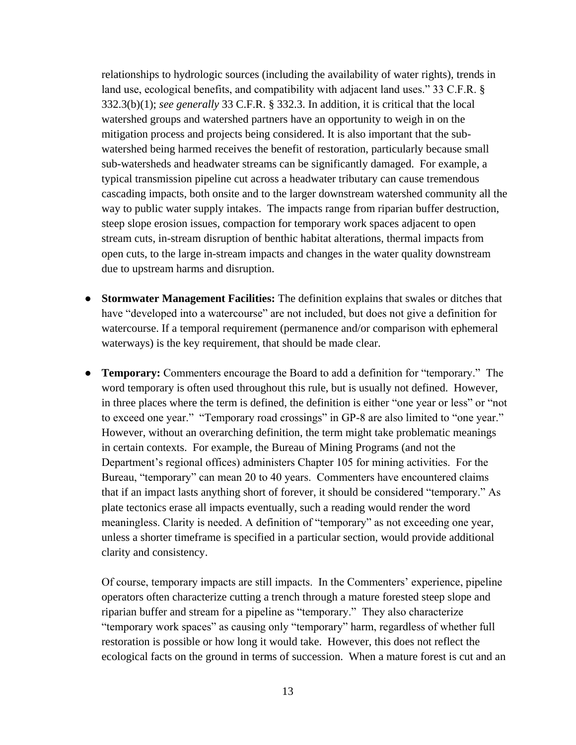relationships to hydrologic sources (including the availability of water rights), trends in land use, ecological benefits, and compatibility with adjacent land uses." 33 C.F.R. § 332.3(b)(1); *see generally* 33 C.F.R. § 332.3. In addition, it is critical that the local watershed groups and watershed partners have an opportunity to weigh in on the mitigation process and projects being considered. It is also important that the sub-watershed being harmed receives the benefit of restoration, particularly because small sub-watersheds and headwater streams can be significantly damaged. For example, a typical transmission pipeline cut across a headwater tributary can cause tremendous cascading impacts, both onsite and to the larger downstream watershed community all the way to public water supply intakes. The impacts range from riparian buffer destruction, steep slope erosion issues, compaction for temporary work spaces adjacent to open stream cuts, in-stream disruption of benthic habitat alterations, thermal impacts from open cuts, to the large in-stream impacts and changes in the water quality downstream due to upstream harms and disruption.

- **Stormwater Management Facilities:** The definition explains that swales or ditches that have "developed into a watercourse" are not included, but does not give a definition for watercourse. If a temporal requirement (permanence and/or comparison with ephemeral waterways) is the key requirement, that should be made clear.

- **Temporary:** Commenters encourage the Board to add a definition for "temporary." The word temporary is often used throughout this rule, but is usually not defined. However, in three places where the term is defined, the definition is either "one year or less" or "not to exceed one year." "Temporary road crossings" in GP-8 are also limited to "one year." However, without an overarching definition, the term might take problematic meanings in certain contexts. For example, the Bureau of Mining Programs (and not the Department's regional offices) administers Chapter 105 for mining activities. For the Bureau, "temporary" can mean 20 to 40 years. Commenters have encountered claims that if an impact lasts anything short of forever, it should be considered "temporary." As plate tectonics erase all impacts eventually, such a reading would render the word meaningless. Clarity is needed. A definition of "temporary" as not exceeding one year, unless a shorter timeframe is specified in a particular section, would provide additional clarity and consistency.

  Of course, temporary impacts are still impacts. In the Commenters' experience, pipeline operators often characterize cutting a trench through a mature forested steep slope and riparian buffer and stream for a pipeline as "temporary." They also characterize "temporary work spaces" as causing only "temporary" harm, regardless of whether full restoration is possible or how long it would take. However, this does not reflect the ecological facts on the ground in terms of succession. When a mature forest is cut and an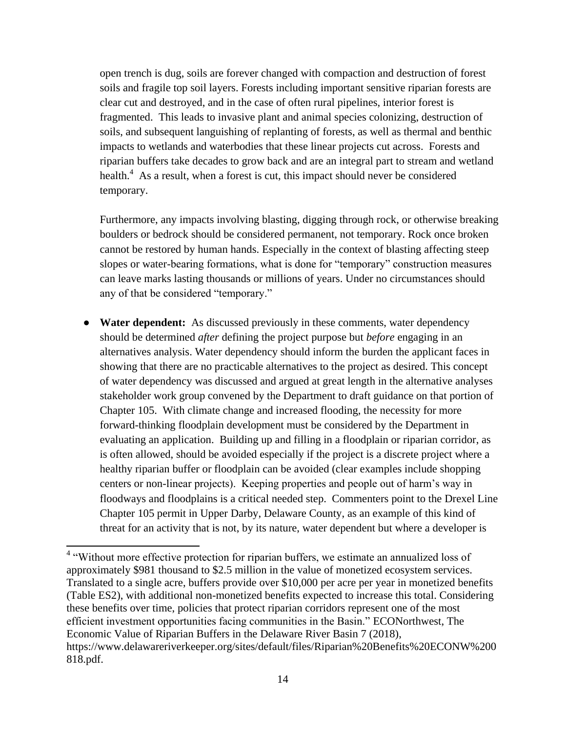open trench is dug, soils are forever changed with compaction and destruction of forest soils and fragile top soil layers. Forests including important sensitive riparian forests are clear cut and destroyed, and in the case of often rural pipelines, interior forest is fragmented. This leads to invasive plant and animal species colonizing, destruction of soils, and subsequent languishing of replanting of forests, as well as thermal and benthic impacts to wetlands and waterbodies that these linear projects cut across. Forests and riparian buffers take decades to grow back and are an integral part to stream and wetland health.[4] As a result, when a forest is cut, this impact should never be considered temporary.

Furthermore, any impacts involving blasting, digging through rock, or otherwise breaking boulders or bedrock should be considered permanent, not temporary. Rock once broken cannot be restored by human hands. Especially in the context of blasting affecting steep slopes or water-bearing formations, what is done for "temporary" construction measures can leave marks lasting thousands or millions of years. Under no circumstances should any of that be considered "temporary."

- **Water dependent:** As discussed previously in these comments, water dependency should be determined *after* defining the project purpose but *before* engaging in an alternatives analysis. Water dependency should inform the burden the applicant faces in showing that there are no practicable alternatives to the project as desired. This concept of water dependency was discussed and argued at great length in the alternative analyses stakeholder work group convened by the Department to draft guidance on that portion of Chapter 105. With climate change and increased flooding, the necessity for more forward-thinking floodplain development must be considered by the Department in evaluating an application. Building up and filling in a floodplain or riparian corridor, as is often allowed, should be avoided especially if the project is a discrete project where a healthy riparian buffer or floodplain can be avoided (clear examples include shopping centers or non-linear projects). Keeping properties and people out of harm's way in floodways and floodplains is a critical needed step. Commenters point to the Drexel Line Chapter 105 permit in Upper Darby, Delaware County, as an example of this kind of threat for an activity that is not, by its nature, water dependent but where a developer is

---

[4] "Without more effective protection for riparian buffers, we estimate an annualized loss of approximately $981 thousand to $2.5 million in the value of monetized ecosystem services. Translated to a single acre, buffers provide over $10,000 per acre per year in monetized benefits (Table ES2), with additional non-monetized benefits expected to increase this total. Considering these benefits over time, policies that protect riparian corridors represent one of the most efficient investment opportunities facing communities in the Basin." ECONorthwest, The Economic Value of Riparian Buffers in the Delaware River Basin 7 (2018), https://www.delawareriverkeeper.org/sites/default/files/Riparian%20Benefits%20ECONW%200818.pdf.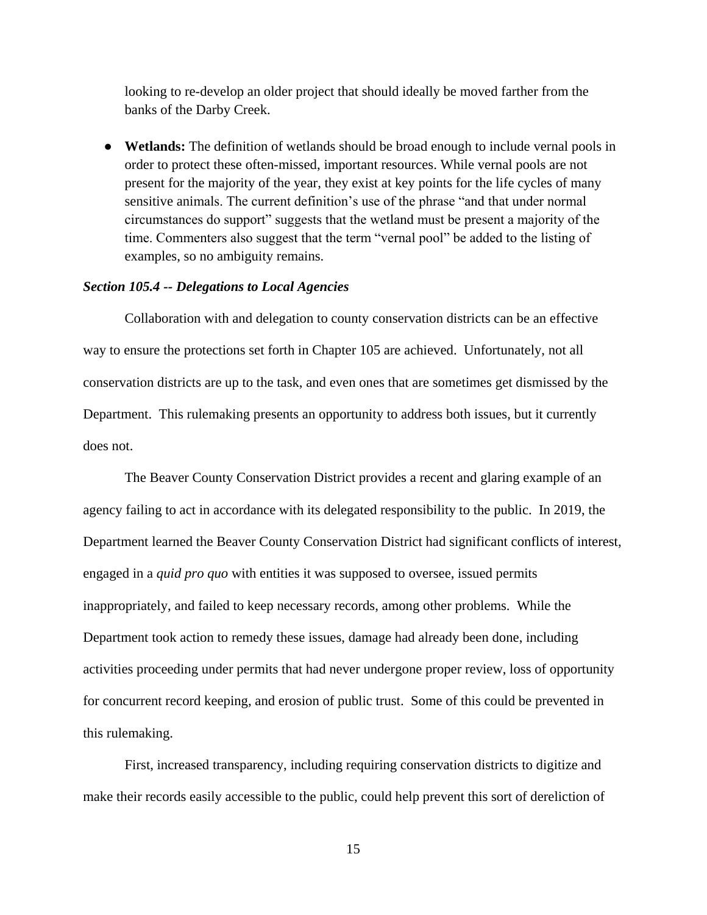looking to re-develop an older project that should ideally be moved farther from the banks of the Darby Creek.

- **Wetlands:** The definition of wetlands should be broad enough to include vernal pools in order to protect these often-missed, important resources. While vernal pools are not present for the majority of the year, they exist at key points for the life cycles of many sensitive animals. The current definition's use of the phrase "and that under normal circumstances do support" suggests that the wetland must be present a majority of the time. Commenters also suggest that the term "vernal pool" be added to the listing of examples, so no ambiguity remains.

***Section 105.4 -- Delegations to Local Agencies***

Collaboration with and delegation to county conservation districts can be an effective way to ensure the protections set forth in Chapter 105 are achieved. Unfortunately, not all conservation districts are up to the task, and even ones that are sometimes get dismissed by the Department. This rulemaking presents an opportunity to address both issues, but it currently does not.

The Beaver County Conservation District provides a recent and glaring example of an agency failing to act in accordance with its delegated responsibility to the public. In 2019, the Department learned the Beaver County Conservation District had significant conflicts of interest, engaged in a *quid pro quo* with entities it was supposed to oversee, issued permits inappropriately, and failed to keep necessary records, among other problems. While the Department took action to remedy these issues, damage had already been done, including activities proceeding under permits that had never undergone proper review, loss of opportunity for concurrent record keeping, and erosion of public trust. Some of this could be prevented in this rulemaking.

First, increased transparency, including requiring conservation districts to digitize and make their records easily accessible to the public, could help prevent this sort of dereliction of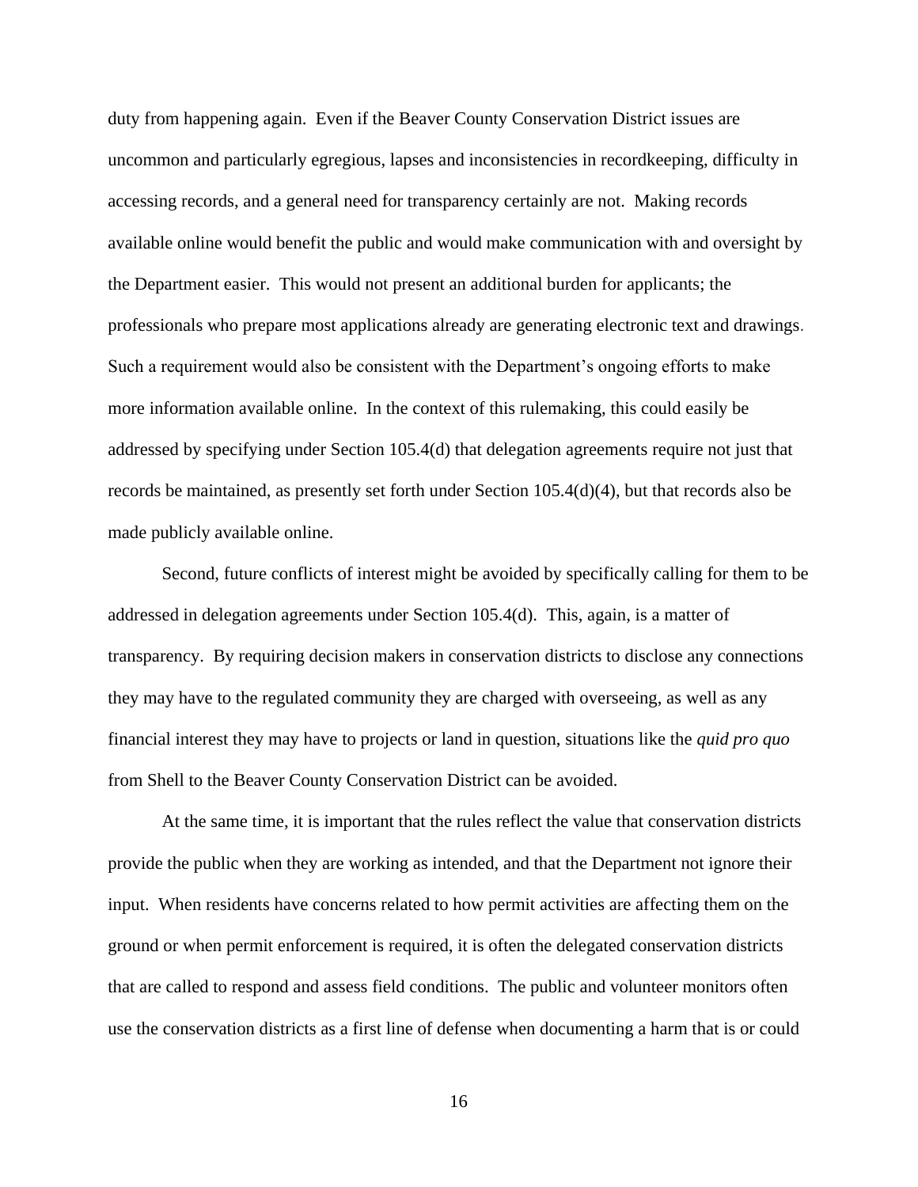duty from happening again. Even if the Beaver County Conservation District issues are uncommon and particularly egregious, lapses and inconsistencies in recordkeeping, difficulty in accessing records, and a general need for transparency certainly are not. Making records available online would benefit the public and would make communication with and oversight by the Department easier. This would not present an additional burden for applicants; the professionals who prepare most applications already are generating electronic text and drawings. Such a requirement would also be consistent with the Department's ongoing efforts to make more information available online. In the context of this rulemaking, this could easily be addressed by specifying under Section 105.4(d) that delegation agreements require not just that records be maintained, as presently set forth under Section 105.4(d)(4), but that records also be made publicly available online.

Second, future conflicts of interest might be avoided by specifically calling for them to be addressed in delegation agreements under Section 105.4(d). This, again, is a matter of transparency. By requiring decision makers in conservation districts to disclose any connections they may have to the regulated community they are charged with overseeing, as well as any financial interest they may have to projects or land in question, situations like the *quid pro quo* from Shell to the Beaver County Conservation District can be avoided.

At the same time, it is important that the rules reflect the value that conservation districts provide the public when they are working as intended, and that the Department not ignore their input. When residents have concerns related to how permit activities are affecting them on the ground or when permit enforcement is required, it is often the delegated conservation districts that are called to respond and assess field conditions. The public and volunteer monitors often use the conservation districts as a first line of defense when documenting a harm that is or could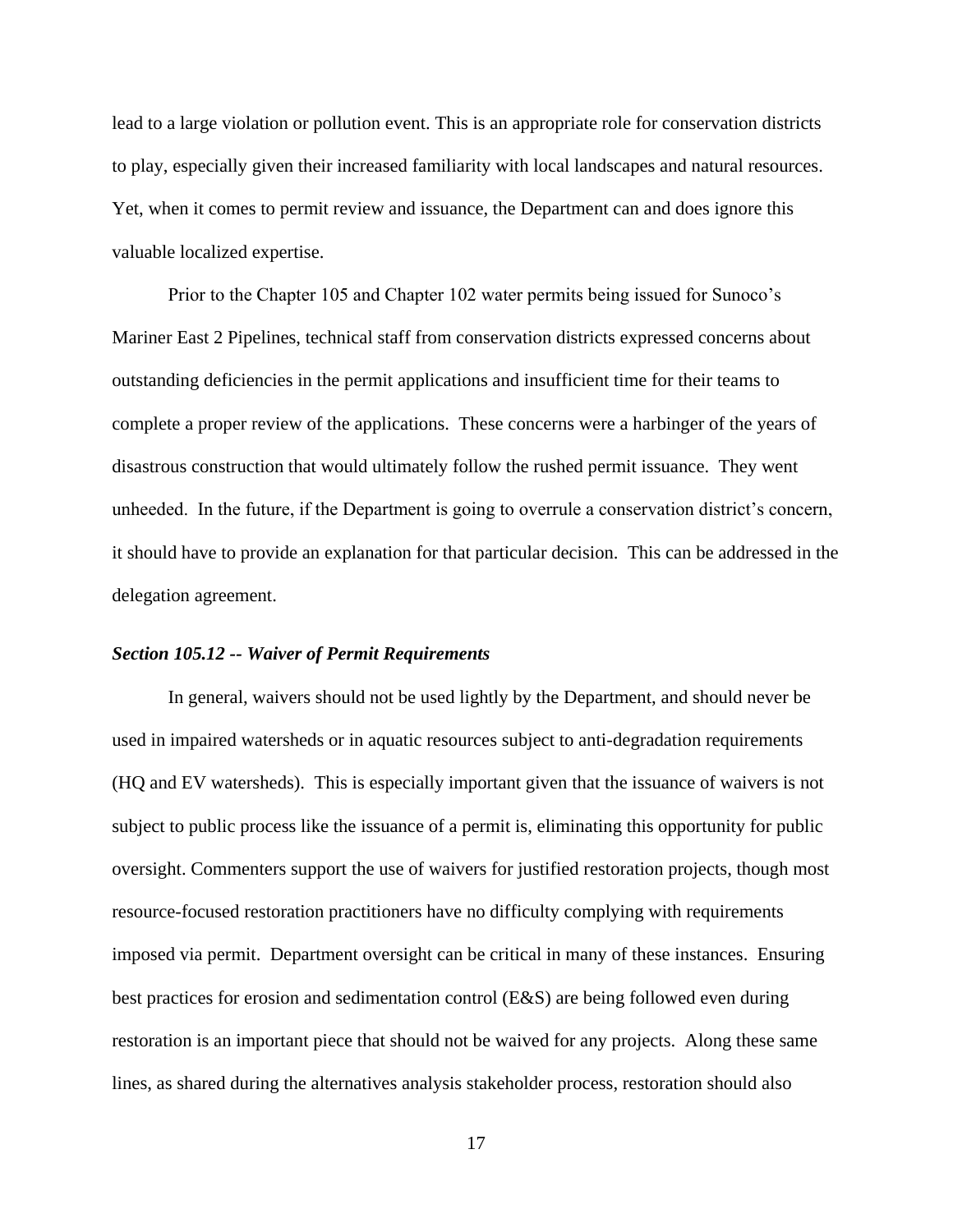lead to a large violation or pollution event. This is an appropriate role for conservation districts to play, especially given their increased familiarity with local landscapes and natural resources. Yet, when it comes to permit review and issuance, the Department can and does ignore this valuable localized expertise.

Prior to the Chapter 105 and Chapter 102 water permits being issued for Sunoco's Mariner East 2 Pipelines, technical staff from conservation districts expressed concerns about outstanding deficiencies in the permit applications and insufficient time for their teams to complete a proper review of the applications. These concerns were a harbinger of the years of disastrous construction that would ultimately follow the rushed permit issuance. They went unheeded. In the future, if the Department is going to overrule a conservation district's concern, it should have to provide an explanation for that particular decision. This can be addressed in the delegation agreement.

***Section 105.12 -- Waiver of Permit Requirements***

In general, waivers should not be used lightly by the Department, and should never be used in impaired watersheds or in aquatic resources subject to anti-degradation requirements (HQ and EV watersheds). This is especially important given that the issuance of waivers is not subject to public process like the issuance of a permit is, eliminating this opportunity for public oversight. Commenters support the use of waivers for justified restoration projects, though most resource-focused restoration practitioners have no difficulty complying with requirements imposed via permit. Department oversight can be critical in many of these instances. Ensuring best practices for erosion and sedimentation control (E&S) are being followed even during restoration is an important piece that should not be waived for any projects. Along these same lines, as shared during the alternatives analysis stakeholder process, restoration should also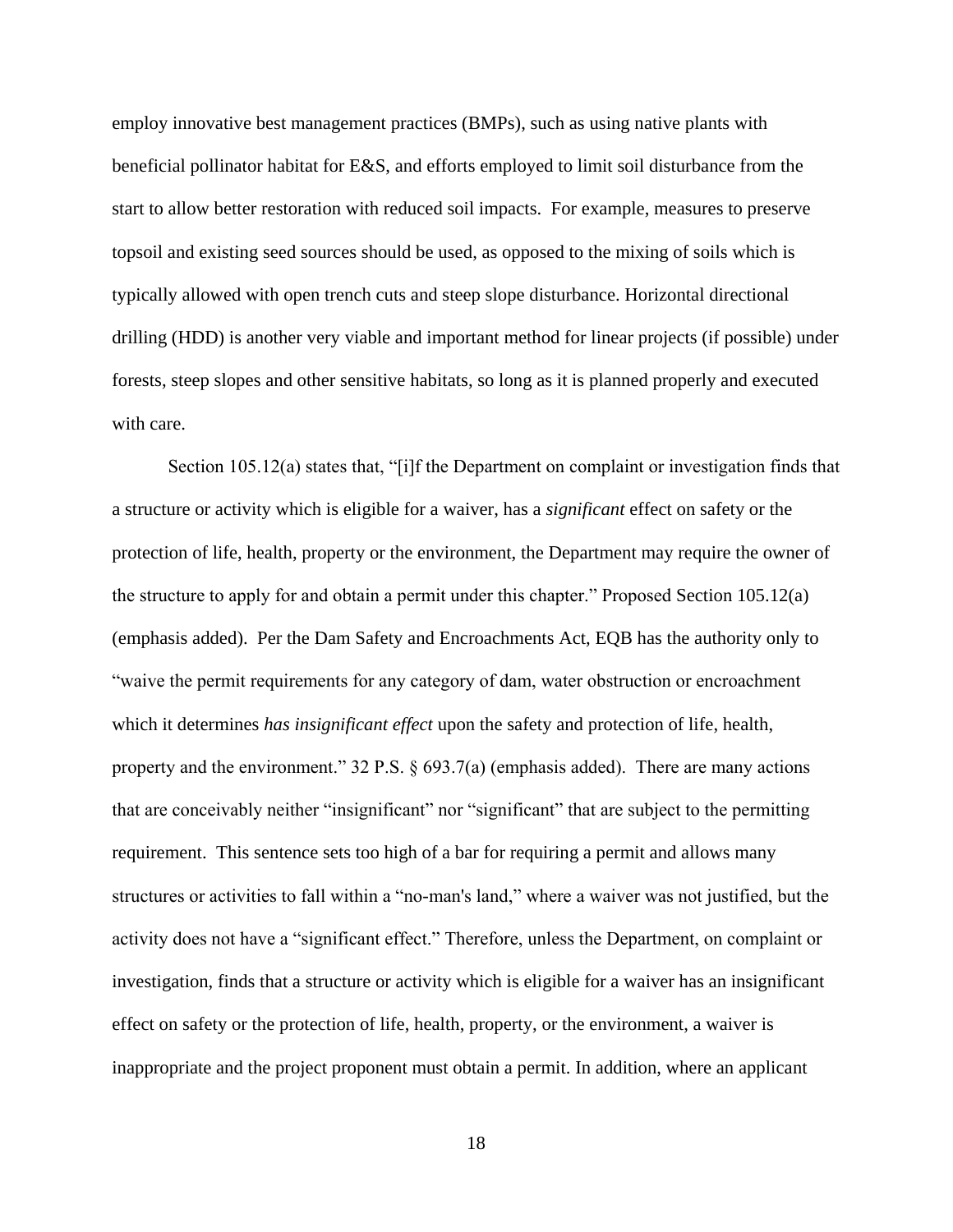employ innovative best management practices (BMPs), such as using native plants with beneficial pollinator habitat for E&S, and efforts employed to limit soil disturbance from the start to allow better restoration with reduced soil impacts. For example, measures to preserve topsoil and existing seed sources should be used, as opposed to the mixing of soils which is typically allowed with open trench cuts and steep slope disturbance. Horizontal directional drilling (HDD) is another very viable and important method for linear projects (if possible) under forests, steep slopes and other sensitive habitats, so long as it is planned properly and executed with care.

Section 105.12(a) states that, "[i]f the Department on complaint or investigation finds that a structure or activity which is eligible for a waiver, has a *significant* effect on safety or the protection of life, health, property or the environment, the Department may require the owner of the structure to apply for and obtain a permit under this chapter." Proposed Section 105.12(a) (emphasis added). Per the Dam Safety and Encroachments Act, EQB has the authority only to "waive the permit requirements for any category of dam, water obstruction or encroachment which it determines *has insignificant effect* upon the safety and protection of life, health, property and the environment." 32 P.S. § 693.7(a) (emphasis added). There are many actions that are conceivably neither "insignificant" nor "significant" that are subject to the permitting requirement. This sentence sets too high of a bar for requiring a permit and allows many structures or activities to fall within a "no-man's land," where a waiver was not justified, but the activity does not have a "significant effect." Therefore, unless the Department, on complaint or investigation, finds that a structure or activity which is eligible for a waiver has an insignificant effect on safety or the protection of life, health, property, or the environment, a waiver is inappropriate and the project proponent must obtain a permit. In addition, where an applicant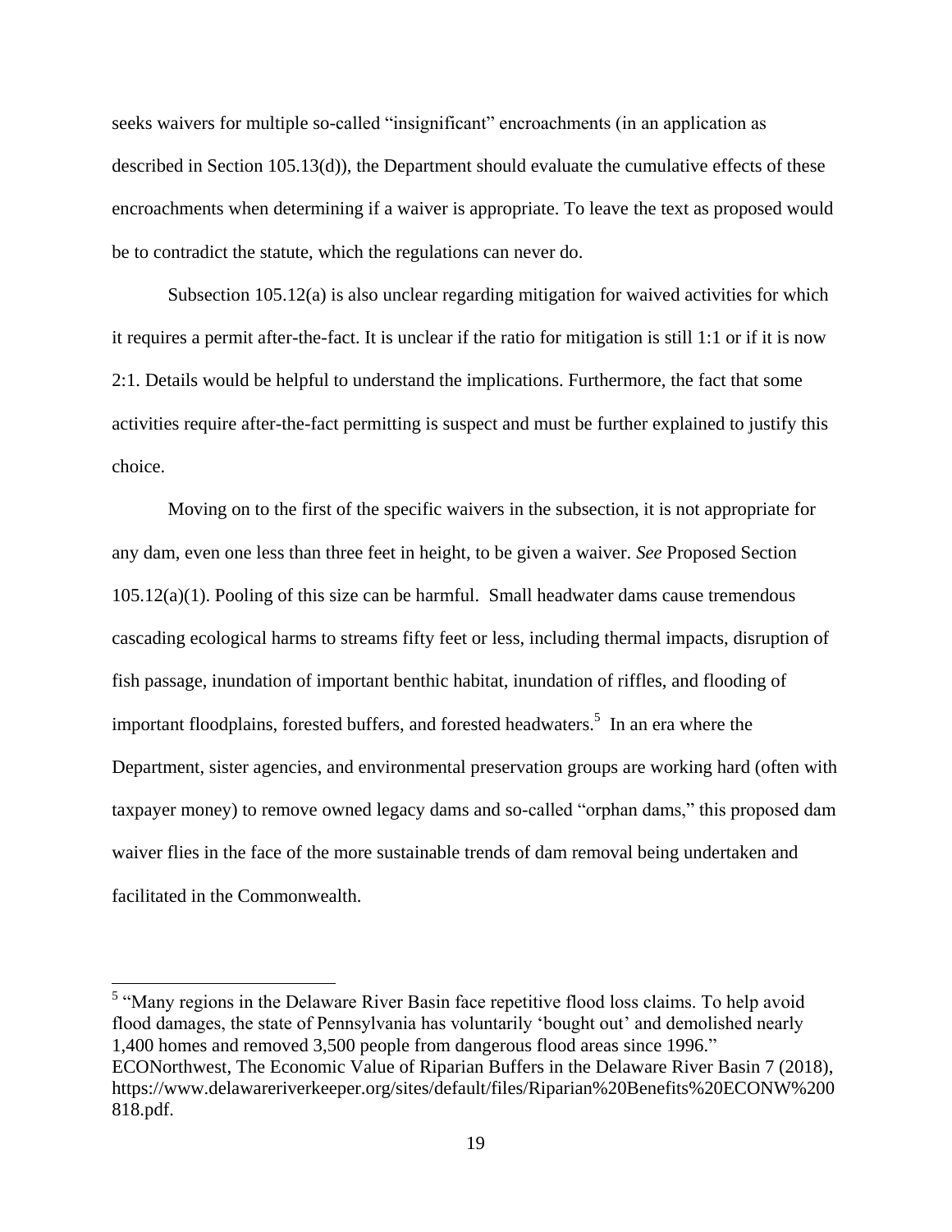seeks waivers for multiple so-called "insignificant" encroachments (in an application as described in Section 105.13(d)), the Department should evaluate the cumulative effects of these encroachments when determining if a waiver is appropriate. To leave the text as proposed would be to contradict the statute, which the regulations can never do.

Subsection 105.12(a) is also unclear regarding mitigation for waived activities for which it requires a permit after-the-fact. It is unclear if the ratio for mitigation is still 1:1 or if it is now 2:1. Details would be helpful to understand the implications. Furthermore, the fact that some activities require after-the-fact permitting is suspect and must be further explained to justify this choice.

Moving on to the first of the specific waivers in the subsection, it is not appropriate for any dam, even one less than three feet in height, to be given a waiver. *See* Proposed Section 105.12(a)(1). Pooling of this size can be harmful. Small headwater dams cause tremendous cascading ecological harms to streams fifty feet or less, including thermal impacts, disruption of fish passage, inundation of important benthic habitat, inundation of riffles, and flooding of important floodplains, forested buffers, and forested headwaters.[5] In an era where the Department, sister agencies, and environmental preservation groups are working hard (often with taxpayer money) to remove owned legacy dams and so-called "orphan dams," this proposed dam waiver flies in the face of the more sustainable trends of dam removal being undertaken and facilitated in the Commonwealth.

---

[5] "Many regions in the Delaware River Basin face repetitive flood loss claims. To help avoid flood damages, the state of Pennsylvania has voluntarily 'bought out' and demolished nearly 1,400 homes and removed 3,500 people from dangerous flood areas since 1996." ECONorthwest, The Economic Value of Riparian Buffers in the Delaware River Basin 7 (2018), https://www.delawareriverkeeper.org/sites/default/files/Riparian%20Benefits%20ECONW%200818.pdf.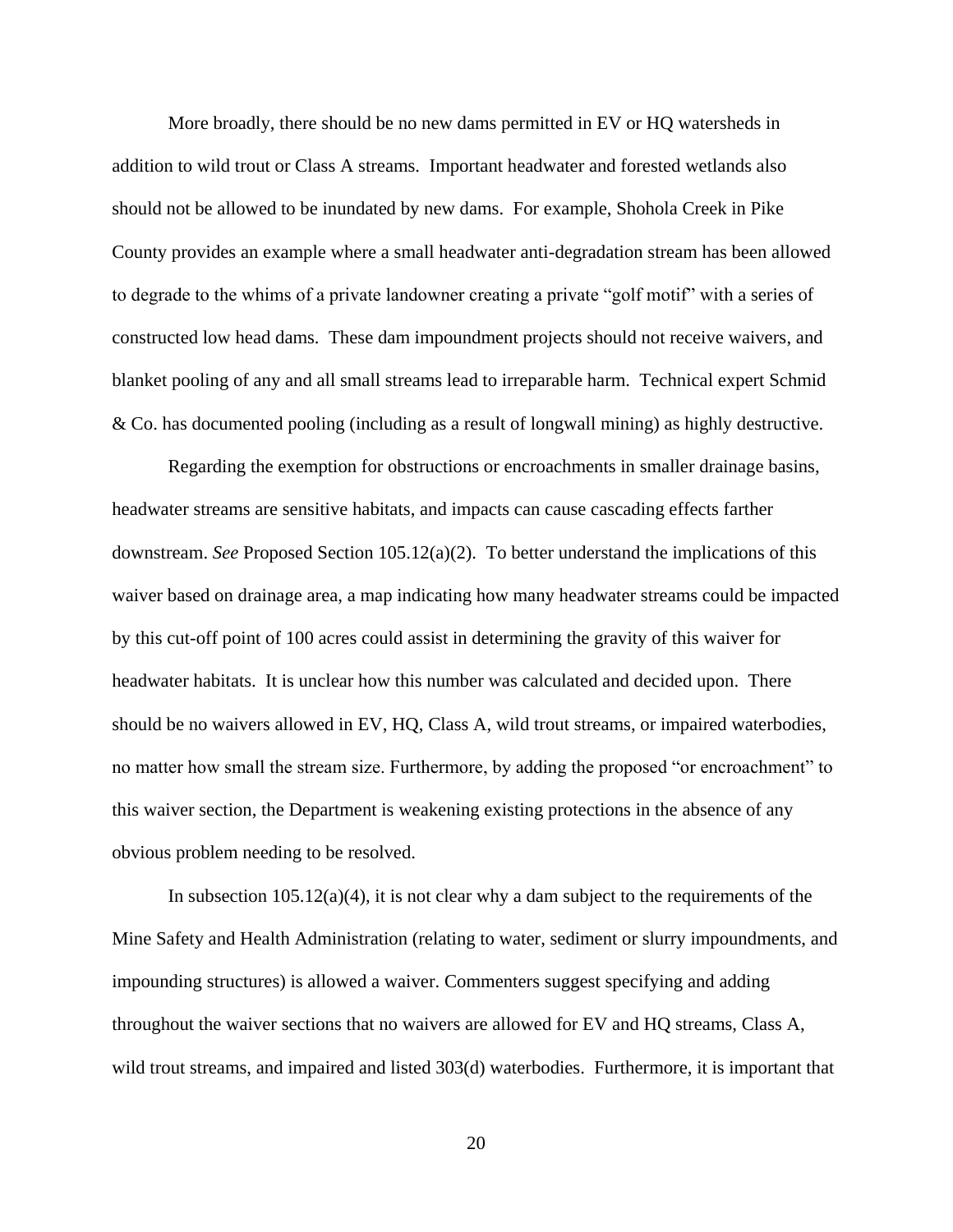More broadly, there should be no new dams permitted in EV or HQ watersheds in addition to wild trout or Class A streams. Important headwater and forested wetlands also should not be allowed to be inundated by new dams. For example, Shohola Creek in Pike County provides an example where a small headwater anti-degradation stream has been allowed to degrade to the whims of a private landowner creating a private "golf motif" with a series of constructed low head dams. These dam impoundment projects should not receive waivers, and blanket pooling of any and all small streams lead to irreparable harm. Technical expert Schmid & Co. has documented pooling (including as a result of longwall mining) as highly destructive.

Regarding the exemption for obstructions or encroachments in smaller drainage basins, headwater streams are sensitive habitats, and impacts can cause cascading effects farther downstream. *See* Proposed Section 105.12(a)(2). To better understand the implications of this waiver based on drainage area, a map indicating how many headwater streams could be impacted by this cut-off point of 100 acres could assist in determining the gravity of this waiver for headwater habitats. It is unclear how this number was calculated and decided upon. There should be no waivers allowed in EV, HQ, Class A, wild trout streams, or impaired waterbodies, no matter how small the stream size. Furthermore, by adding the proposed "or encroachment" to this waiver section, the Department is weakening existing protections in the absence of any obvious problem needing to be resolved.

In subsection 105.12(a)(4), it is not clear why a dam subject to the requirements of the Mine Safety and Health Administration (relating to water, sediment or slurry impoundments, and impounding structures) is allowed a waiver. Commenters suggest specifying and adding throughout the waiver sections that no waivers are allowed for EV and HQ streams, Class A, wild trout streams, and impaired and listed 303(d) waterbodies. Furthermore, it is important that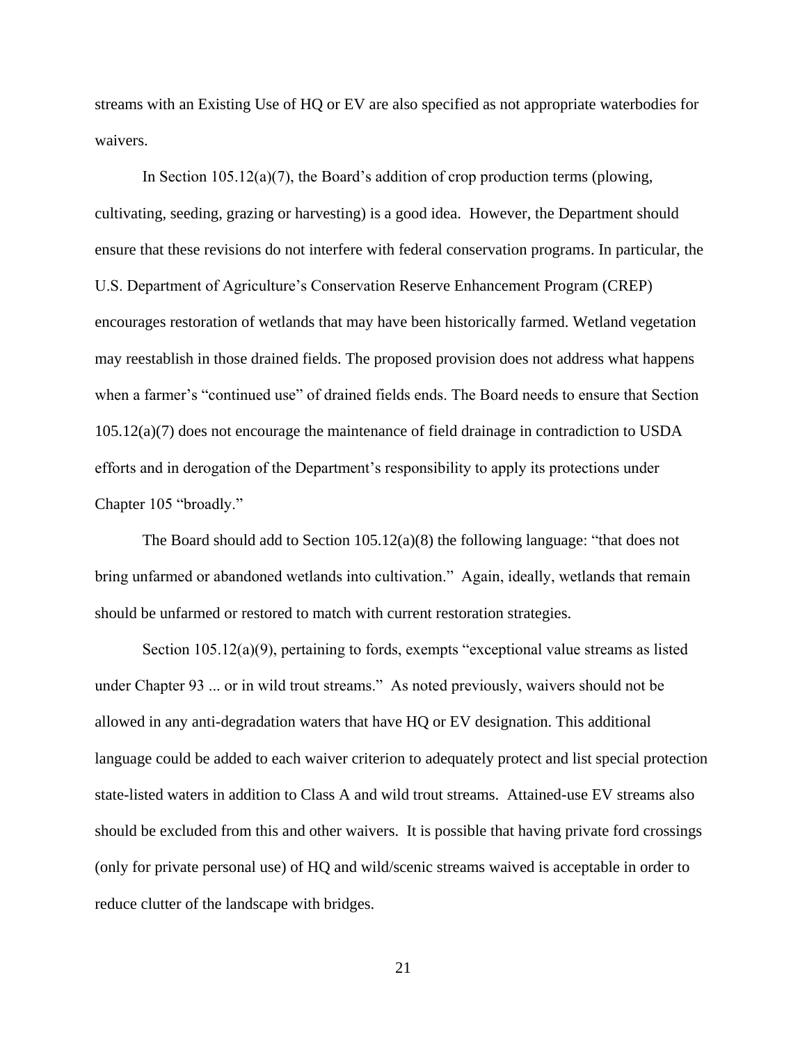streams with an Existing Use of HQ or EV are also specified as not appropriate waterbodies for waivers.

In Section 105.12(a)(7), the Board's addition of crop production terms (plowing, cultivating, seeding, grazing or harvesting) is a good idea. However, the Department should ensure that these revisions do not interfere with federal conservation programs. In particular, the U.S. Department of Agriculture's Conservation Reserve Enhancement Program (CREP) encourages restoration of wetlands that may have been historically farmed. Wetland vegetation may reestablish in those drained fields. The proposed provision does not address what happens when a farmer's "continued use" of drained fields ends. The Board needs to ensure that Section 105.12(a)(7) does not encourage the maintenance of field drainage in contradiction to USDA efforts and in derogation of the Department's responsibility to apply its protections under Chapter 105 "broadly."

The Board should add to Section 105.12(a)(8) the following language: "that does not bring unfarmed or abandoned wetlands into cultivation." Again, ideally, wetlands that remain should be unfarmed or restored to match with current restoration strategies.

Section 105.12(a)(9), pertaining to fords, exempts "exceptional value streams as listed under Chapter 93 ... or in wild trout streams." As noted previously, waivers should not be allowed in any anti-degradation waters that have HQ or EV designation. This additional language could be added to each waiver criterion to adequately protect and list special protection state-listed waters in addition to Class A and wild trout streams. Attained-use EV streams also should be excluded from this and other waivers. It is possible that having private ford crossings (only for private personal use) of HQ and wild/scenic streams waived is acceptable in order to reduce clutter of the landscape with bridges.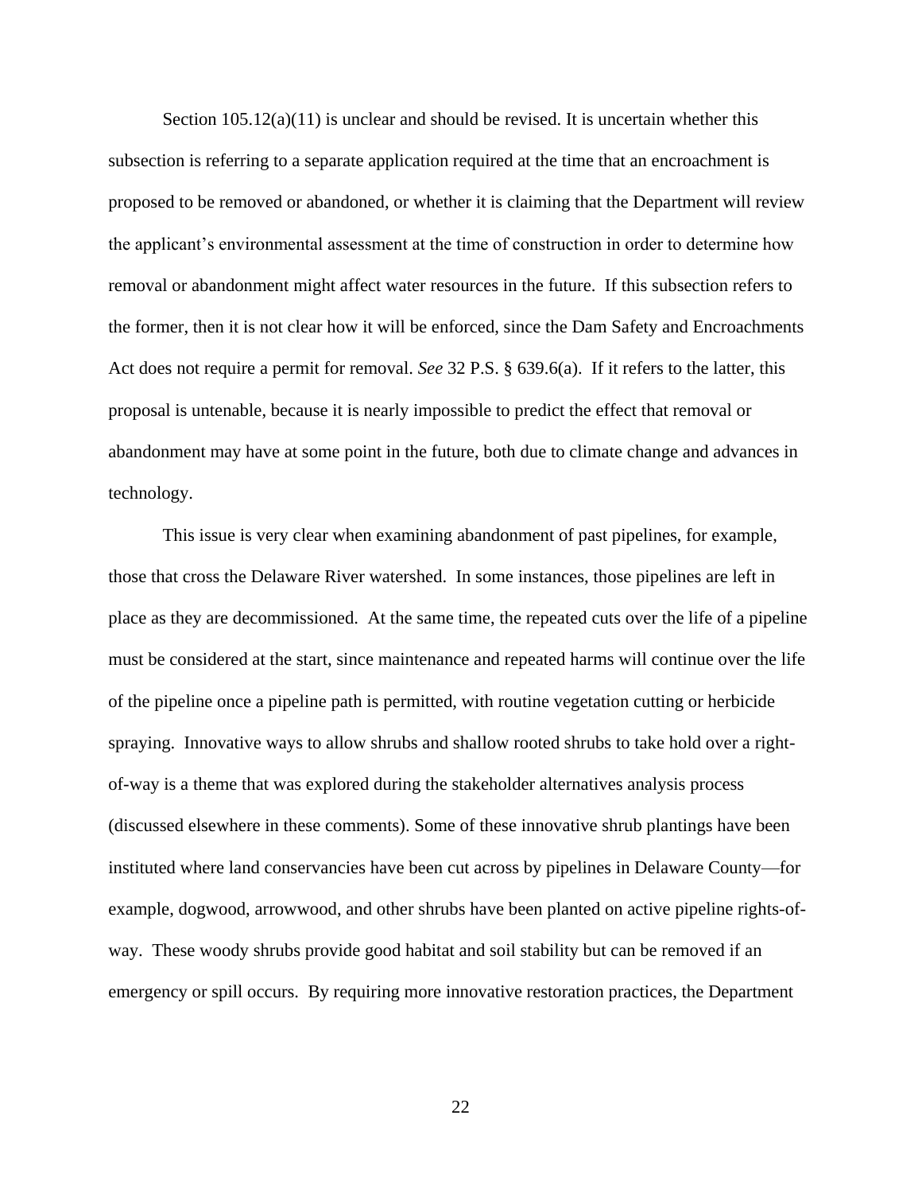Section 105.12(a)(11) is unclear and should be revised. It is uncertain whether this subsection is referring to a separate application required at the time that an encroachment is proposed to be removed or abandoned, or whether it is claiming that the Department will review the applicant's environmental assessment at the time of construction in order to determine how removal or abandonment might affect water resources in the future. If this subsection refers to the former, then it is not clear how it will be enforced, since the Dam Safety and Encroachments Act does not require a permit for removal. *See* 32 P.S. § 639.6(a). If it refers to the latter, this proposal is untenable, because it is nearly impossible to predict the effect that removal or abandonment may have at some point in the future, both due to climate change and advances in technology.

This issue is very clear when examining abandonment of past pipelines, for example, those that cross the Delaware River watershed. In some instances, those pipelines are left in place as they are decommissioned. At the same time, the repeated cuts over the life of a pipeline must be considered at the start, since maintenance and repeated harms will continue over the life of the pipeline once a pipeline path is permitted, with routine vegetation cutting or herbicide spraying. Innovative ways to allow shrubs and shallow rooted shrubs to take hold over a right-of-way is a theme that was explored during the stakeholder alternatives analysis process (discussed elsewhere in these comments). Some of these innovative shrub plantings have been instituted where land conservancies have been cut across by pipelines in Delaware County—for example, dogwood, arrowwood, and other shrubs have been planted on active pipeline rights-of-way. These woody shrubs provide good habitat and soil stability but can be removed if an emergency or spill occurs. By requiring more innovative restoration practices, the Department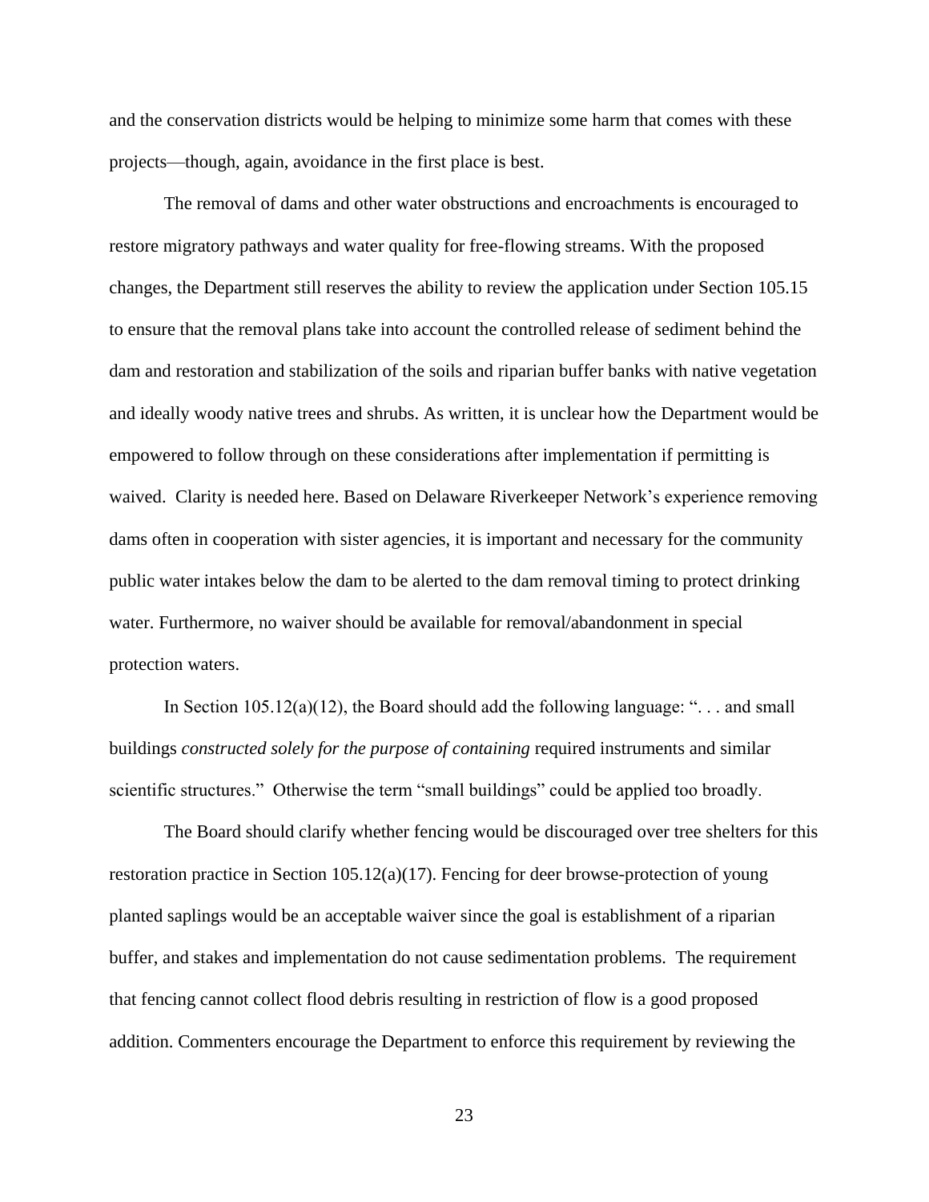and the conservation districts would be helping to minimize some harm that comes with these projects—though, again, avoidance in the first place is best.

The removal of dams and other water obstructions and encroachments is encouraged to restore migratory pathways and water quality for free-flowing streams. With the proposed changes, the Department still reserves the ability to review the application under Section 105.15 to ensure that the removal plans take into account the controlled release of sediment behind the dam and restoration and stabilization of the soils and riparian buffer banks with native vegetation and ideally woody native trees and shrubs. As written, it is unclear how the Department would be empowered to follow through on these considerations after implementation if permitting is waived. Clarity is needed here. Based on Delaware Riverkeeper Network's experience removing dams often in cooperation with sister agencies, it is important and necessary for the community public water intakes below the dam to be alerted to the dam removal timing to protect drinking water. Furthermore, no waiver should be available for removal/abandonment in special protection waters.

In Section 105.12(a)(12), the Board should add the following language: ". . . and small buildings *constructed solely for the purpose of containing* required instruments and similar scientific structures." Otherwise the term "small buildings" could be applied too broadly.

The Board should clarify whether fencing would be discouraged over tree shelters for this restoration practice in Section 105.12(a)(17). Fencing for deer browse-protection of young planted saplings would be an acceptable waiver since the goal is establishment of a riparian buffer, and stakes and implementation do not cause sedimentation problems. The requirement that fencing cannot collect flood debris resulting in restriction of flow is a good proposed addition. Commenters encourage the Department to enforce this requirement by reviewing the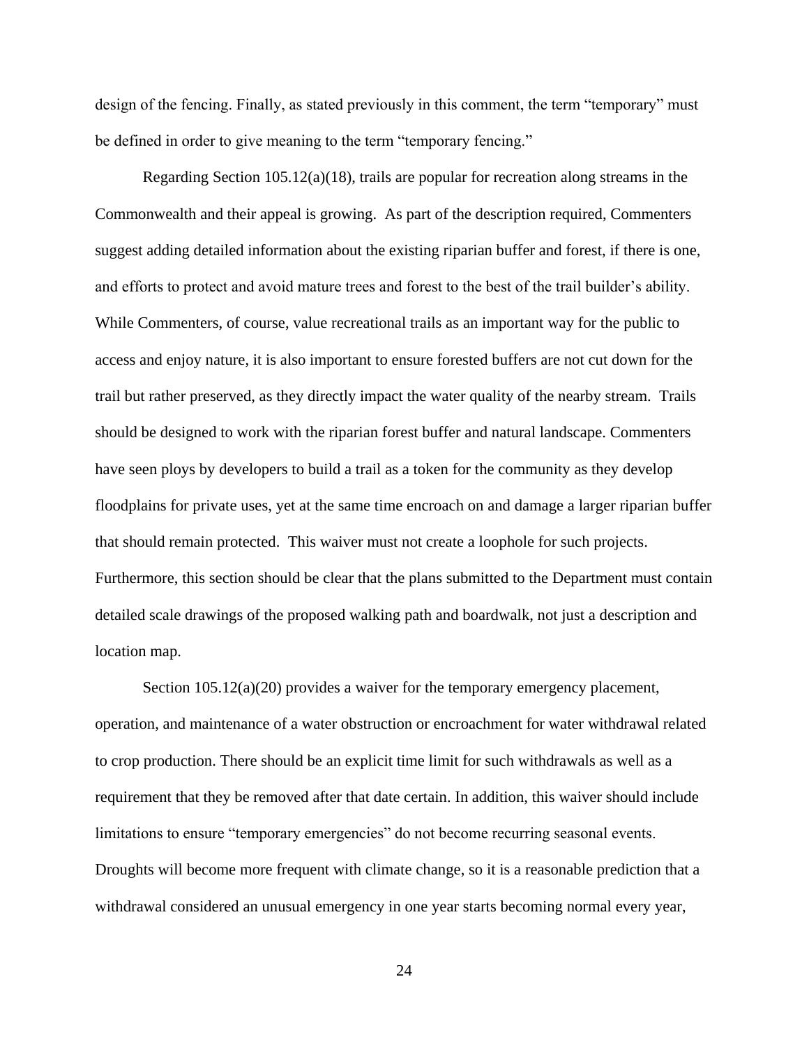design of the fencing. Finally, as stated previously in this comment, the term "temporary" must be defined in order to give meaning to the term "temporary fencing."

Regarding Section 105.12(a)(18), trails are popular for recreation along streams in the Commonwealth and their appeal is growing. As part of the description required, Commenters suggest adding detailed information about the existing riparian buffer and forest, if there is one, and efforts to protect and avoid mature trees and forest to the best of the trail builder's ability. While Commenters, of course, value recreational trails as an important way for the public to access and enjoy nature, it is also important to ensure forested buffers are not cut down for the trail but rather preserved, as they directly impact the water quality of the nearby stream. Trails should be designed to work with the riparian forest buffer and natural landscape. Commenters have seen ploys by developers to build a trail as a token for the community as they develop floodplains for private uses, yet at the same time encroach on and damage a larger riparian buffer that should remain protected. This waiver must not create a loophole for such projects. Furthermore, this section should be clear that the plans submitted to the Department must contain detailed scale drawings of the proposed walking path and boardwalk, not just a description and location map.

Section 105.12(a)(20) provides a waiver for the temporary emergency placement, operation, and maintenance of a water obstruction or encroachment for water withdrawal related to crop production. There should be an explicit time limit for such withdrawals as well as a requirement that they be removed after that date certain. In addition, this waiver should include limitations to ensure "temporary emergencies" do not become recurring seasonal events. Droughts will become more frequent with climate change, so it is a reasonable prediction that a withdrawal considered an unusual emergency in one year starts becoming normal every year,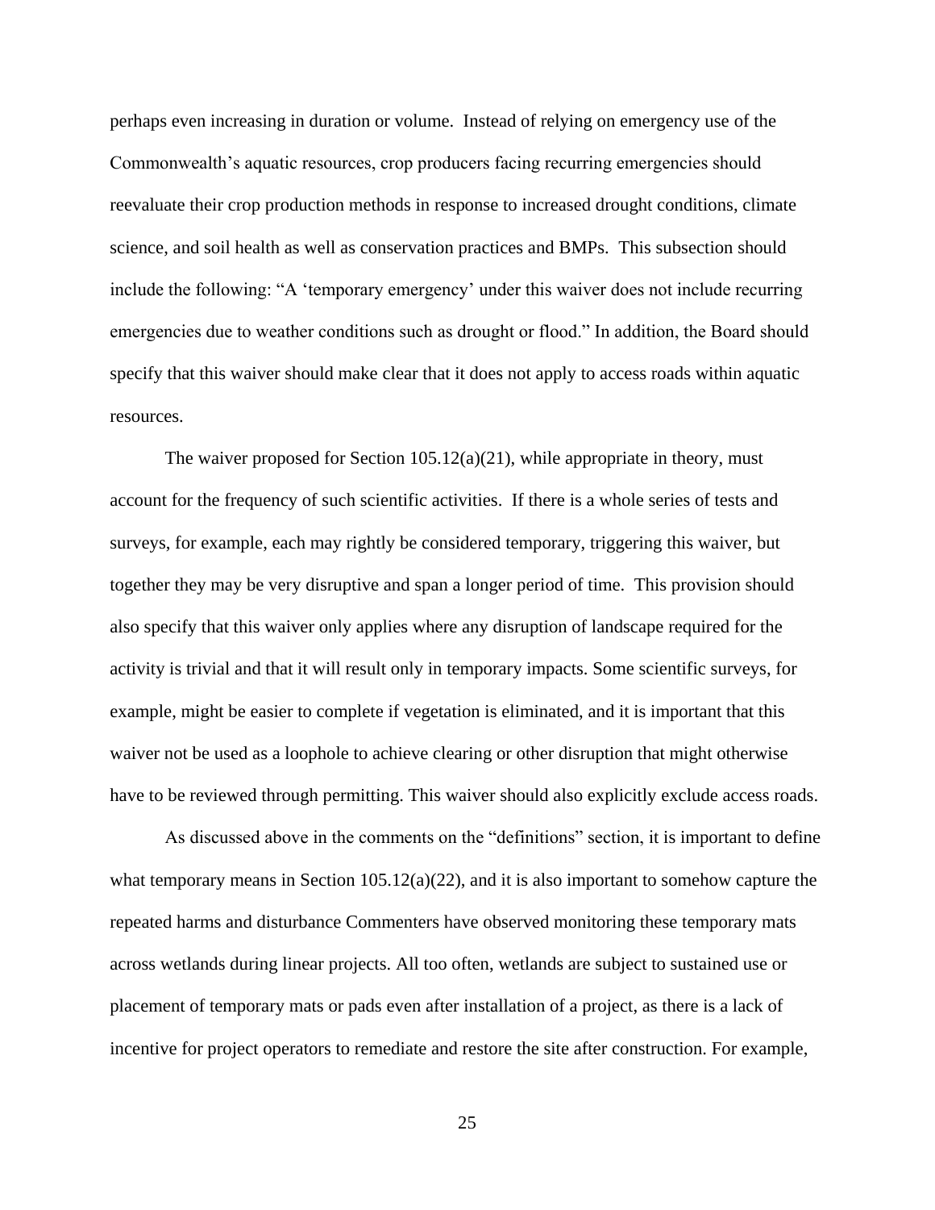perhaps even increasing in duration or volume. Instead of relying on emergency use of the Commonwealth's aquatic resources, crop producers facing recurring emergencies should reevaluate their crop production methods in response to increased drought conditions, climate science, and soil health as well as conservation practices and BMPs. This subsection should include the following: "A 'temporary emergency' under this waiver does not include recurring emergencies due to weather conditions such as drought or flood." In addition, the Board should specify that this waiver should make clear that it does not apply to access roads within aquatic resources.

The waiver proposed for Section 105.12(a)(21), while appropriate in theory, must account for the frequency of such scientific activities. If there is a whole series of tests and surveys, for example, each may rightly be considered temporary, triggering this waiver, but together they may be very disruptive and span a longer period of time. This provision should also specify that this waiver only applies where any disruption of landscape required for the activity is trivial and that it will result only in temporary impacts. Some scientific surveys, for example, might be easier to complete if vegetation is eliminated, and it is important that this waiver not be used as a loophole to achieve clearing or other disruption that might otherwise have to be reviewed through permitting. This waiver should also explicitly exclude access roads.

As discussed above in the comments on the "definitions" section, it is important to define what temporary means in Section 105.12(a)(22), and it is also important to somehow capture the repeated harms and disturbance Commenters have observed monitoring these temporary mats across wetlands during linear projects. All too often, wetlands are subject to sustained use or placement of temporary mats or pads even after installation of a project, as there is a lack of incentive for project operators to remediate and restore the site after construction. For example,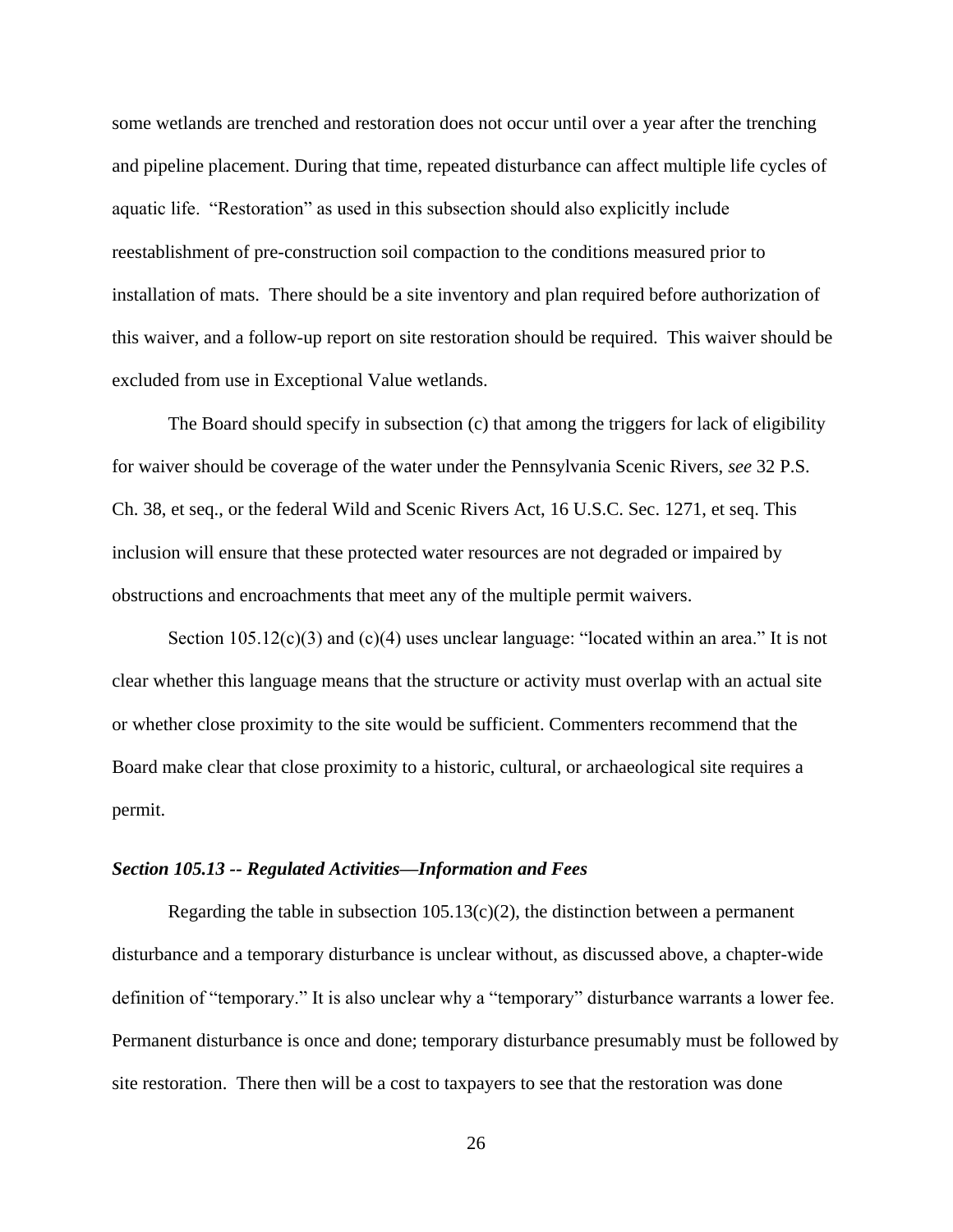some wetlands are trenched and restoration does not occur until over a year after the trenching and pipeline placement. During that time, repeated disturbance can affect multiple life cycles of aquatic life. "Restoration" as used in this subsection should also explicitly include reestablishment of pre-construction soil compaction to the conditions measured prior to installation of mats. There should be a site inventory and plan required before authorization of this waiver, and a follow-up report on site restoration should be required. This waiver should be excluded from use in Exceptional Value wetlands.

The Board should specify in subsection (c) that among the triggers for lack of eligibility for waiver should be coverage of the water under the Pennsylvania Scenic Rivers, *see* 32 P.S. Ch. 38, et seq., or the federal Wild and Scenic Rivers Act, 16 U.S.C. Sec. 1271, et seq. This inclusion will ensure that these protected water resources are not degraded or impaired by obstructions and encroachments that meet any of the multiple permit waivers.

Section 105.12(c)(3) and (c)(4) uses unclear language: "located within an area." It is not clear whether this language means that the structure or activity must overlap with an actual site or whether close proximity to the site would be sufficient. Commenters recommend that the Board make clear that close proximity to a historic, cultural, or archaeological site requires a permit.

### *Section 105.13 -- Regulated Activities—Information and Fees*

Regarding the table in subsection 105.13(c)(2), the distinction between a permanent disturbance and a temporary disturbance is unclear without, as discussed above, a chapter-wide definition of "temporary." It is also unclear why a "temporary" disturbance warrants a lower fee. Permanent disturbance is once and done; temporary disturbance presumably must be followed by site restoration. There then will be a cost to taxpayers to see that the restoration was done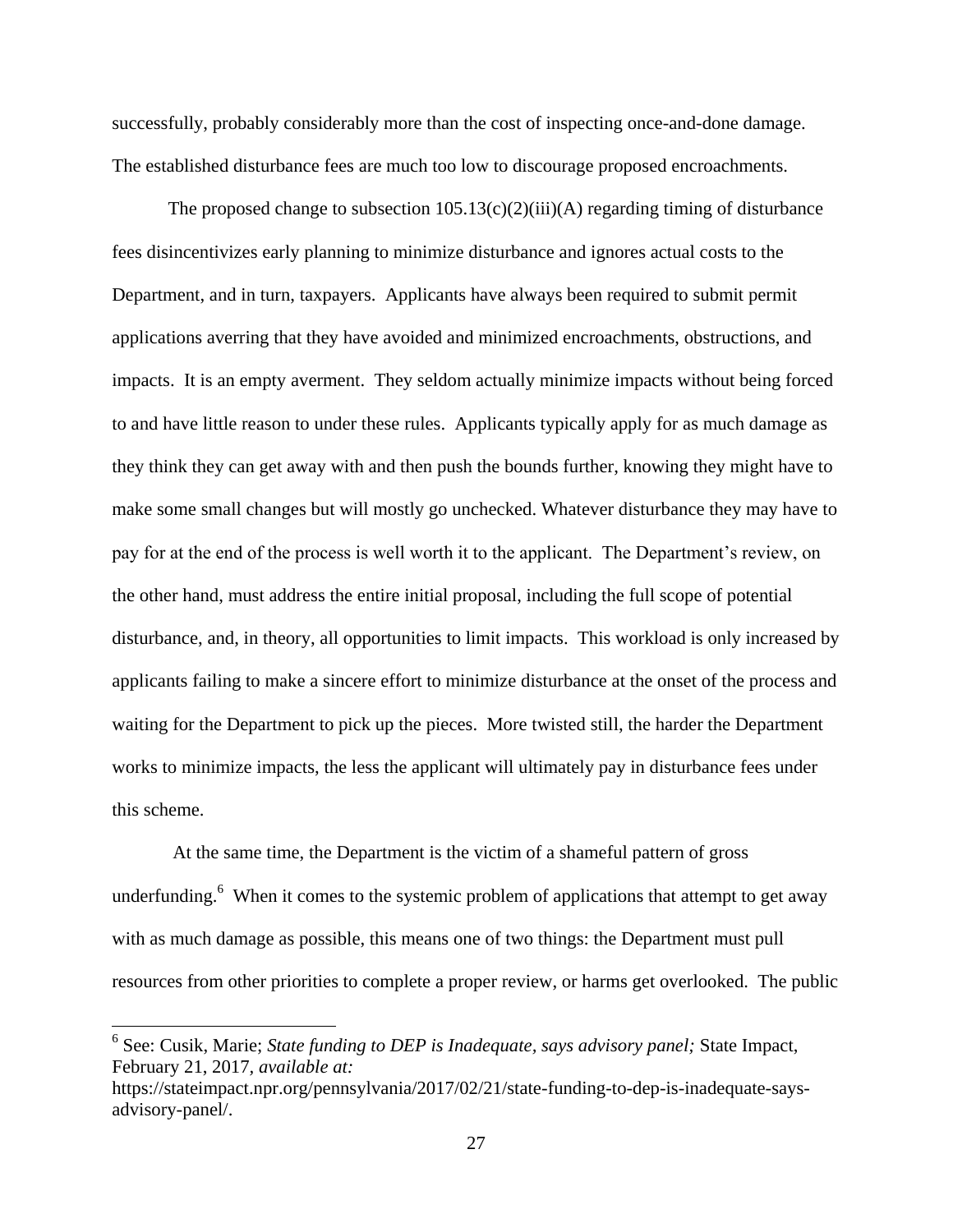successfully, probably considerably more than the cost of inspecting once-and-done damage. The established disturbance fees are much too low to discourage proposed encroachments.

The proposed change to subsection 105.13(c)(2)(iii)(A) regarding timing of disturbance fees disincentivizes early planning to minimize disturbance and ignores actual costs to the Department, and in turn, taxpayers. Applicants have always been required to submit permit applications averring that they have avoided and minimized encroachments, obstructions, and impacts. It is an empty averment. They seldom actually minimize impacts without being forced to and have little reason to under these rules. Applicants typically apply for as much damage as they think they can get away with and then push the bounds further, knowing they might have to make some small changes but will mostly go unchecked. Whatever disturbance they may have to pay for at the end of the process is well worth it to the applicant. The Department's review, on the other hand, must address the entire initial proposal, including the full scope of potential disturbance, and, in theory, all opportunities to limit impacts. This workload is only increased by applicants failing to make a sincere effort to minimize disturbance at the onset of the process and waiting for the Department to pick up the pieces. More twisted still, the harder the Department works to minimize impacts, the less the applicant will ultimately pay in disturbance fees under this scheme.

At the same time, the Department is the victim of a shameful pattern of gross underfunding.[6] When it comes to the systemic problem of applications that attempt to get away with as much damage as possible, this means one of two things: the Department must pull resources from other priorities to complete a proper review, or harms get overlooked. The public

[6] See: Cusik, Marie; *State funding to DEP is Inadequate, says advisory panel;* State Impact, February 21, 2017, *available at:* https://stateimpact.npr.org/pennsylvania/2017/02/21/state-funding-to-dep-is-inadequate-says-advisory-panel/.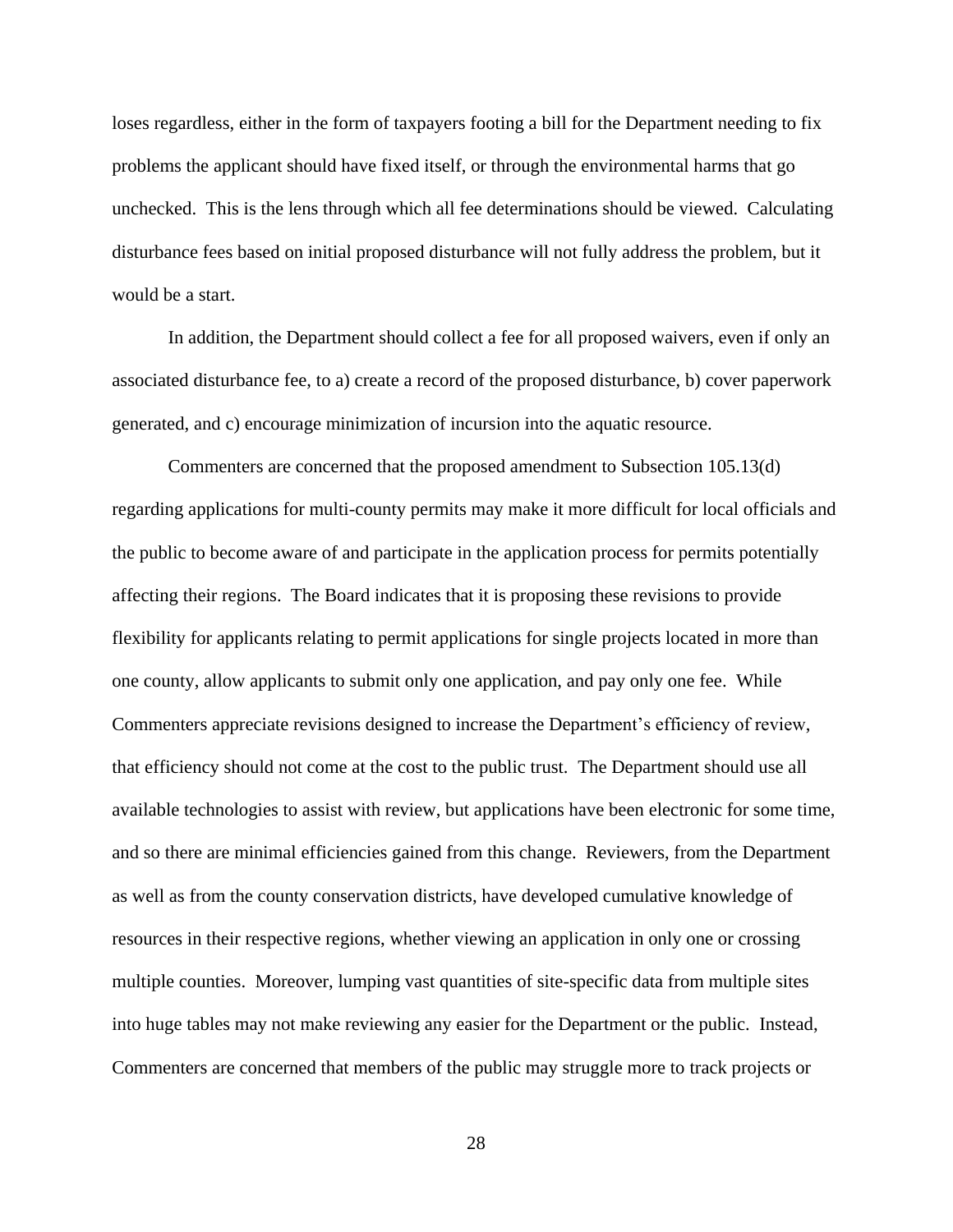loses regardless, either in the form of taxpayers footing a bill for the Department needing to fix problems the applicant should have fixed itself, or through the environmental harms that go unchecked. This is the lens through which all fee determinations should be viewed. Calculating disturbance fees based on initial proposed disturbance will not fully address the problem, but it would be a start.

In addition, the Department should collect a fee for all proposed waivers, even if only an associated disturbance fee, to a) create a record of the proposed disturbance, b) cover paperwork generated, and c) encourage minimization of incursion into the aquatic resource.

Commenters are concerned that the proposed amendment to Subsection 105.13(d) regarding applications for multi-county permits may make it more difficult for local officials and the public to become aware of and participate in the application process for permits potentially affecting their regions. The Board indicates that it is proposing these revisions to provide flexibility for applicants relating to permit applications for single projects located in more than one county, allow applicants to submit only one application, and pay only one fee. While Commenters appreciate revisions designed to increase the Department's efficiency of review, that efficiency should not come at the cost to the public trust. The Department should use all available technologies to assist with review, but applications have been electronic for some time, and so there are minimal efficiencies gained from this change. Reviewers, from the Department as well as from the county conservation districts, have developed cumulative knowledge of resources in their respective regions, whether viewing an application in only one or crossing multiple counties. Moreover, lumping vast quantities of site-specific data from multiple sites into huge tables may not make reviewing any easier for the Department or the public. Instead, Commenters are concerned that members of the public may struggle more to track projects or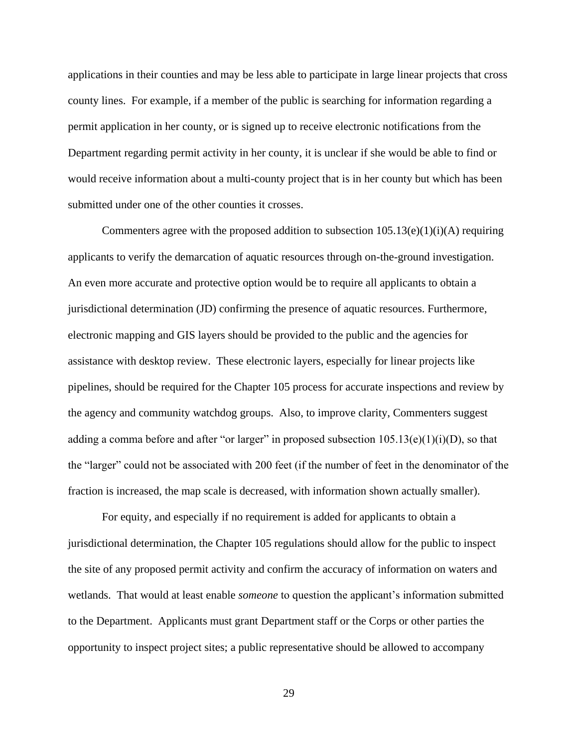applications in their counties and may be less able to participate in large linear projects that cross county lines. For example, if a member of the public is searching for information regarding a permit application in her county, or is signed up to receive electronic notifications from the Department regarding permit activity in her county, it is unclear if she would be able to find or would receive information about a multi-county project that is in her county but which has been submitted under one of the other counties it crosses.

Commenters agree with the proposed addition to subsection 105.13(e)(1)(i)(A) requiring applicants to verify the demarcation of aquatic resources through on-the-ground investigation. An even more accurate and protective option would be to require all applicants to obtain a jurisdictional determination (JD) confirming the presence of aquatic resources. Furthermore, electronic mapping and GIS layers should be provided to the public and the agencies for assistance with desktop review. These electronic layers, especially for linear projects like pipelines, should be required for the Chapter 105 process for accurate inspections and review by the agency and community watchdog groups. Also, to improve clarity, Commenters suggest adding a comma before and after "or larger" in proposed subsection 105.13(e)(1)(i)(D), so that the "larger" could not be associated with 200 feet (if the number of feet in the denominator of the fraction is increased, the map scale is decreased, with information shown actually smaller).

For equity, and especially if no requirement is added for applicants to obtain a jurisdictional determination, the Chapter 105 regulations should allow for the public to inspect the site of any proposed permit activity and confirm the accuracy of information on waters and wetlands. That would at least enable *someone* to question the applicant's information submitted to the Department. Applicants must grant Department staff or the Corps or other parties the opportunity to inspect project sites; a public representative should be allowed to accompany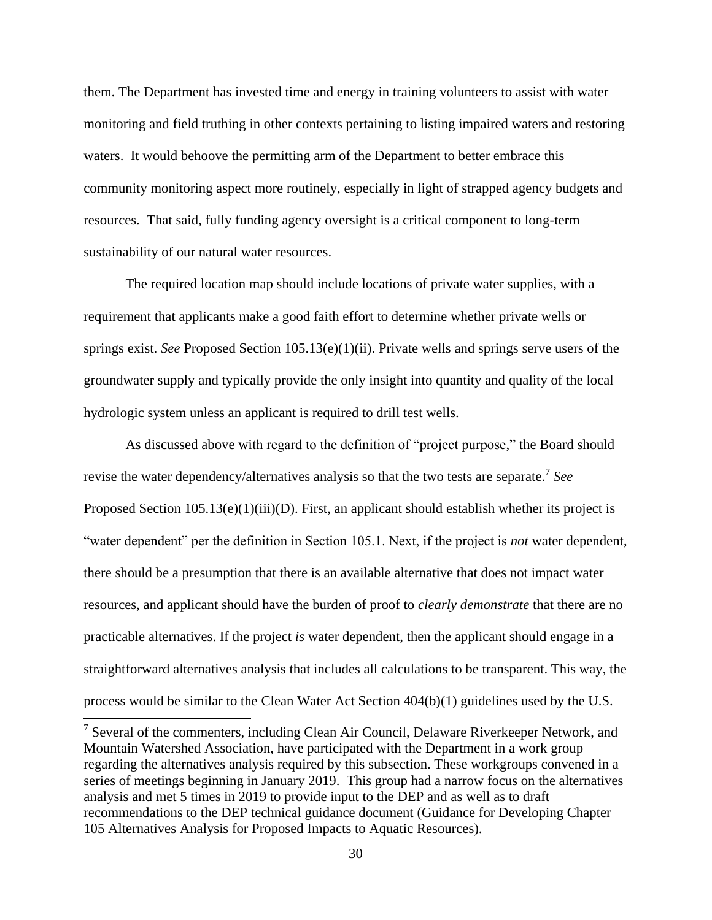them. The Department has invested time and energy in training volunteers to assist with water monitoring and field truthing in other contexts pertaining to listing impaired waters and restoring waters. It would behoove the permitting arm of the Department to better embrace this community monitoring aspect more routinely, especially in light of strapped agency budgets and resources. That said, fully funding agency oversight is a critical component to long-term sustainability of our natural water resources.

The required location map should include locations of private water supplies, with a requirement that applicants make a good faith effort to determine whether private wells or springs exist. *See* Proposed Section 105.13(e)(1)(ii). Private wells and springs serve users of the groundwater supply and typically provide the only insight into quantity and quality of the local hydrologic system unless an applicant is required to drill test wells.

As discussed above with regard to the definition of "project purpose," the Board should revise the water dependency/alternatives analysis so that the two tests are separate.[7] *See* Proposed Section 105.13(e)(1)(iii)(D). First, an applicant should establish whether its project is "water dependent" per the definition in Section 105.1. Next, if the project is *not* water dependent, there should be a presumption that there is an available alternative that does not impact water resources, and applicant should have the burden of proof to *clearly demonstrate* that there are no practicable alternatives. If the project *is* water dependent, then the applicant should engage in a straightforward alternatives analysis that includes all calculations to be transparent. This way, the process would be similar to the Clean Water Act Section 404(b)(1) guidelines used by the U.S.

[7] Several of the commenters, including Clean Air Council, Delaware Riverkeeper Network, and Mountain Watershed Association, have participated with the Department in a work group regarding the alternatives analysis required by this subsection. These workgroups convened in a series of meetings beginning in January 2019. This group had a narrow focus on the alternatives analysis and met 5 times in 2019 to provide input to the DEP and as well as to draft recommendations to the DEP technical guidance document (Guidance for Developing Chapter 105 Alternatives Analysis for Proposed Impacts to Aquatic Resources).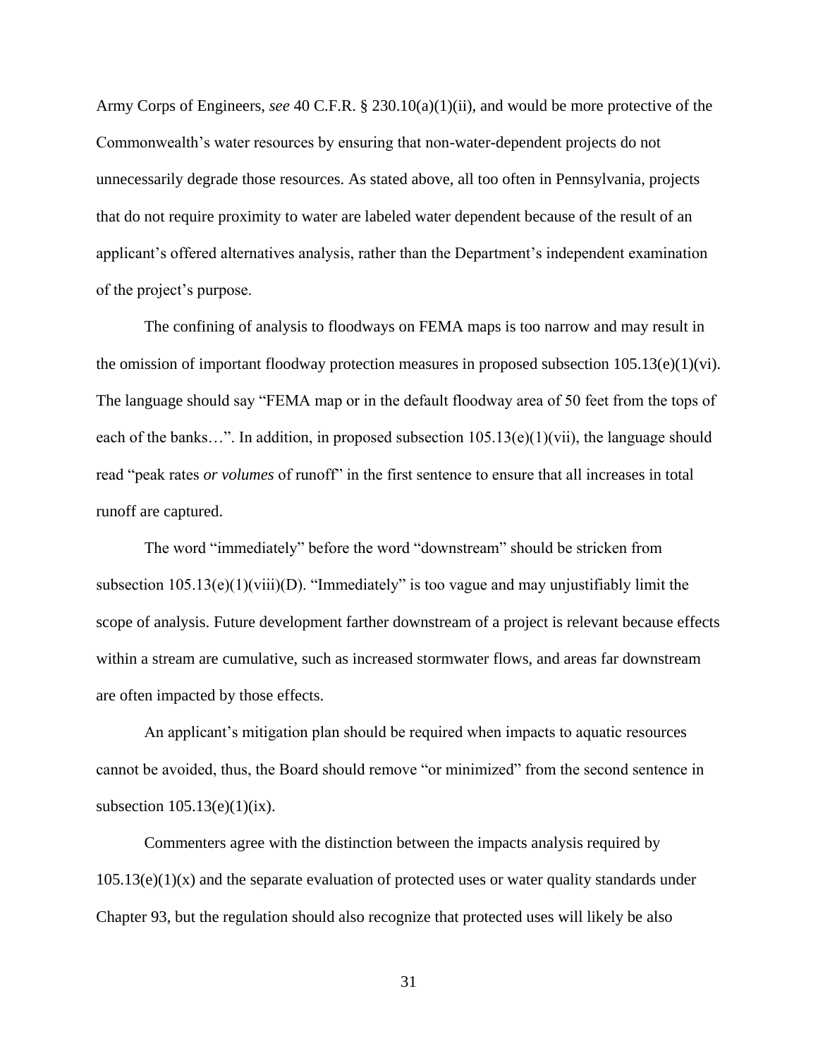Army Corps of Engineers, *see* 40 C.F.R. § 230.10(a)(1)(ii), and would be more protective of the Commonwealth's water resources by ensuring that non-water-dependent projects do not unnecessarily degrade those resources. As stated above, all too often in Pennsylvania, projects that do not require proximity to water are labeled water dependent because of the result of an applicant's offered alternatives analysis, rather than the Department's independent examination of the project's purpose.

The confining of analysis to floodways on FEMA maps is too narrow and may result in the omission of important floodway protection measures in proposed subsection 105.13(e)(1)(vi). The language should say "FEMA map or in the default floodway area of 50 feet from the tops of each of the banks…". In addition, in proposed subsection 105.13(e)(1)(vii), the language should read "peak rates *or volumes* of runoff" in the first sentence to ensure that all increases in total runoff are captured.

The word "immediately" before the word "downstream" should be stricken from subsection 105.13(e)(1)(viii)(D). "Immediately" is too vague and may unjustifiably limit the scope of analysis. Future development farther downstream of a project is relevant because effects within a stream are cumulative, such as increased stormwater flows, and areas far downstream are often impacted by those effects.

An applicant's mitigation plan should be required when impacts to aquatic resources cannot be avoided, thus, the Board should remove "or minimized" from the second sentence in subsection 105.13(e)(1)(ix).

Commenters agree with the distinction between the impacts analysis required by 105.13(e)(1)(x) and the separate evaluation of protected uses or water quality standards under Chapter 93, but the regulation should also recognize that protected uses will likely be also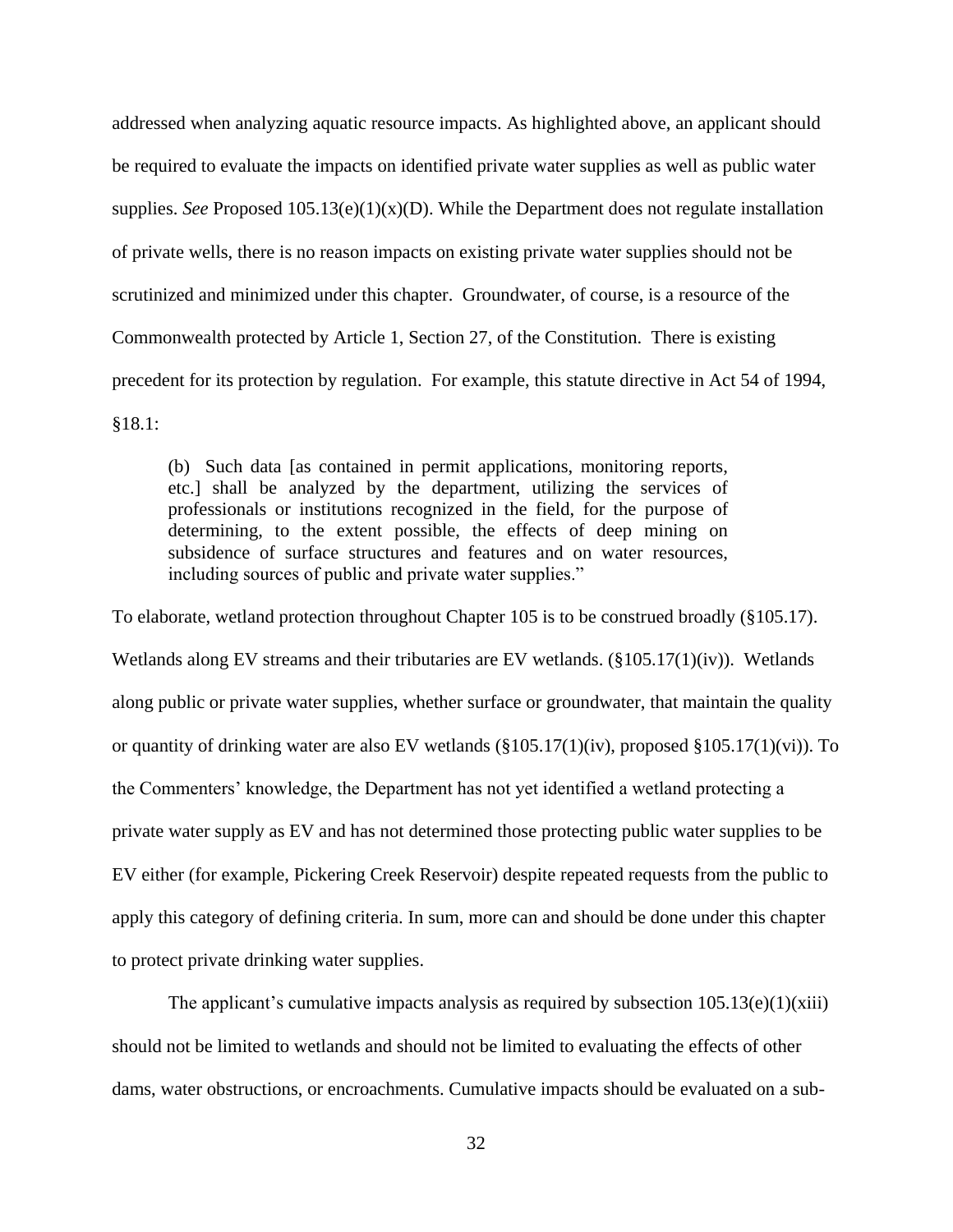addressed when analyzing aquatic resource impacts. As highlighted above, an applicant should be required to evaluate the impacts on identified private water supplies as well as public water supplies. *See* Proposed 105.13(e)(1)(x)(D). While the Department does not regulate installation of private wells, there is no reason impacts on existing private water supplies should not be scrutinized and minimized under this chapter. Groundwater, of course, is a resource of the Commonwealth protected by Article 1, Section 27, of the Constitution. There is existing precedent for its protection by regulation. For example, this statute directive in Act 54 of 1994, §18.1:

> (b) Such data [as contained in permit applications, monitoring reports, etc.] shall be analyzed by the department, utilizing the services of professionals or institutions recognized in the field, for the purpose of determining, to the extent possible, the effects of deep mining on subsidence of surface structures and features and on water resources, including sources of public and private water supplies."

To elaborate, wetland protection throughout Chapter 105 is to be construed broadly (§105.17). Wetlands along EV streams and their tributaries are EV wetlands. (§105.17(1)(iv)). Wetlands along public or private water supplies, whether surface or groundwater, that maintain the quality or quantity of drinking water are also EV wetlands (§105.17(1)(iv), proposed §105.17(1)(vi)). To the Commenters' knowledge, the Department has not yet identified a wetland protecting a private water supply as EV and has not determined those protecting public water supplies to be EV either (for example, Pickering Creek Reservoir) despite repeated requests from the public to apply this category of defining criteria. In sum, more can and should be done under this chapter to protect private drinking water supplies.

The applicant's cumulative impacts analysis as required by subsection 105.13(e)(1)(xiii) should not be limited to wetlands and should not be limited to evaluating the effects of other dams, water obstructions, or encroachments. Cumulative impacts should be evaluated on a sub-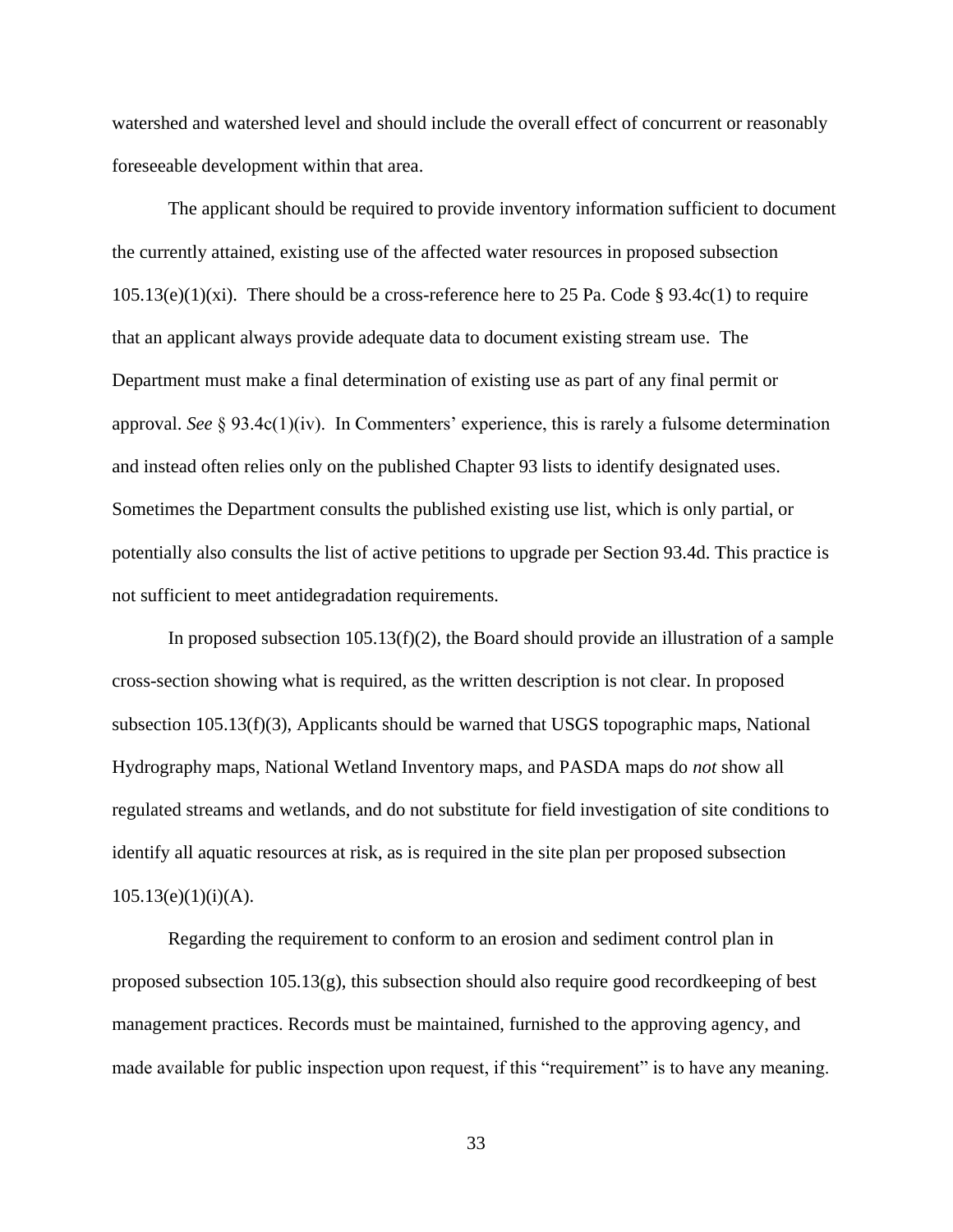watershed and watershed level and should include the overall effect of concurrent or reasonably foreseeable development within that area.

The applicant should be required to provide inventory information sufficient to document the currently attained, existing use of the affected water resources in proposed subsection 105.13(e)(1)(xi). There should be a cross-reference here to 25 Pa. Code § 93.4c(1) to require that an applicant always provide adequate data to document existing stream use. The Department must make a final determination of existing use as part of any final permit or approval. *See* § 93.4c(1)(iv). In Commenters' experience, this is rarely a fulsome determination and instead often relies only on the published Chapter 93 lists to identify designated uses. Sometimes the Department consults the published existing use list, which is only partial, or potentially also consults the list of active petitions to upgrade per Section 93.4d. This practice is not sufficient to meet antidegradation requirements.

In proposed subsection 105.13(f)(2), the Board should provide an illustration of a sample cross-section showing what is required, as the written description is not clear. In proposed subsection 105.13(f)(3), Applicants should be warned that USGS topographic maps, National Hydrography maps, National Wetland Inventory maps, and PASDA maps do *not* show all regulated streams and wetlands, and do not substitute for field investigation of site conditions to identify all aquatic resources at risk, as is required in the site plan per proposed subsection 105.13(e)(1)(i)(A).

Regarding the requirement to conform to an erosion and sediment control plan in proposed subsection 105.13(g), this subsection should also require good recordkeeping of best management practices. Records must be maintained, furnished to the approving agency, and made available for public inspection upon request, if this "requirement" is to have any meaning.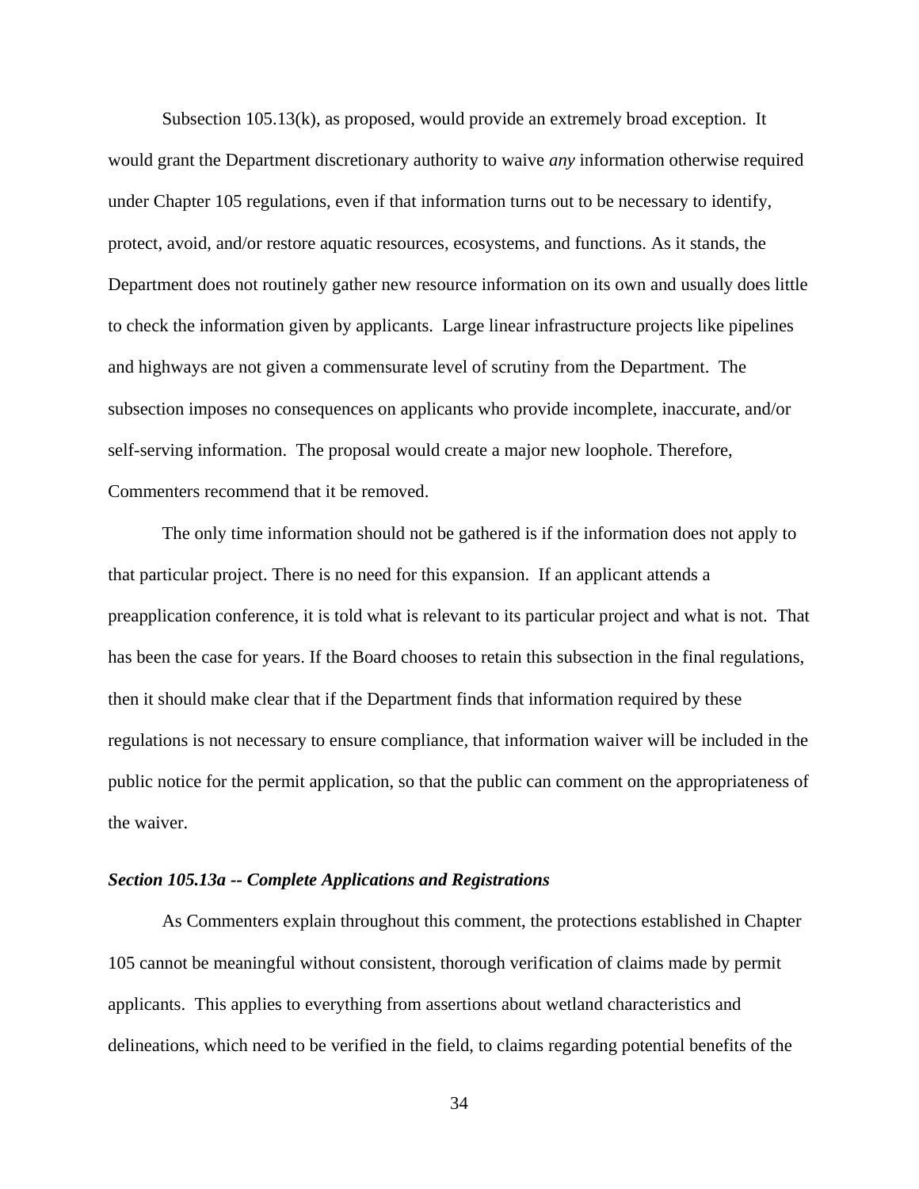Subsection 105.13(k), as proposed, would provide an extremely broad exception. It would grant the Department discretionary authority to waive *any* information otherwise required under Chapter 105 regulations, even if that information turns out to be necessary to identify, protect, avoid, and/or restore aquatic resources, ecosystems, and functions. As it stands, the Department does not routinely gather new resource information on its own and usually does little to check the information given by applicants. Large linear infrastructure projects like pipelines and highways are not given a commensurate level of scrutiny from the Department. The subsection imposes no consequences on applicants who provide incomplete, inaccurate, and/or self-serving information. The proposal would create a major new loophole. Therefore, Commenters recommend that it be removed.

The only time information should not be gathered is if the information does not apply to that particular project. There is no need for this expansion. If an applicant attends a preapplication conference, it is told what is relevant to its particular project and what is not. That has been the case for years. If the Board chooses to retain this subsection in the final regulations, then it should make clear that if the Department finds that information required by these regulations is not necessary to ensure compliance, that information waiver will be included in the public notice for the permit application, so that the public can comment on the appropriateness of the waiver.

***Section 105.13a -- Complete Applications and Registrations***

As Commenters explain throughout this comment, the protections established in Chapter 105 cannot be meaningful without consistent, thorough verification of claims made by permit applicants. This applies to everything from assertions about wetland characteristics and delineations, which need to be verified in the field, to claims regarding potential benefits of the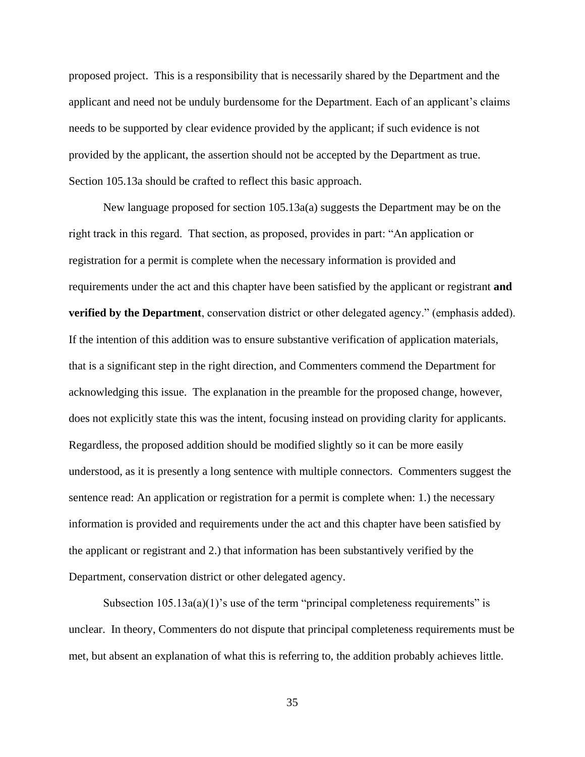proposed project. This is a responsibility that is necessarily shared by the Department and the applicant and need not be unduly burdensome for the Department. Each of an applicant's claims needs to be supported by clear evidence provided by the applicant; if such evidence is not provided by the applicant, the assertion should not be accepted by the Department as true. Section 105.13a should be crafted to reflect this basic approach.

New language proposed for section 105.13a(a) suggests the Department may be on the right track in this regard. That section, as proposed, provides in part: "An application or registration for a permit is complete when the necessary information is provided and requirements under the act and this chapter have been satisfied by the applicant or registrant **and verified by the Department**, conservation district or other delegated agency." (emphasis added). If the intention of this addition was to ensure substantive verification of application materials, that is a significant step in the right direction, and Commenters commend the Department for acknowledging this issue. The explanation in the preamble for the proposed change, however, does not explicitly state this was the intent, focusing instead on providing clarity for applicants. Regardless, the proposed addition should be modified slightly so it can be more easily understood, as it is presently a long sentence with multiple connectors. Commenters suggest the sentence read: An application or registration for a permit is complete when: 1.) the necessary information is provided and requirements under the act and this chapter have been satisfied by the applicant or registrant and 2.) that information has been substantively verified by the Department, conservation district or other delegated agency.

Subsection 105.13a(a)(1)'s use of the term "principal completeness requirements" is unclear. In theory, Commenters do not dispute that principal completeness requirements must be met, but absent an explanation of what this is referring to, the addition probably achieves little.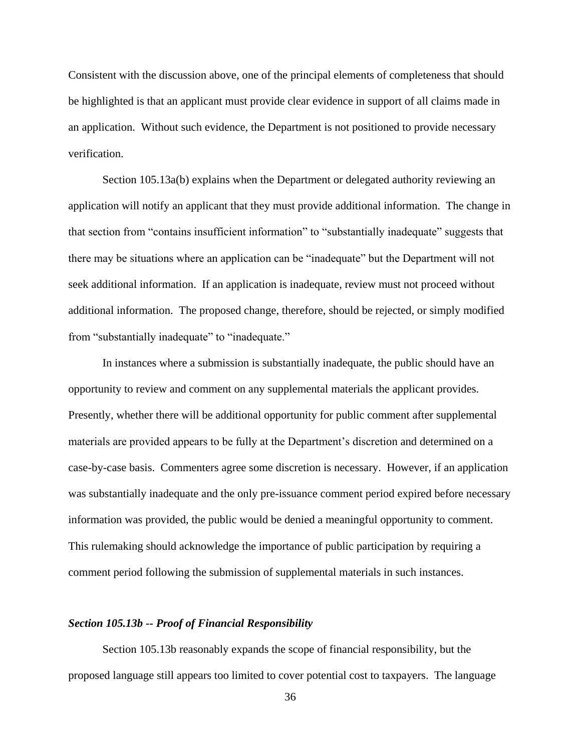Consistent with the discussion above, one of the principal elements of completeness that should be highlighted is that an applicant must provide clear evidence in support of all claims made in an application. Without such evidence, the Department is not positioned to provide necessary verification.

Section 105.13a(b) explains when the Department or delegated authority reviewing an application will notify an applicant that they must provide additional information. The change in that section from "contains insufficient information" to "substantially inadequate" suggests that there may be situations where an application can be "inadequate" but the Department will not seek additional information. If an application is inadequate, review must not proceed without additional information. The proposed change, therefore, should be rejected, or simply modified from "substantially inadequate" to "inadequate."

In instances where a submission is substantially inadequate, the public should have an opportunity to review and comment on any supplemental materials the applicant provides. Presently, whether there will be additional opportunity for public comment after supplemental materials are provided appears to be fully at the Department's discretion and determined on a case-by-case basis. Commenters agree some discretion is necessary. However, if an application was substantially inadequate and the only pre-issuance comment period expired before necessary information was provided, the public would be denied a meaningful opportunity to comment. This rulemaking should acknowledge the importance of public participation by requiring a comment period following the submission of supplemental materials in such instances.

***Section 105.13b -- Proof of Financial Responsibility***

Section 105.13b reasonably expands the scope of financial responsibility, but the proposed language still appears too limited to cover potential cost to taxpayers. The language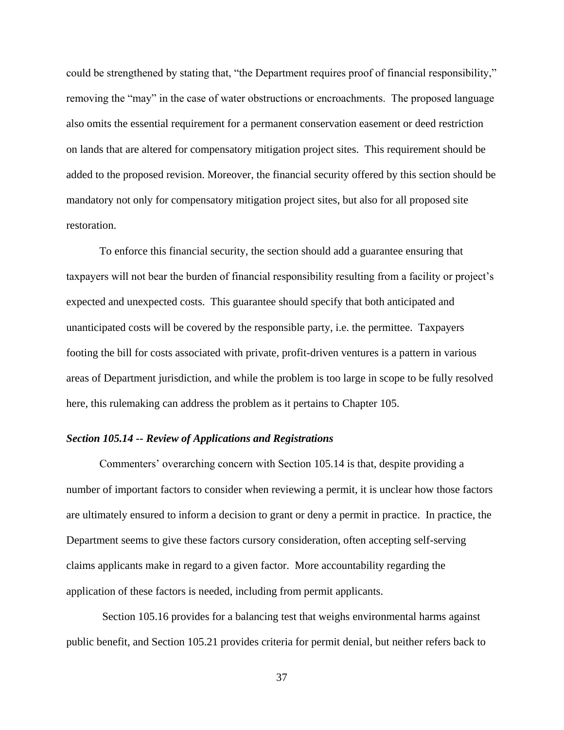could be strengthened by stating that, "the Department requires proof of financial responsibility," removing the "may" in the case of water obstructions or encroachments. The proposed language also omits the essential requirement for a permanent conservation easement or deed restriction on lands that are altered for compensatory mitigation project sites. This requirement should be added to the proposed revision. Moreover, the financial security offered by this section should be mandatory not only for compensatory mitigation project sites, but also for all proposed site restoration.

To enforce this financial security, the section should add a guarantee ensuring that taxpayers will not bear the burden of financial responsibility resulting from a facility or project's expected and unexpected costs. This guarantee should specify that both anticipated and unanticipated costs will be covered by the responsible party, i.e. the permittee. Taxpayers footing the bill for costs associated with private, profit-driven ventures is a pattern in various areas of Department jurisdiction, and while the problem is too large in scope to be fully resolved here, this rulemaking can address the problem as it pertains to Chapter 105.

***Section 105.14 -- Review of Applications and Registrations***

Commenters' overarching concern with Section 105.14 is that, despite providing a number of important factors to consider when reviewing a permit, it is unclear how those factors are ultimately ensured to inform a decision to grant or deny a permit in practice. In practice, the Department seems to give these factors cursory consideration, often accepting self-serving claims applicants make in regard to a given factor. More accountability regarding the application of these factors is needed, including from permit applicants.

Section 105.16 provides for a balancing test that weighs environmental harms against public benefit, and Section 105.21 provides criteria for permit denial, but neither refers back to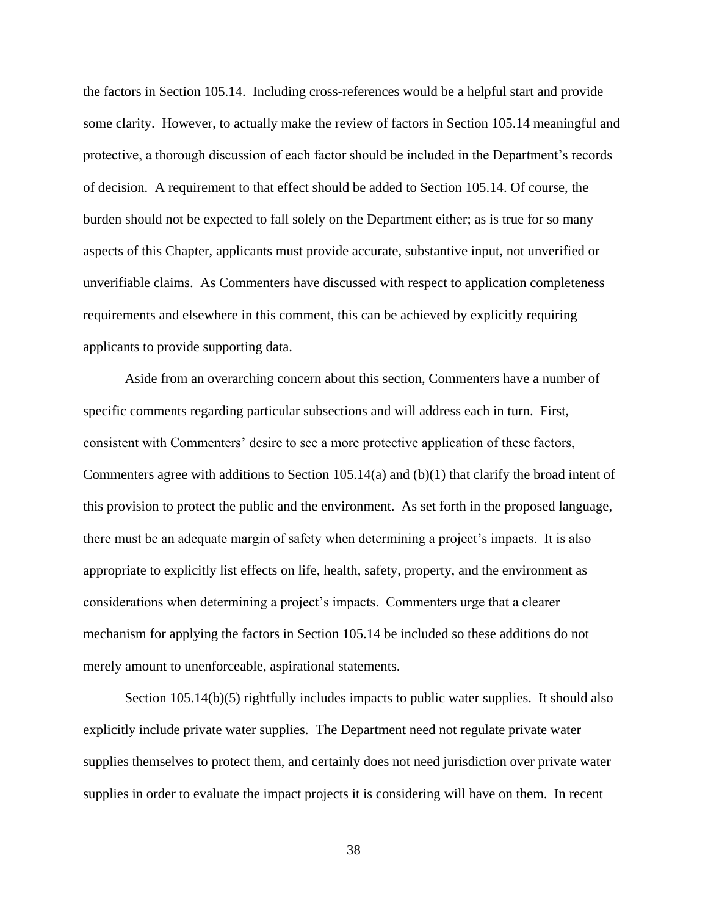the factors in Section 105.14. Including cross-references would be a helpful start and provide some clarity. However, to actually make the review of factors in Section 105.14 meaningful and protective, a thorough discussion of each factor should be included in the Department's records of decision. A requirement to that effect should be added to Section 105.14. Of course, the burden should not be expected to fall solely on the Department either; as is true for so many aspects of this Chapter, applicants must provide accurate, substantive input, not unverified or unverifiable claims. As Commenters have discussed with respect to application completeness requirements and elsewhere in this comment, this can be achieved by explicitly requiring applicants to provide supporting data.

Aside from an overarching concern about this section, Commenters have a number of specific comments regarding particular subsections and will address each in turn. First, consistent with Commenters' desire to see a more protective application of these factors, Commenters agree with additions to Section 105.14(a) and (b)(1) that clarify the broad intent of this provision to protect the public and the environment. As set forth in the proposed language, there must be an adequate margin of safety when determining a project's impacts. It is also appropriate to explicitly list effects on life, health, safety, property, and the environment as considerations when determining a project's impacts. Commenters urge that a clearer mechanism for applying the factors in Section 105.14 be included so these additions do not merely amount to unenforceable, aspirational statements.

Section 105.14(b)(5) rightfully includes impacts to public water supplies. It should also explicitly include private water supplies. The Department need not regulate private water supplies themselves to protect them, and certainly does not need jurisdiction over private water supplies in order to evaluate the impact projects it is considering will have on them. In recent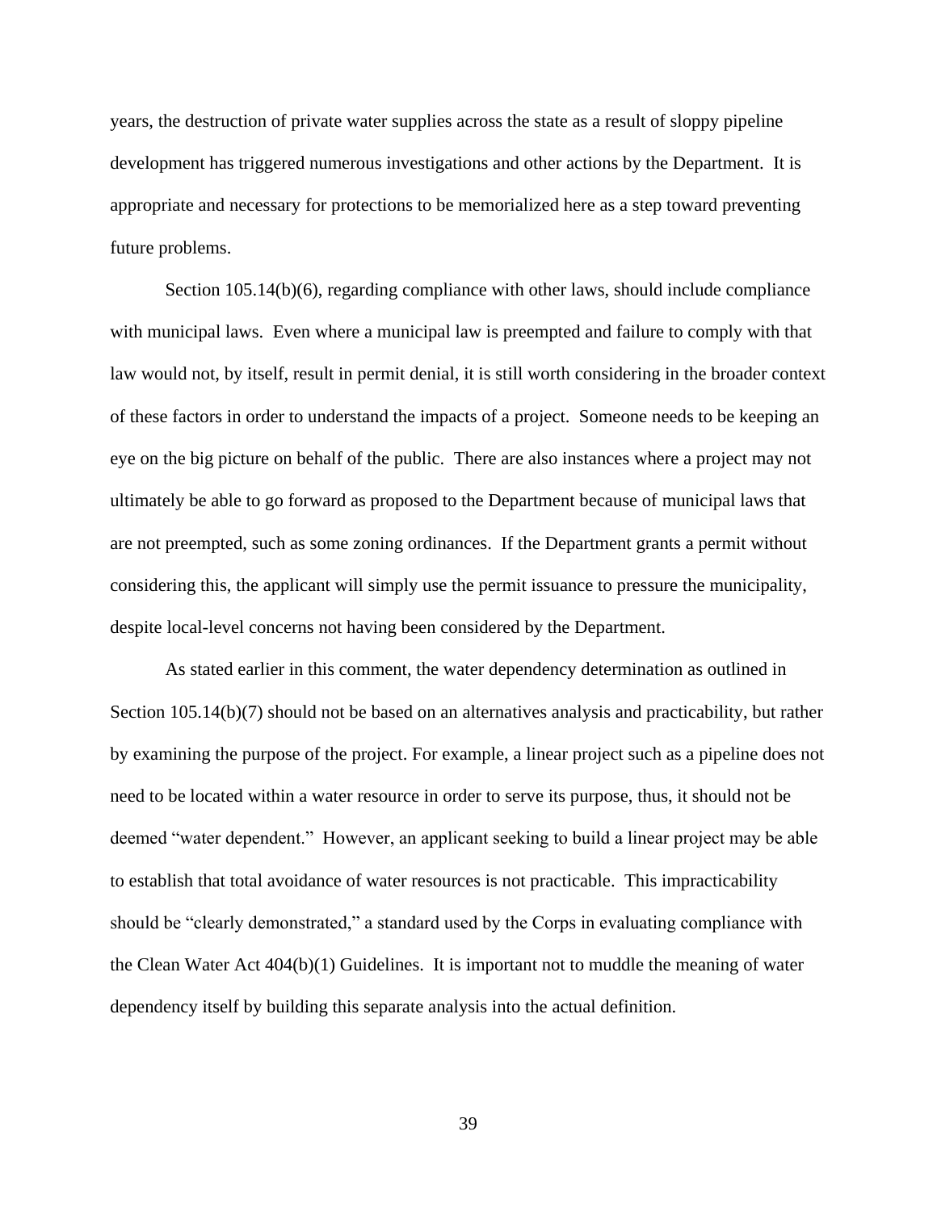years, the destruction of private water supplies across the state as a result of sloppy pipeline development has triggered numerous investigations and other actions by the Department. It is appropriate and necessary for protections to be memorialized here as a step toward preventing future problems.

Section 105.14(b)(6), regarding compliance with other laws, should include compliance with municipal laws. Even where a municipal law is preempted and failure to comply with that law would not, by itself, result in permit denial, it is still worth considering in the broader context of these factors in order to understand the impacts of a project. Someone needs to be keeping an eye on the big picture on behalf of the public. There are also instances where a project may not ultimately be able to go forward as proposed to the Department because of municipal laws that are not preempted, such as some zoning ordinances. If the Department grants a permit without considering this, the applicant will simply use the permit issuance to pressure the municipality, despite local-level concerns not having been considered by the Department.

As stated earlier in this comment, the water dependency determination as outlined in Section 105.14(b)(7) should not be based on an alternatives analysis and practicability, but rather by examining the purpose of the project. For example, a linear project such as a pipeline does not need to be located within a water resource in order to serve its purpose, thus, it should not be deemed "water dependent." However, an applicant seeking to build a linear project may be able to establish that total avoidance of water resources is not practicable. This impracticability should be "clearly demonstrated," a standard used by the Corps in evaluating compliance with the Clean Water Act 404(b)(1) Guidelines. It is important not to muddle the meaning of water dependency itself by building this separate analysis into the actual definition.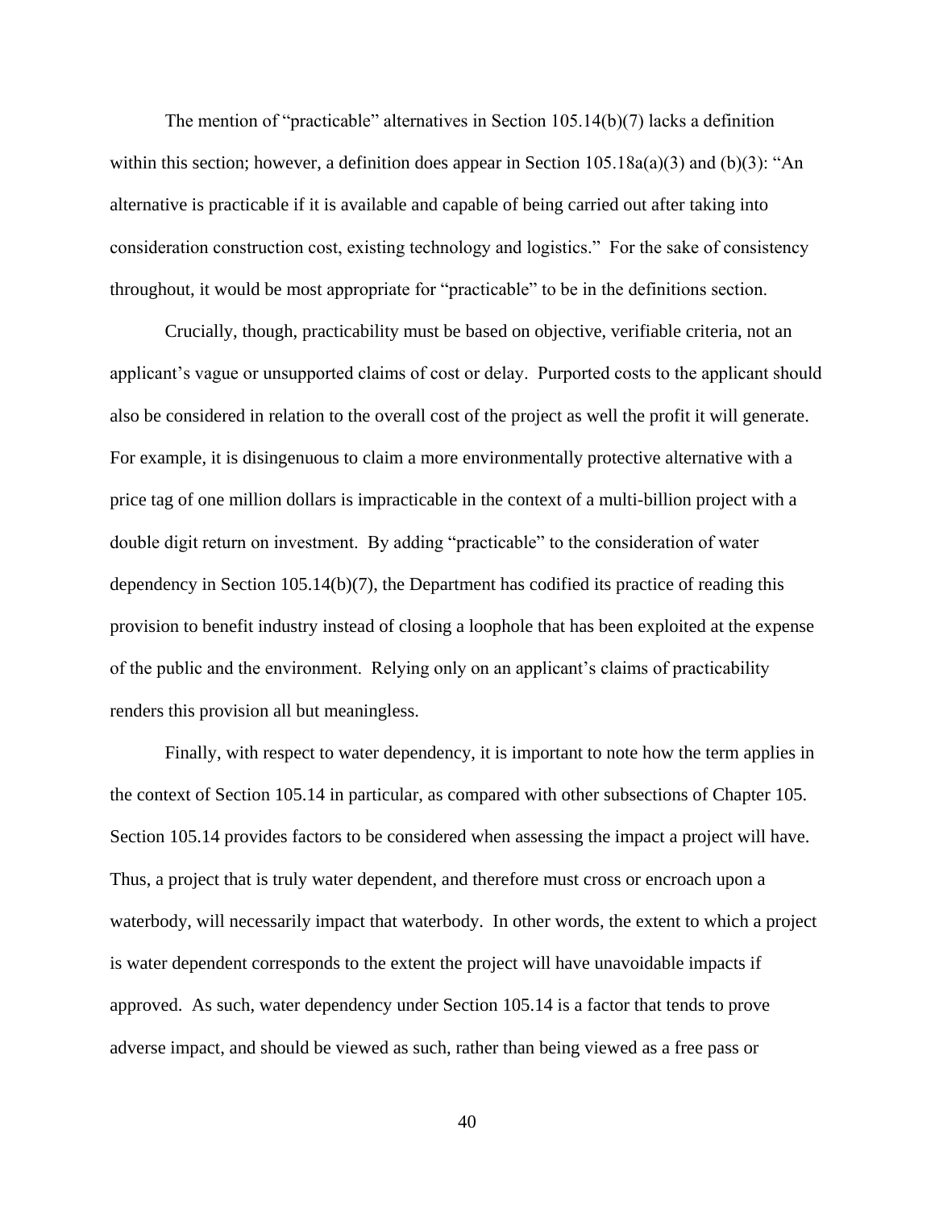The mention of "practicable" alternatives in Section 105.14(b)(7) lacks a definition within this section; however, a definition does appear in Section 105.18a(a)(3) and (b)(3): "An alternative is practicable if it is available and capable of being carried out after taking into consideration construction cost, existing technology and logistics." For the sake of consistency throughout, it would be most appropriate for "practicable" to be in the definitions section.

Crucially, though, practicability must be based on objective, verifiable criteria, not an applicant's vague or unsupported claims of cost or delay. Purported costs to the applicant should also be considered in relation to the overall cost of the project as well the profit it will generate. For example, it is disingenuous to claim a more environmentally protective alternative with a price tag of one million dollars is impracticable in the context of a multi-billion project with a double digit return on investment. By adding "practicable" to the consideration of water dependency in Section 105.14(b)(7), the Department has codified its practice of reading this provision to benefit industry instead of closing a loophole that has been exploited at the expense of the public and the environment. Relying only on an applicant's claims of practicability renders this provision all but meaningless.

Finally, with respect to water dependency, it is important to note how the term applies in the context of Section 105.14 in particular, as compared with other subsections of Chapter 105. Section 105.14 provides factors to be considered when assessing the impact a project will have. Thus, a project that is truly water dependent, and therefore must cross or encroach upon a waterbody, will necessarily impact that waterbody. In other words, the extent to which a project is water dependent corresponds to the extent the project will have unavoidable impacts if approved. As such, water dependency under Section 105.14 is a factor that tends to prove adverse impact, and should be viewed as such, rather than being viewed as a free pass or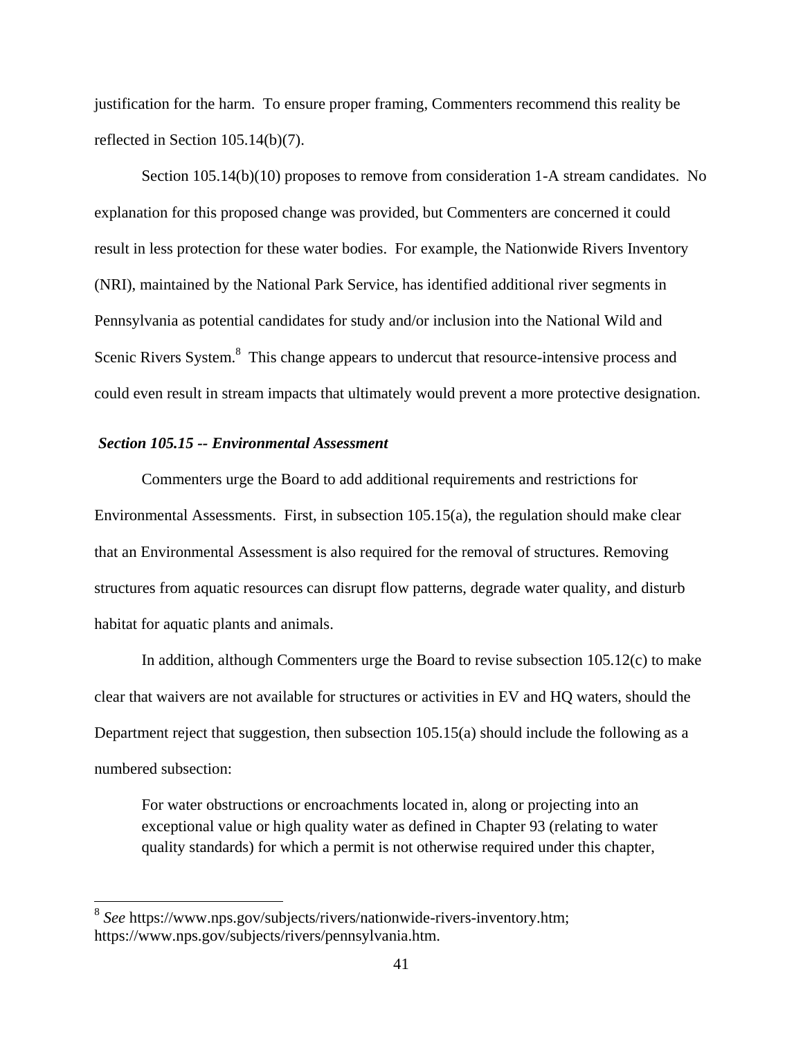justification for the harm. To ensure proper framing, Commenters recommend this reality be reflected in Section 105.14(b)(7).

Section 105.14(b)(10) proposes to remove from consideration 1-A stream candidates. No explanation for this proposed change was provided, but Commenters are concerned it could result in less protection for these water bodies. For example, the Nationwide Rivers Inventory (NRI), maintained by the National Park Service, has identified additional river segments in Pennsylvania as potential candidates for study and/or inclusion into the National Wild and Scenic Rivers System.[8] This change appears to undercut that resource-intensive process and could even result in stream impacts that ultimately would prevent a more protective designation.

***Section 105.15 -- Environmental Assessment***

Commenters urge the Board to add additional requirements and restrictions for Environmental Assessments. First, in subsection 105.15(a), the regulation should make clear that an Environmental Assessment is also required for the removal of structures. Removing structures from aquatic resources can disrupt flow patterns, degrade water quality, and disturb habitat for aquatic plants and animals.

In addition, although Commenters urge the Board to revise subsection 105.12(c) to make clear that waivers are not available for structures or activities in EV and HQ waters, should the Department reject that suggestion, then subsection 105.15(a) should include the following as a numbered subsection:

> For water obstructions or encroachments located in, along or projecting into an exceptional value or high quality water as defined in Chapter 93 (relating to water quality standards) for which a permit is not otherwise required under this chapter,

---

[8] *See* https://www.nps.gov/subjects/rivers/nationwide-rivers-inventory.htm; https://www.nps.gov/subjects/rivers/pennsylvania.htm.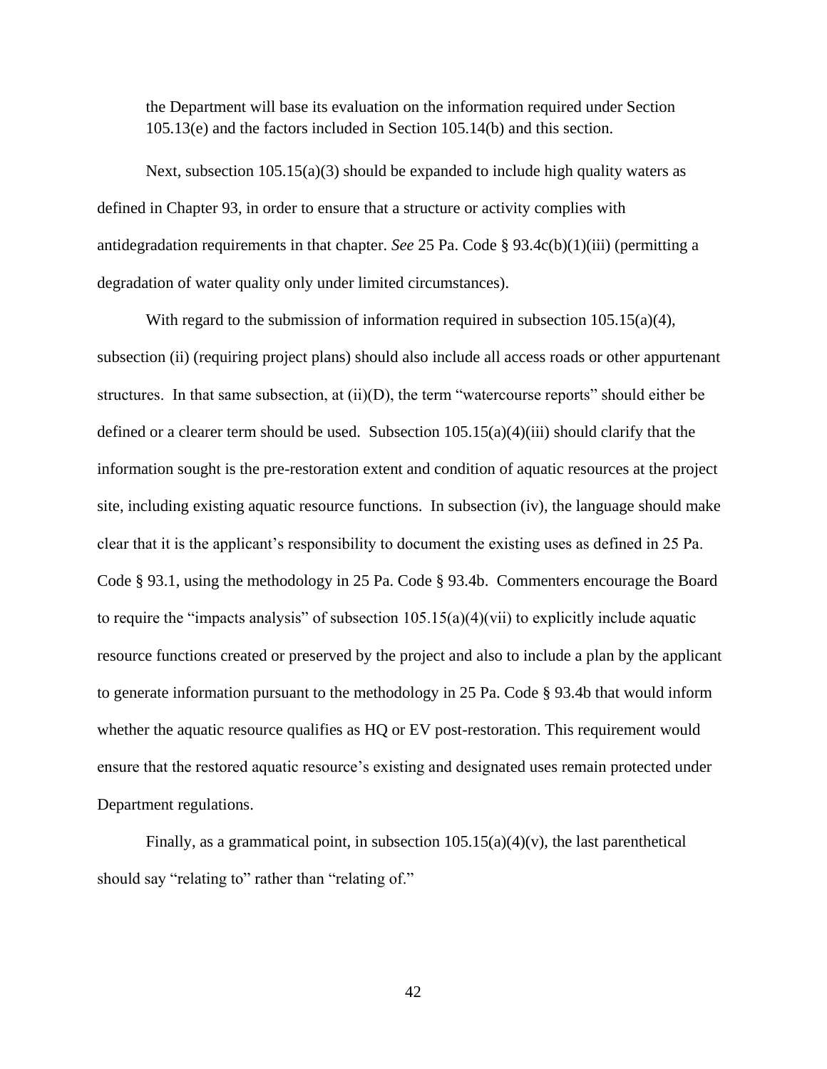the Department will base its evaluation on the information required under Section 105.13(e) and the factors included in Section 105.14(b) and this section.

Next, subsection 105.15(a)(3) should be expanded to include high quality waters as defined in Chapter 93, in order to ensure that a structure or activity complies with antidegradation requirements in that chapter. *See* 25 Pa. Code § 93.4c(b)(1)(iii) (permitting a degradation of water quality only under limited circumstances).

With regard to the submission of information required in subsection 105.15(a)(4), subsection (ii) (requiring project plans) should also include all access roads or other appurtenant structures. In that same subsection, at (ii)(D), the term "watercourse reports" should either be defined or a clearer term should be used. Subsection 105.15(a)(4)(iii) should clarify that the information sought is the pre-restoration extent and condition of aquatic resources at the project site, including existing aquatic resource functions. In subsection (iv), the language should make clear that it is the applicant's responsibility to document the existing uses as defined in 25 Pa. Code § 93.1, using the methodology in 25 Pa. Code § 93.4b. Commenters encourage the Board to require the "impacts analysis" of subsection 105.15(a)(4)(vii) to explicitly include aquatic resource functions created or preserved by the project and also to include a plan by the applicant to generate information pursuant to the methodology in 25 Pa. Code § 93.4b that would inform whether the aquatic resource qualifies as HQ or EV post-restoration. This requirement would ensure that the restored aquatic resource's existing and designated uses remain protected under Department regulations.

Finally, as a grammatical point, in subsection 105.15(a)(4)(v), the last parenthetical should say "relating to" rather than "relating of."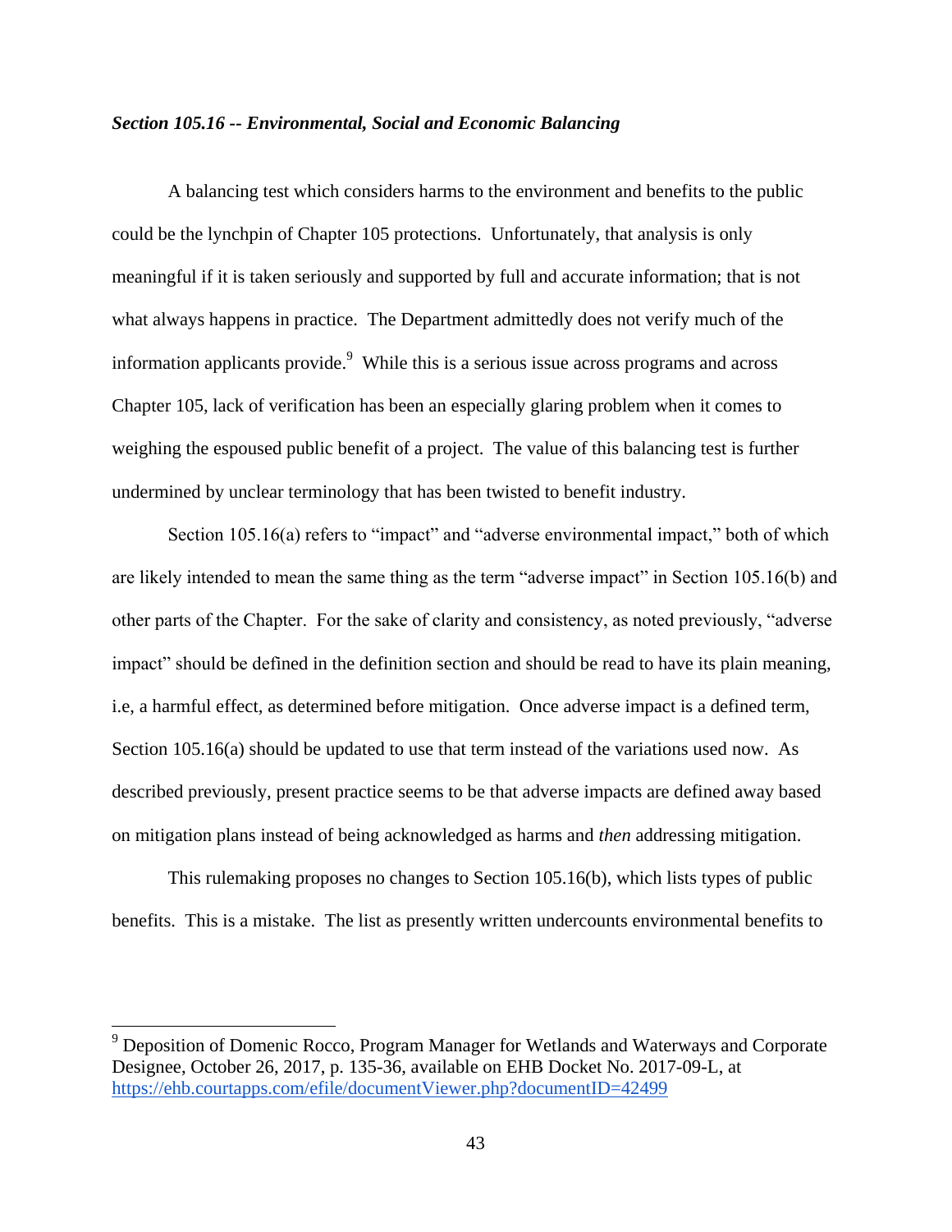***Section 105.16 -- Environmental, Social and Economic Balancing***

A balancing test which considers harms to the environment and benefits to the public could be the lynchpin of Chapter 105 protections. Unfortunately, that analysis is only meaningful if it is taken seriously and supported by full and accurate information; that is not what always happens in practice. The Department admittedly does not verify much of the information applicants provide.[9] While this is a serious issue across programs and across Chapter 105, lack of verification has been an especially glaring problem when it comes to weighing the espoused public benefit of a project. The value of this balancing test is further undermined by unclear terminology that has been twisted to benefit industry.

Section 105.16(a) refers to "impact" and "adverse environmental impact," both of which are likely intended to mean the same thing as the term "adverse impact" in Section 105.16(b) and other parts of the Chapter. For the sake of clarity and consistency, as noted previously, "adverse impact" should be defined in the definition section and should be read to have its plain meaning, i.e, a harmful effect, as determined before mitigation. Once adverse impact is a defined term, Section 105.16(a) should be updated to use that term instead of the variations used now. As described previously, present practice seems to be that adverse impacts are defined away based on mitigation plans instead of being acknowledged as harms and *then* addressing mitigation.

This rulemaking proposes no changes to Section 105.16(b), which lists types of public benefits. This is a mistake. The list as presently written undercounts environmental benefits to

[9] Deposition of Domenic Rocco, Program Manager for Wetlands and Waterways and Corporate Designee, October 26, 2017, p. 135-36, available on EHB Docket No. 2017-09-L, at https://ehb.courtapps.com/efile/documentViewer.php?documentID=42499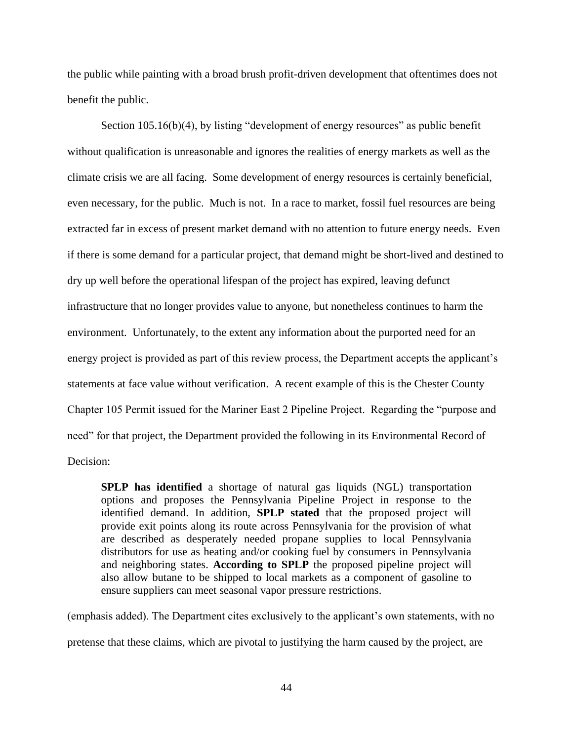the public while painting with a broad brush profit-driven development that oftentimes does not benefit the public.

Section 105.16(b)(4), by listing "development of energy resources" as public benefit without qualification is unreasonable and ignores the realities of energy markets as well as the climate crisis we are all facing. Some development of energy resources is certainly beneficial, even necessary, for the public. Much is not. In a race to market, fossil fuel resources are being extracted far in excess of present market demand with no attention to future energy needs. Even if there is some demand for a particular project, that demand might be short-lived and destined to dry up well before the operational lifespan of the project has expired, leaving defunct infrastructure that no longer provides value to anyone, but nonetheless continues to harm the environment. Unfortunately, to the extent any information about the purported need for an energy project is provided as part of this review process, the Department accepts the applicant's statements at face value without verification. A recent example of this is the Chester County Chapter 105 Permit issued for the Mariner East 2 Pipeline Project. Regarding the "purpose and need" for that project, the Department provided the following in its Environmental Record of Decision:

> **SPLP has identified** a shortage of natural gas liquids (NGL) transportation options and proposes the Pennsylvania Pipeline Project in response to the identified demand. In addition, **SPLP stated** that the proposed project will provide exit points along its route across Pennsylvania for the provision of what are described as desperately needed propane supplies to local Pennsylvania distributors for use as heating and/or cooking fuel by consumers in Pennsylvania and neighboring states. **According to SPLP** the proposed pipeline project will also allow butane to be shipped to local markets as a component of gasoline to ensure suppliers can meet seasonal vapor pressure restrictions.

(emphasis added). The Department cites exclusively to the applicant's own statements, with no pretense that these claims, which are pivotal to justifying the harm caused by the project, are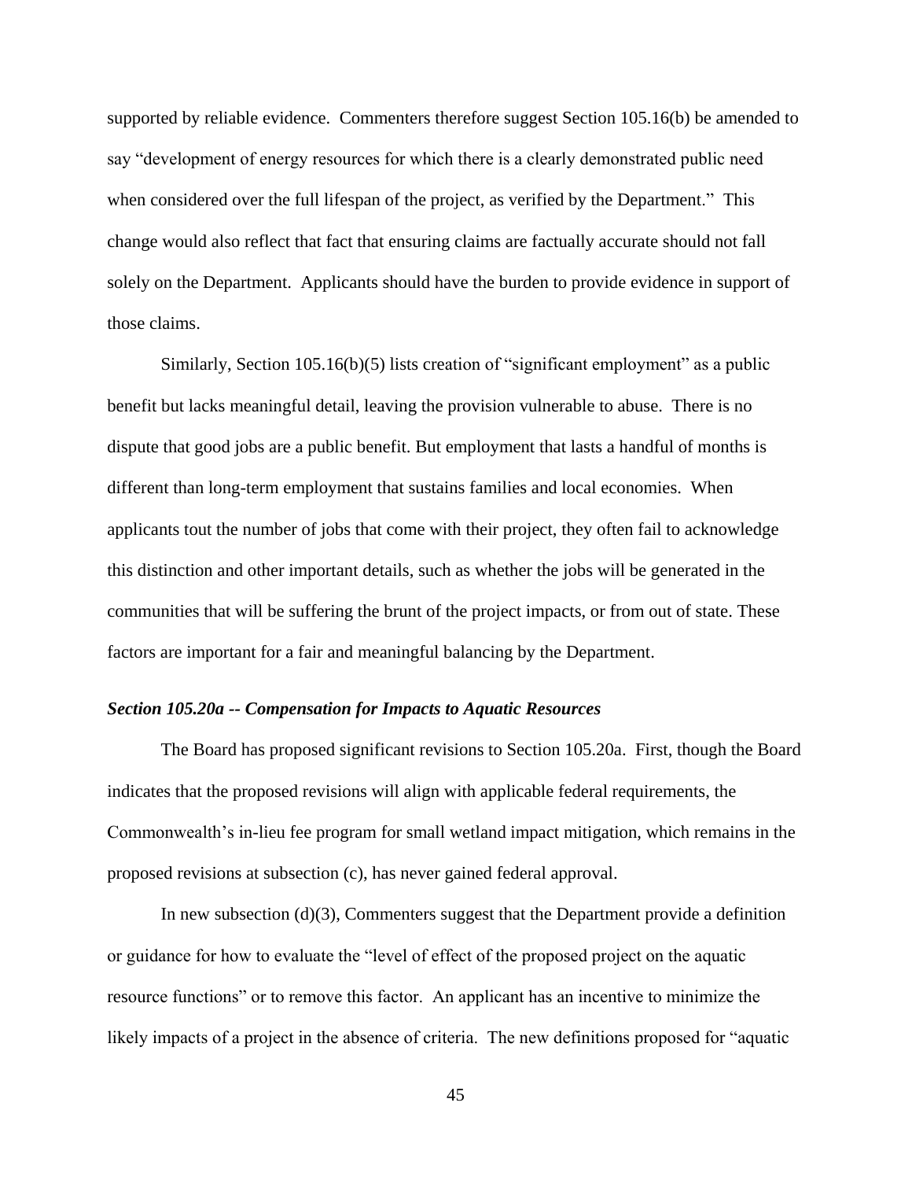supported by reliable evidence. Commenters therefore suggest Section 105.16(b) be amended to say "development of energy resources for which there is a clearly demonstrated public need when considered over the full lifespan of the project, as verified by the Department." This change would also reflect that fact that ensuring claims are factually accurate should not fall solely on the Department. Applicants should have the burden to provide evidence in support of those claims.

Similarly, Section 105.16(b)(5) lists creation of "significant employment" as a public benefit but lacks meaningful detail, leaving the provision vulnerable to abuse. There is no dispute that good jobs are a public benefit. But employment that lasts a handful of months is different than long-term employment that sustains families and local economies. When applicants tout the number of jobs that come with their project, they often fail to acknowledge this distinction and other important details, such as whether the jobs will be generated in the communities that will be suffering the brunt of the project impacts, or from out of state. These factors are important for a fair and meaningful balancing by the Department.

***Section 105.20a -- Compensation for Impacts to Aquatic Resources***

The Board has proposed significant revisions to Section 105.20a. First, though the Board indicates that the proposed revisions will align with applicable federal requirements, the Commonwealth's in-lieu fee program for small wetland impact mitigation, which remains in the proposed revisions at subsection (c), has never gained federal approval.

In new subsection (d)(3), Commenters suggest that the Department provide a definition or guidance for how to evaluate the "level of effect of the proposed project on the aquatic resource functions" or to remove this factor. An applicant has an incentive to minimize the likely impacts of a project in the absence of criteria. The new definitions proposed for "aquatic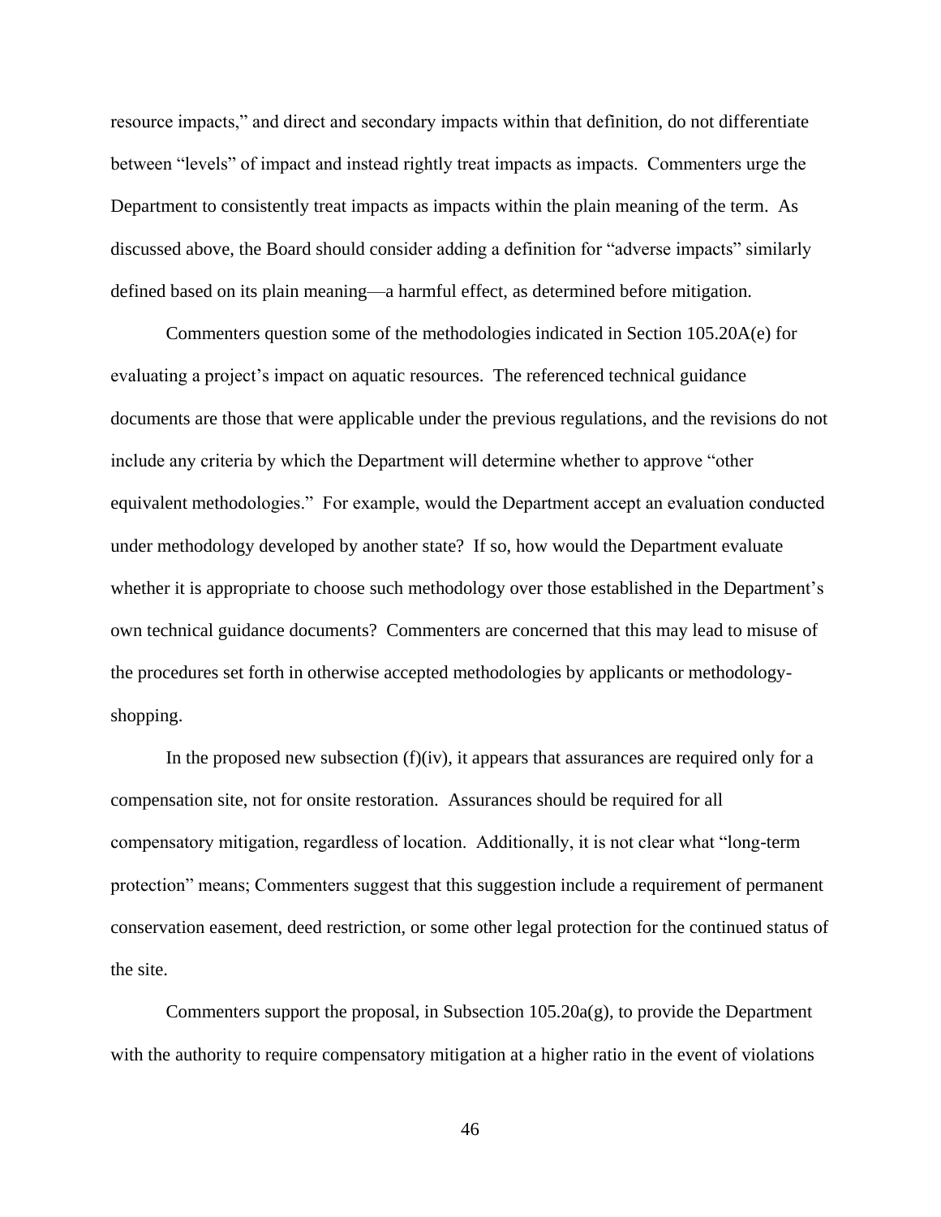resource impacts," and direct and secondary impacts within that definition, do not differentiate between "levels" of impact and instead rightly treat impacts as impacts. Commenters urge the Department to consistently treat impacts as impacts within the plain meaning of the term. As discussed above, the Board should consider adding a definition for "adverse impacts" similarly defined based on its plain meaning—a harmful effect, as determined before mitigation.

Commenters question some of the methodologies indicated in Section 105.20A(e) for evaluating a project's impact on aquatic resources. The referenced technical guidance documents are those that were applicable under the previous regulations, and the revisions do not include any criteria by which the Department will determine whether to approve "other equivalent methodologies." For example, would the Department accept an evaluation conducted under methodology developed by another state? If so, how would the Department evaluate whether it is appropriate to choose such methodology over those established in the Department's own technical guidance documents? Commenters are concerned that this may lead to misuse of the procedures set forth in otherwise accepted methodologies by applicants or methodology-shopping.

In the proposed new subsection (f)(iv), it appears that assurances are required only for a compensation site, not for onsite restoration. Assurances should be required for all compensatory mitigation, regardless of location. Additionally, it is not clear what "long-term protection" means; Commenters suggest that this suggestion include a requirement of permanent conservation easement, deed restriction, or some other legal protection for the continued status of the site.

Commenters support the proposal, in Subsection 105.20a(g), to provide the Department with the authority to require compensatory mitigation at a higher ratio in the event of violations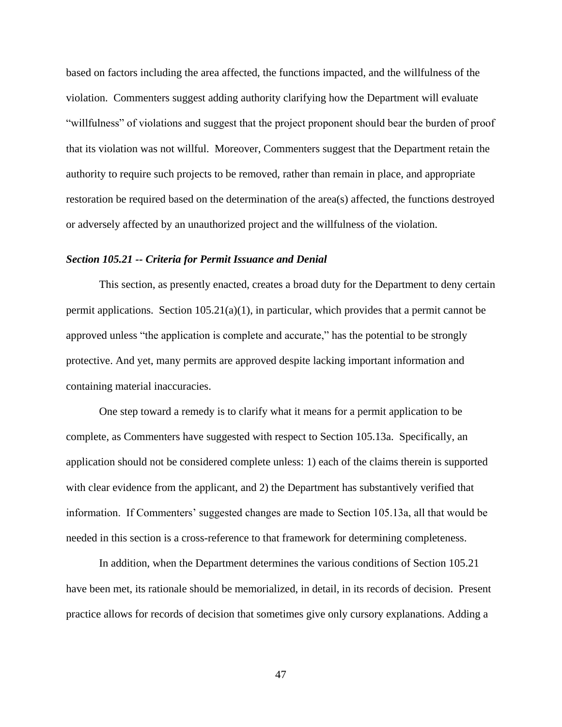based on factors including the area affected, the functions impacted, and the willfulness of the violation. Commenters suggest adding authority clarifying how the Department will evaluate "willfulness" of violations and suggest that the project proponent should bear the burden of proof that its violation was not willful. Moreover, Commenters suggest that the Department retain the authority to require such projects to be removed, rather than remain in place, and appropriate restoration be required based on the determination of the area(s) affected, the functions destroyed or adversely affected by an unauthorized project and the willfulness of the violation.

***Section 105.21 -- Criteria for Permit Issuance and Denial***

This section, as presently enacted, creates a broad duty for the Department to deny certain permit applications. Section 105.21(a)(1), in particular, which provides that a permit cannot be approved unless "the application is complete and accurate," has the potential to be strongly protective. And yet, many permits are approved despite lacking important information and containing material inaccuracies.

One step toward a remedy is to clarify what it means for a permit application to be complete, as Commenters have suggested with respect to Section 105.13a. Specifically, an application should not be considered complete unless: 1) each of the claims therein is supported with clear evidence from the applicant, and 2) the Department has substantively verified that information. If Commenters' suggested changes are made to Section 105.13a, all that would be needed in this section is a cross-reference to that framework for determining completeness.

In addition, when the Department determines the various conditions of Section 105.21 have been met, its rationale should be memorialized, in detail, in its records of decision. Present practice allows for records of decision that sometimes give only cursory explanations. Adding a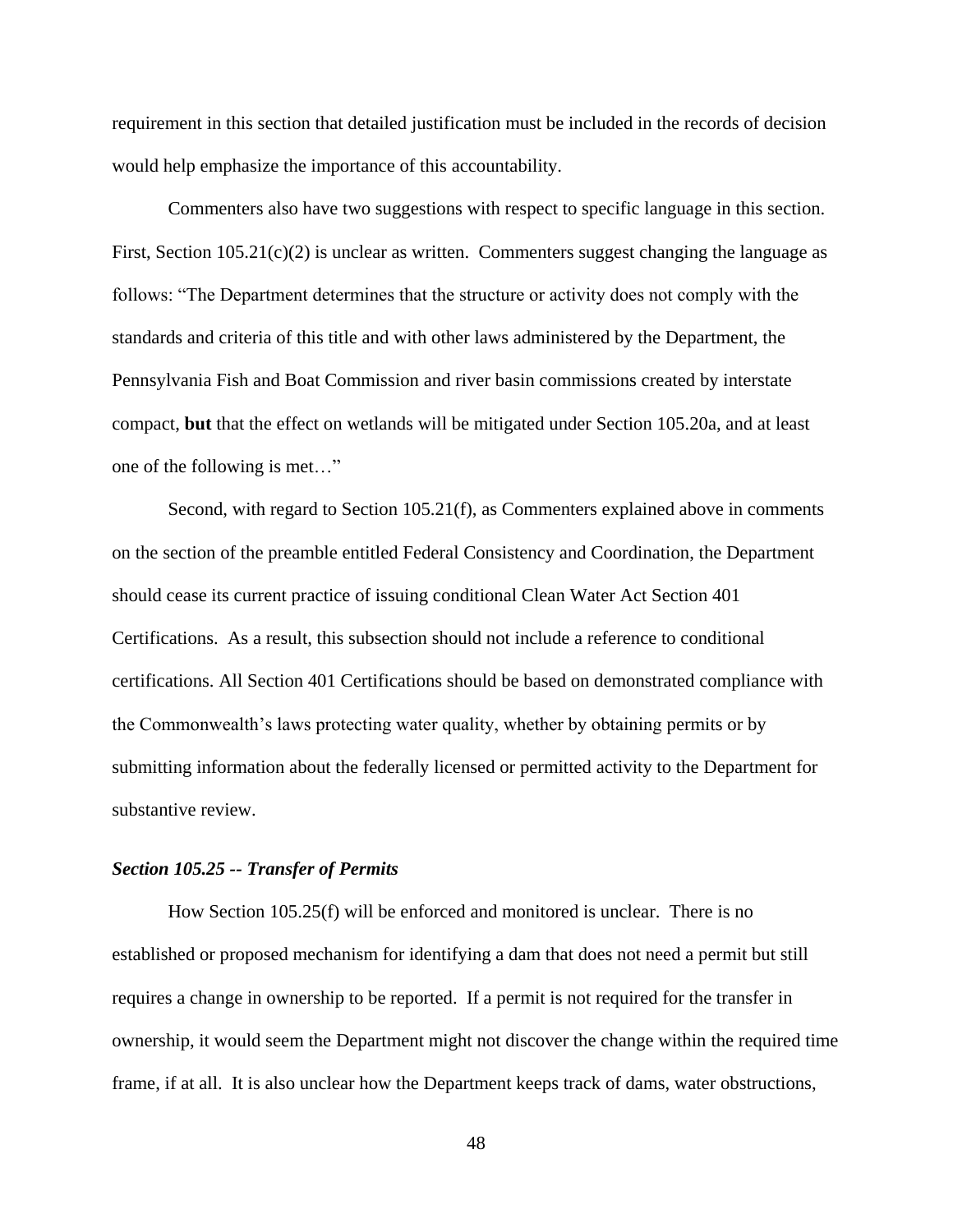requirement in this section that detailed justification must be included in the records of decision would help emphasize the importance of this accountability.

Commenters also have two suggestions with respect to specific language in this section. First, Section 105.21(c)(2) is unclear as written. Commenters suggest changing the language as follows: "The Department determines that the structure or activity does not comply with the standards and criteria of this title and with other laws administered by the Department, the Pennsylvania Fish and Boat Commission and river basin commissions created by interstate compact, **but** that the effect on wetlands will be mitigated under Section 105.20a, and at least one of the following is met…"

Second, with regard to Section 105.21(f), as Commenters explained above in comments on the section of the preamble entitled Federal Consistency and Coordination, the Department should cease its current practice of issuing conditional Clean Water Act Section 401 Certifications. As a result, this subsection should not include a reference to conditional certifications. All Section 401 Certifications should be based on demonstrated compliance with the Commonwealth's laws protecting water quality, whether by obtaining permits or by submitting information about the federally licensed or permitted activity to the Department for substantive review.

### *Section 105.25 -- Transfer of Permits*

How Section 105.25(f) will be enforced and monitored is unclear. There is no established or proposed mechanism for identifying a dam that does not need a permit but still requires a change in ownership to be reported. If a permit is not required for the transfer in ownership, it would seem the Department might not discover the change within the required time frame, if at all. It is also unclear how the Department keeps track of dams, water obstructions,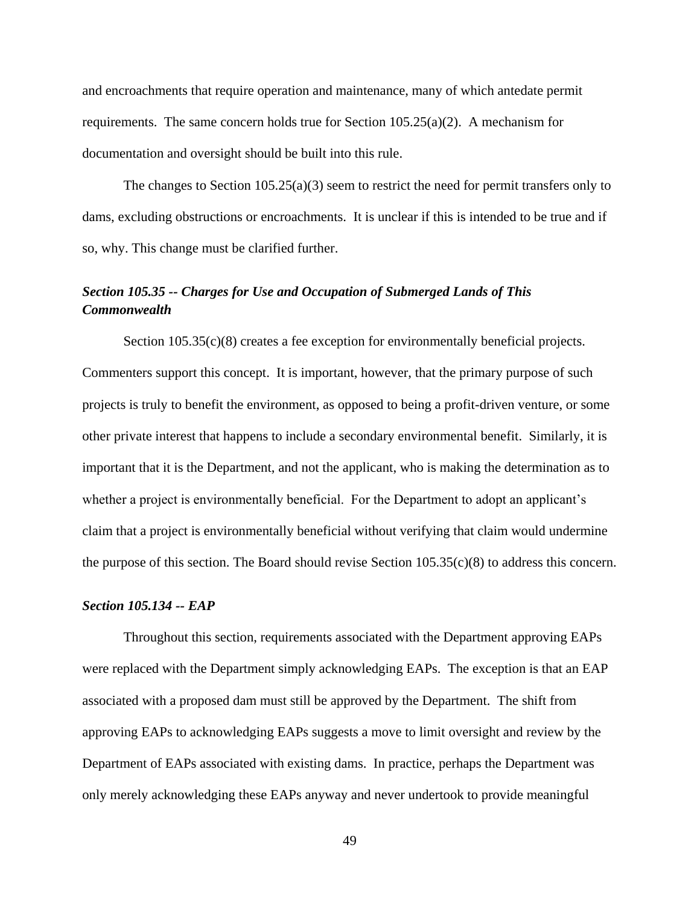and encroachments that require operation and maintenance, many of which antedate permit requirements. The same concern holds true for Section 105.25(a)(2). A mechanism for documentation and oversight should be built into this rule.

The changes to Section 105.25(a)(3) seem to restrict the need for permit transfers only to dams, excluding obstructions or encroachments. It is unclear if this is intended to be true and if so, why. This change must be clarified further.

### *Section 105.35 -- Charges for Use and Occupation of Submerged Lands of This Commonwealth*

Section 105.35(c)(8) creates a fee exception for environmentally beneficial projects. Commenters support this concept. It is important, however, that the primary purpose of such projects is truly to benefit the environment, as opposed to being a profit-driven venture, or some other private interest that happens to include a secondary environmental benefit. Similarly, it is important that it is the Department, and not the applicant, who is making the determination as to whether a project is environmentally beneficial. For the Department to adopt an applicant's claim that a project is environmentally beneficial without verifying that claim would undermine the purpose of this section. The Board should revise Section 105.35(c)(8) to address this concern.

### *Section 105.134 -- EAP*

Throughout this section, requirements associated with the Department approving EAPs were replaced with the Department simply acknowledging EAPs. The exception is that an EAP associated with a proposed dam must still be approved by the Department. The shift from approving EAPs to acknowledging EAPs suggests a move to limit oversight and review by the Department of EAPs associated with existing dams. In practice, perhaps the Department was only merely acknowledging these EAPs anyway and never undertook to provide meaningful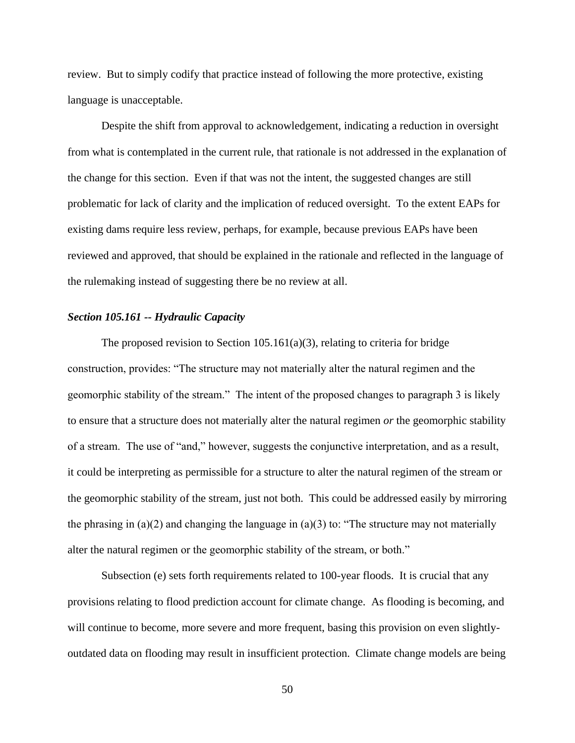review. But to simply codify that practice instead of following the more protective, existing language is unacceptable.

Despite the shift from approval to acknowledgement, indicating a reduction in oversight from what is contemplated in the current rule, that rationale is not addressed in the explanation of the change for this section. Even if that was not the intent, the suggested changes are still problematic for lack of clarity and the implication of reduced oversight. To the extent EAPs for existing dams require less review, perhaps, for example, because previous EAPs have been reviewed and approved, that should be explained in the rationale and reflected in the language of the rulemaking instead of suggesting there be no review at all.

***Section 105.161 -- Hydraulic Capacity***

The proposed revision to Section 105.161(a)(3), relating to criteria for bridge construction, provides: "The structure may not materially alter the natural regimen and the geomorphic stability of the stream." The intent of the proposed changes to paragraph 3 is likely to ensure that a structure does not materially alter the natural regimen *or* the geomorphic stability of a stream. The use of "and," however, suggests the conjunctive interpretation, and as a result, it could be interpreting as permissible for a structure to alter the natural regimen of the stream or the geomorphic stability of the stream, just not both. This could be addressed easily by mirroring the phrasing in (a)(2) and changing the language in (a)(3) to: "The structure may not materially alter the natural regimen or the geomorphic stability of the stream, or both."

Subsection (e) sets forth requirements related to 100-year floods. It is crucial that any provisions relating to flood prediction account for climate change. As flooding is becoming, and will continue to become, more severe and more frequent, basing this provision on even slightly-outdated data on flooding may result in insufficient protection. Climate change models are being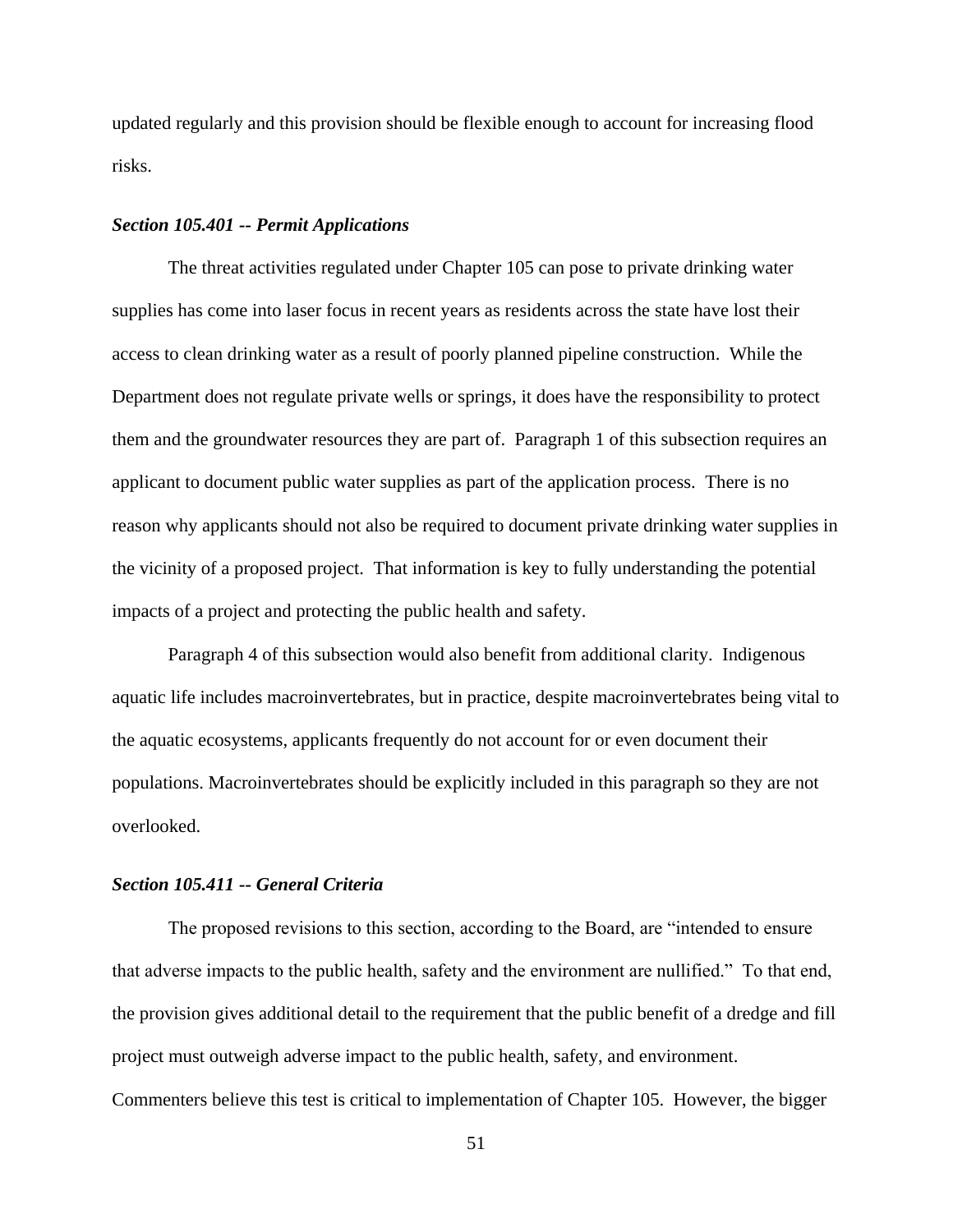updated regularly and this provision should be flexible enough to account for increasing flood risks.

***Section 105.401 -- Permit Applications***

The threat activities regulated under Chapter 105 can pose to private drinking water supplies has come into laser focus in recent years as residents across the state have lost their access to clean drinking water as a result of poorly planned pipeline construction. While the Department does not regulate private wells or springs, it does have the responsibility to protect them and the groundwater resources they are part of. Paragraph 1 of this subsection requires an applicant to document public water supplies as part of the application process. There is no reason why applicants should not also be required to document private drinking water supplies in the vicinity of a proposed project. That information is key to fully understanding the potential impacts of a project and protecting the public health and safety.

Paragraph 4 of this subsection would also benefit from additional clarity. Indigenous aquatic life includes macroinvertebrates, but in practice, despite macroinvertebrates being vital to the aquatic ecosystems, applicants frequently do not account for or even document their populations. Macroinvertebrates should be explicitly included in this paragraph so they are not overlooked.

***Section 105.411 -- General Criteria***

The proposed revisions to this section, according to the Board, are "intended to ensure that adverse impacts to the public health, safety and the environment are nullified." To that end, the provision gives additional detail to the requirement that the public benefit of a dredge and fill project must outweigh adverse impact to the public health, safety, and environment. Commenters believe this test is critical to implementation of Chapter 105. However, the bigger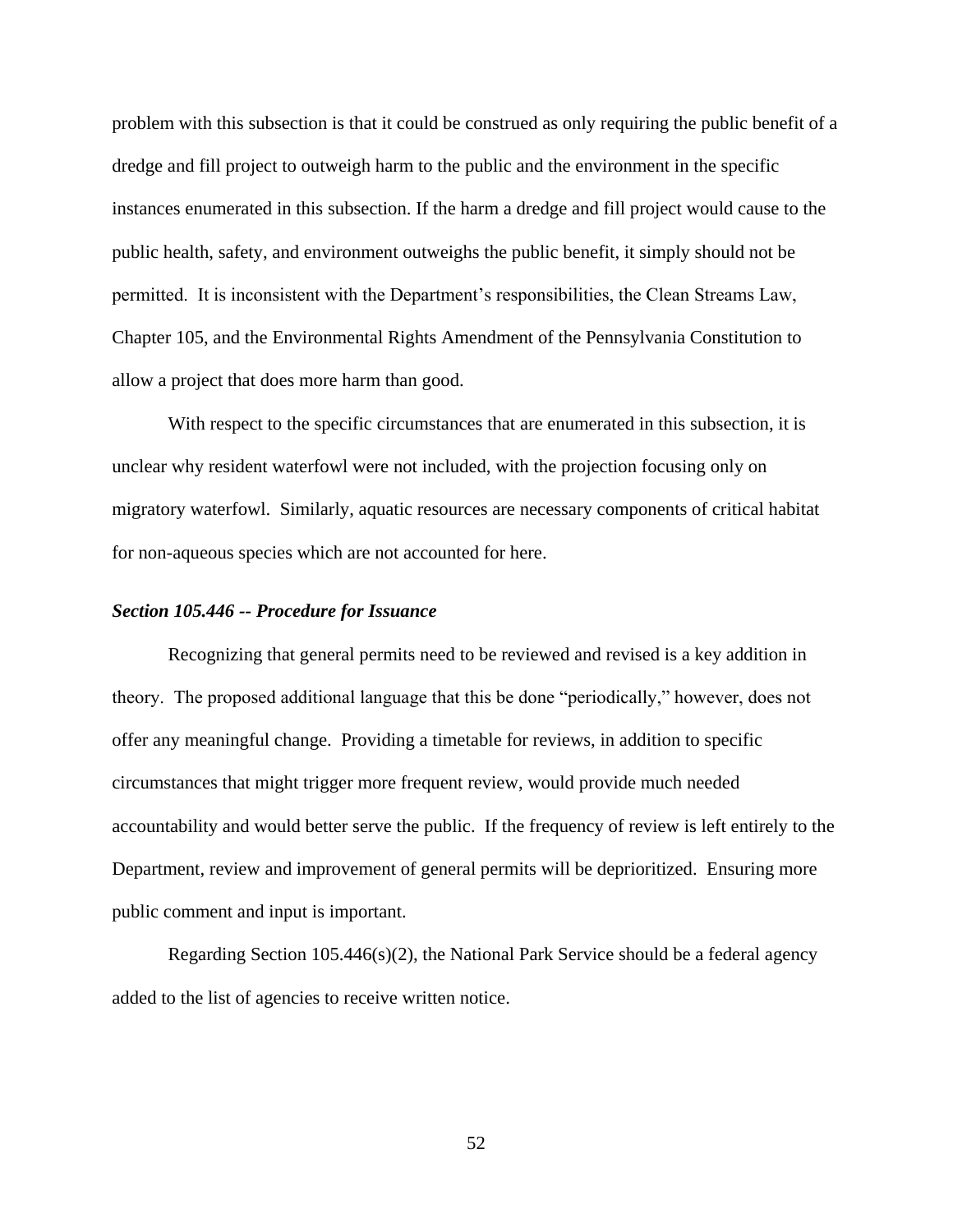problem with this subsection is that it could be construed as only requiring the public benefit of a dredge and fill project to outweigh harm to the public and the environment in the specific instances enumerated in this subsection. If the harm a dredge and fill project would cause to the public health, safety, and environment outweighs the public benefit, it simply should not be permitted. It is inconsistent with the Department's responsibilities, the Clean Streams Law, Chapter 105, and the Environmental Rights Amendment of the Pennsylvania Constitution to allow a project that does more harm than good.

With respect to the specific circumstances that are enumerated in this subsection, it is unclear why resident waterfowl were not included, with the projection focusing only on migratory waterfowl. Similarly, aquatic resources are necessary components of critical habitat for non-aqueous species which are not accounted for here.

### *Section 105.446 -- Procedure for Issuance*

Recognizing that general permits need to be reviewed and revised is a key addition in theory. The proposed additional language that this be done "periodically," however, does not offer any meaningful change. Providing a timetable for reviews, in addition to specific circumstances that might trigger more frequent review, would provide much needed accountability and would better serve the public. If the frequency of review is left entirely to the Department, review and improvement of general permits will be deprioritized. Ensuring more public comment and input is important.

Regarding Section 105.446(s)(2), the National Park Service should be a federal agency added to the list of agencies to receive written notice.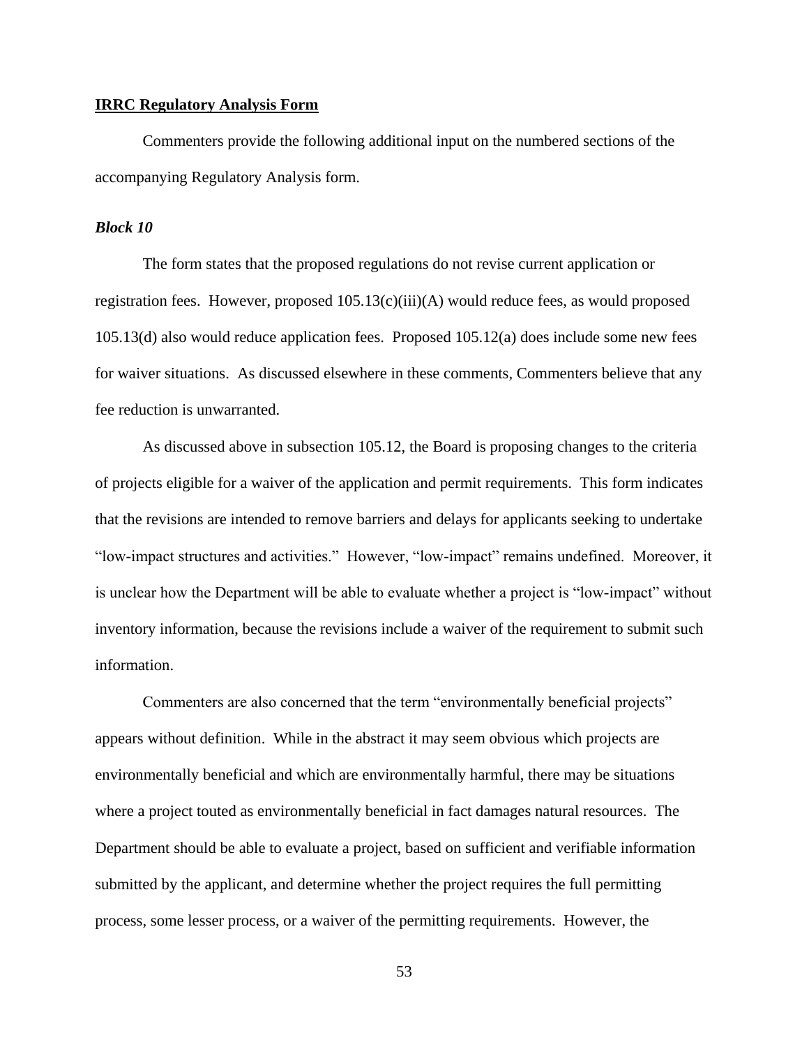**IRRC Regulatory Analysis Form**

Commenters provide the following additional input on the numbered sections of the accompanying Regulatory Analysis form.

***Block 10***

The form states that the proposed regulations do not revise current application or registration fees. However, proposed 105.13(c)(iii)(A) would reduce fees, as would proposed 105.13(d) also would reduce application fees. Proposed 105.12(a) does include some new fees for waiver situations. As discussed elsewhere in these comments, Commenters believe that any fee reduction is unwarranted.

As discussed above in subsection 105.12, the Board is proposing changes to the criteria of projects eligible for a waiver of the application and permit requirements. This form indicates that the revisions are intended to remove barriers and delays for applicants seeking to undertake "low-impact structures and activities." However, "low-impact" remains undefined. Moreover, it is unclear how the Department will be able to evaluate whether a project is "low-impact" without inventory information, because the revisions include a waiver of the requirement to submit such information.

Commenters are also concerned that the term "environmentally beneficial projects" appears without definition. While in the abstract it may seem obvious which projects are environmentally beneficial and which are environmentally harmful, there may be situations where a project touted as environmentally beneficial in fact damages natural resources. The Department should be able to evaluate a project, based on sufficient and verifiable information submitted by the applicant, and determine whether the project requires the full permitting process, some lesser process, or a waiver of the permitting requirements. However, the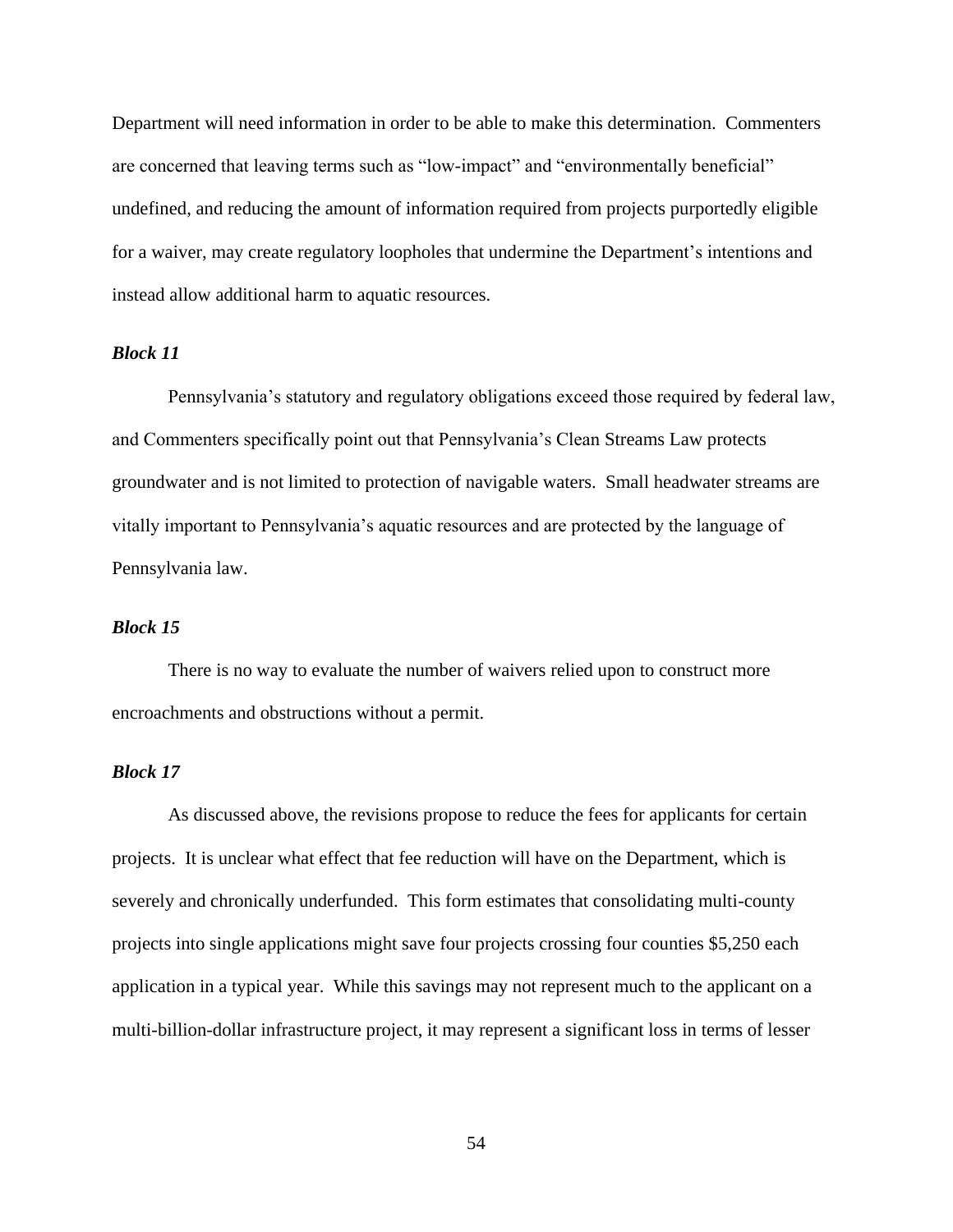Department will need information in order to be able to make this determination. Commenters are concerned that leaving terms such as "low-impact" and "environmentally beneficial" undefined, and reducing the amount of information required from projects purportedly eligible for a waiver, may create regulatory loopholes that undermine the Department's intentions and instead allow additional harm to aquatic resources.

***Block 11***

Pennsylvania's statutory and regulatory obligations exceed those required by federal law, and Commenters specifically point out that Pennsylvania's Clean Streams Law protects groundwater and is not limited to protection of navigable waters. Small headwater streams are vitally important to Pennsylvania's aquatic resources and are protected by the language of Pennsylvania law.

***Block 15***

There is no way to evaluate the number of waivers relied upon to construct more encroachments and obstructions without a permit.

***Block 17***

As discussed above, the revisions propose to reduce the fees for applicants for certain projects. It is unclear what effect that fee reduction will have on the Department, which is severely and chronically underfunded. This form estimates that consolidating multi-county projects into single applications might save four projects crossing four counties $5,250 each application in a typical year. While this savings may not represent much to the applicant on a multi-billion-dollar infrastructure project, it may represent a significant loss in terms of lesser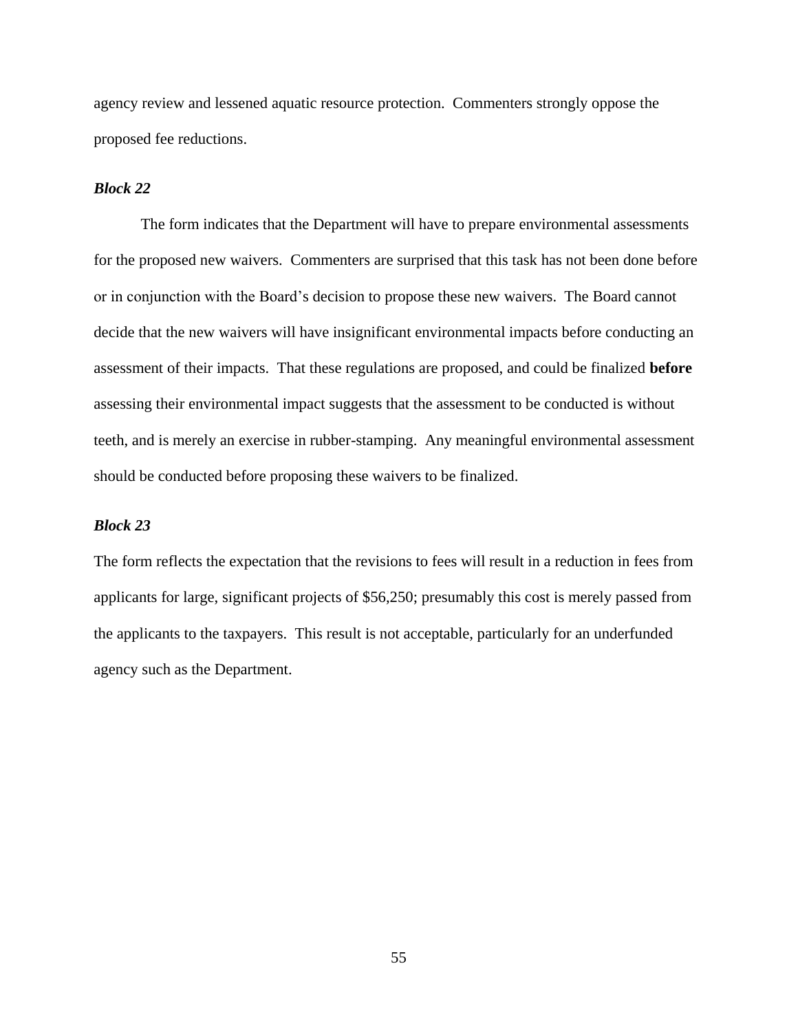agency review and lessened aquatic resource protection. Commenters strongly oppose the proposed fee reductions.

***Block 22***

The form indicates that the Department will have to prepare environmental assessments for the proposed new waivers. Commenters are surprised that this task has not been done before or in conjunction with the Board's decision to propose these new waivers. The Board cannot decide that the new waivers will have insignificant environmental impacts before conducting an assessment of their impacts. That these regulations are proposed, and could be finalized **before** assessing their environmental impact suggests that the assessment to be conducted is without teeth, and is merely an exercise in rubber-stamping. Any meaningful environmental assessment should be conducted before proposing these waivers to be finalized.

***Block 23***

The form reflects the expectation that the revisions to fees will result in a reduction in fees from applicants for large, significant projects of $56,250; presumably this cost is merely passed from the applicants to the taxpayers. This result is not acceptable, particularly for an underfunded agency such as the Department.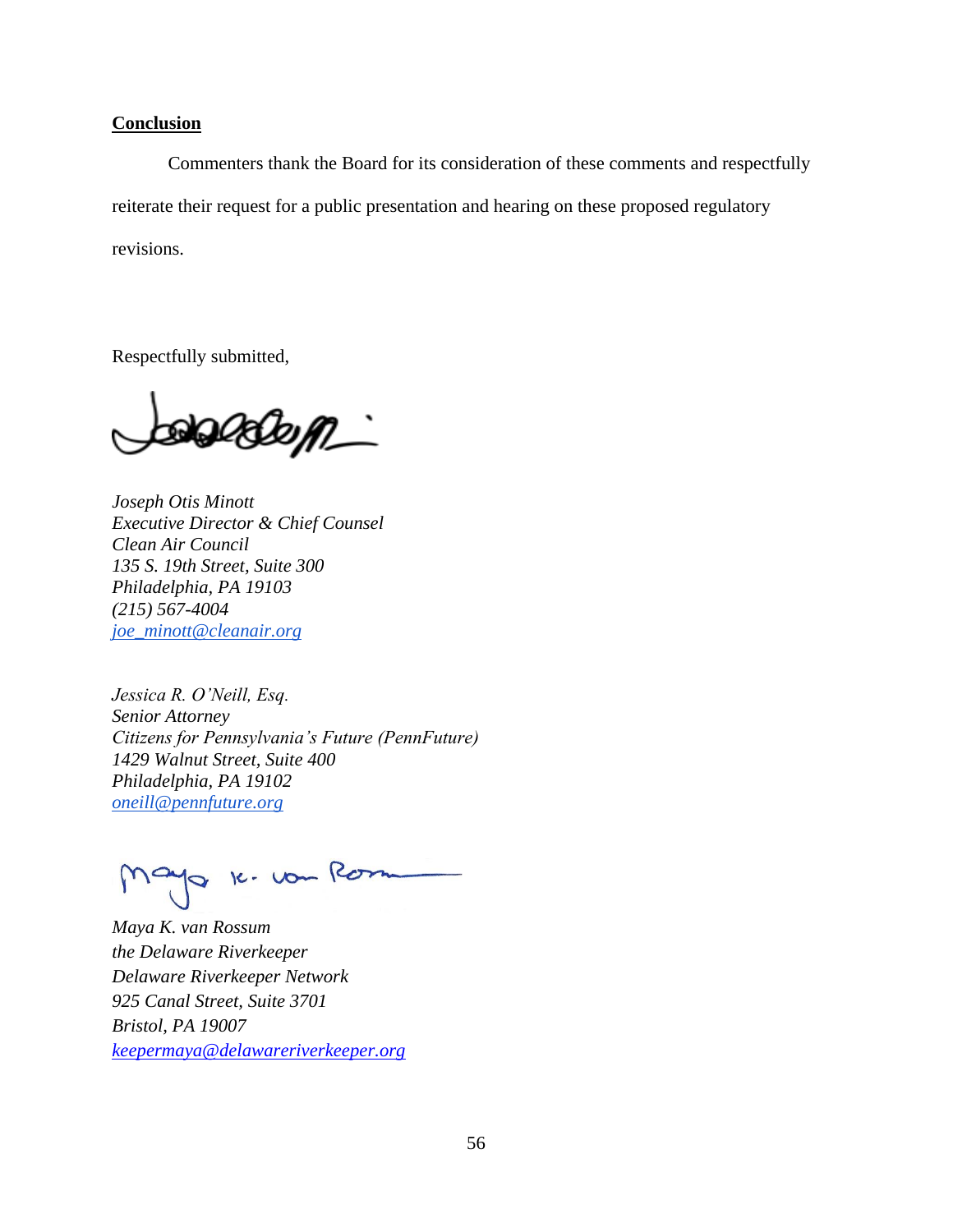## Conclusion

Commenters thank the Board for its consideration of these comments and respectfully reiterate their request for a public presentation and hearing on these proposed regulatory revisions.

Respectfully submitted,

*Joseph Otis Minott*  
*Executive Director & Chief Counsel*  
*Clean Air Council*  
*135 S. 19th Street, Suite 300*  
*Philadelphia, PA 19103*  
*(215) 567-4004*  
*joe_minott@cleanair.org*

*Jessica R. O'Neill, Esq.*  
*Senior Attorney*  
*Citizens for Pennsylvania's Future (PennFuture)*  
*1429 Walnut Street, Suite 400*  
*Philadelphia, PA 19102*  
*oneill@pennfuture.org*

*Maya K. van Rossum*  
*the Delaware Riverkeeper*  
*Delaware Riverkeeper Network*  
*925 Canal Street, Suite 3701*  
*Bristol, PA 19007*  
*keepermaya@delawareriverkeeper.org*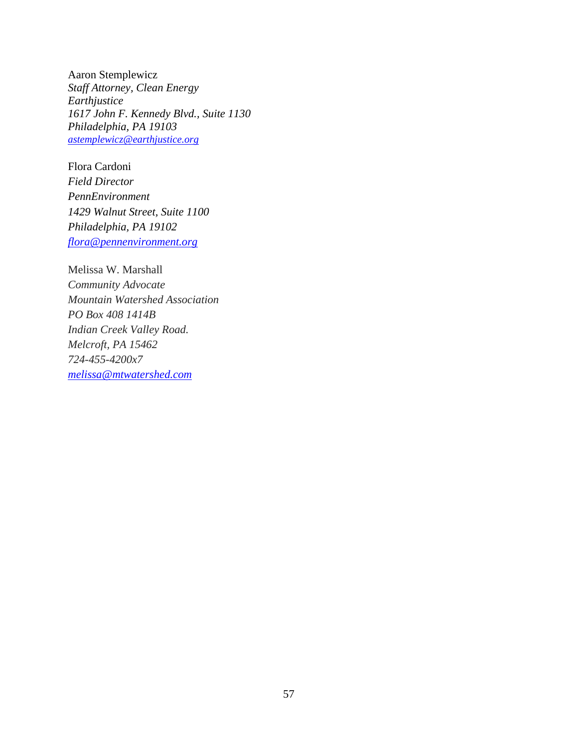Aaron Stemplewicz  
*Staff Attorney, Clean Energy*  
*Earthjustice*  
*1617 John F. Kennedy Blvd., Suite 1130*  
*Philadelphia, PA 19103*  
*astemplewicz@earthjustice.org*

Flora Cardoni  
*Field Director*  
*PennEnvironment*  
*1429 Walnut Street, Suite 1100*  
*Philadelphia, PA 19102*  
*flora@pennenvironment.org*

Melissa W. Marshall  
*Community Advocate*  
*Mountain Watershed Association*  
*PO Box 408 1414B*  
*Indian Creek Valley Road.*  
*Melcroft, PA 15462*  
*724-455-4200x7*  
*melissa@mtwatershed.com*